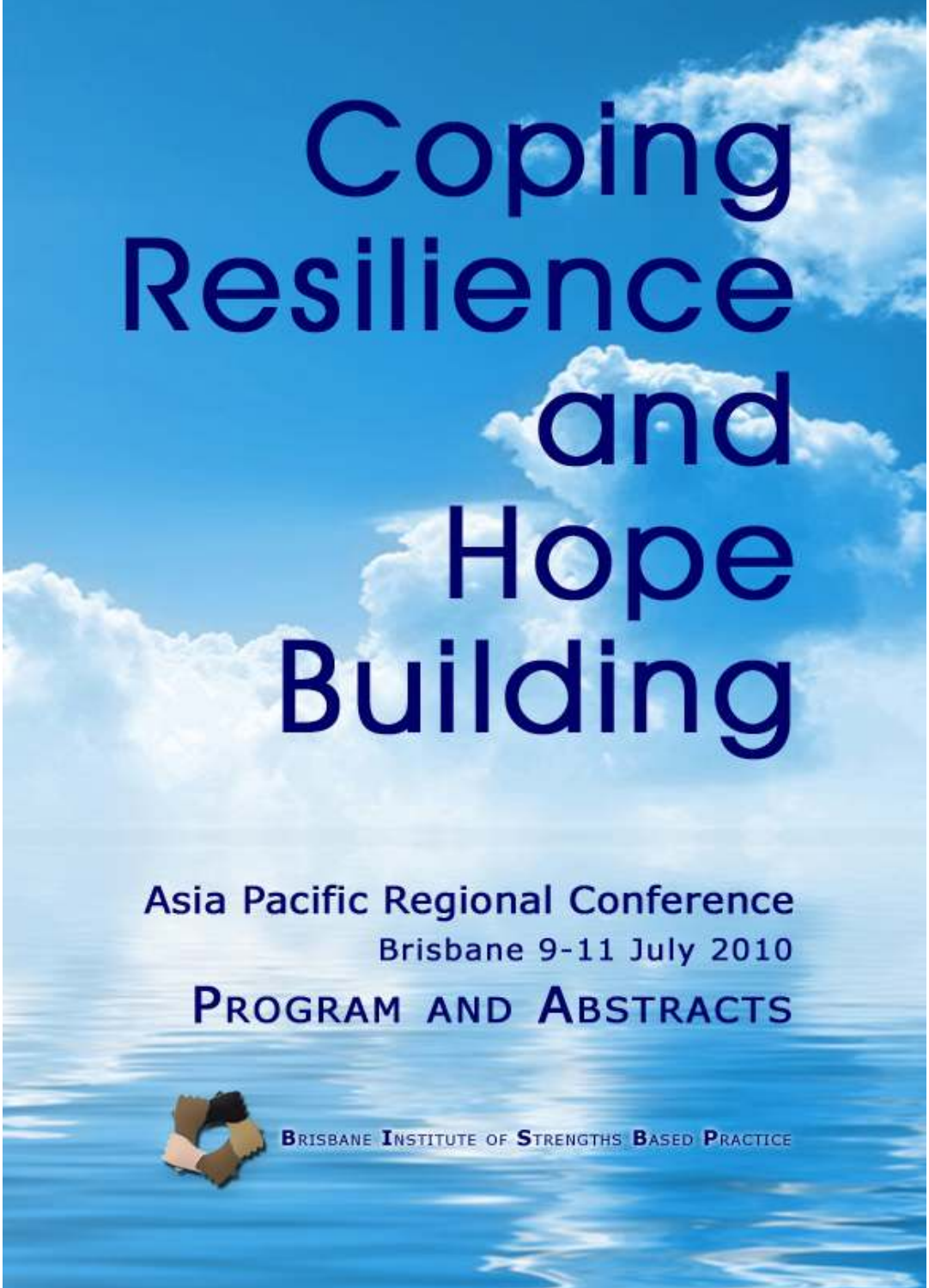# Coping Resilience and Hope Building

## Asia Pacific Regional Conference

Brisbane 9-11 July 2010

## PROGRAM AND ABSTRACTS

BRISBANE INSTITUTE OF STRENGTHS BASED PRACTICE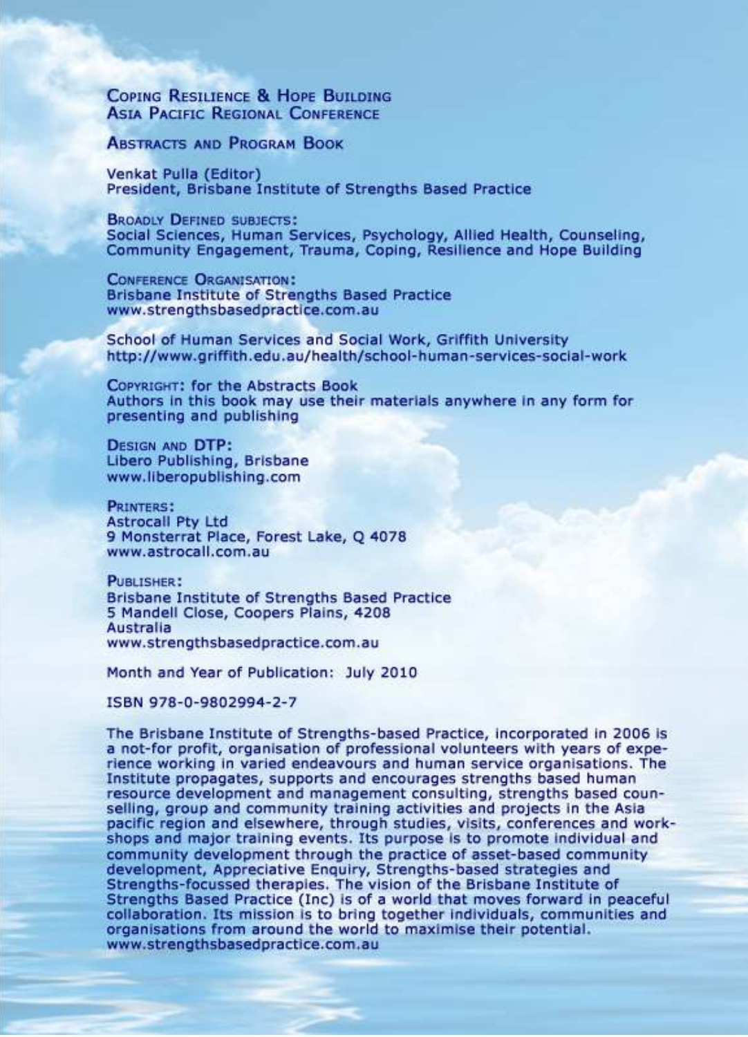**Coping Resilience & Hope Building**
**Asia Pacific Regional Conference**

**Abstracts and Program Book**

Venkat Pulla (Editor)
President, Brisbane Institute of Strengths Based Practice

**Broadly Defined subjects:**
Social Sciences, Human Services, Psychology, Allied Health, Counseling, Community Engagement, Trauma, Coping, Resilience and Hope Building

**Conference Organisation:**
Brisbane Institute of Strengths Based Practice
www.strengthsbasedpractice.com.au

School of Human Services and Social Work, Griffith University
http://www.griffith.edu.au/health/school-human-services-social-work

**Copyright:** for the Abstracts Book
Authors in this book may use their materials anywhere in any form for presenting and publishing

**Design and DTP:**
Libero Publishing, Brisbane
www.liberopublishing.com

**Printers:**
Astrocall Pty Ltd
9 Monsterrat Place, Forest Lake, Q 4078
www.astrocall.com.au

**Publisher:**
Brisbane Institute of Strengths Based Practice
5 Mandell Close, Coopers Plains, 4208
Australia
www.strengthsbasedpractice.com.au

Month and Year of Publication: July 2010

ISBN 978-0-9802994-2-7

The Brisbane Institute of Strengths-based Practice, incorporated in 2006 is a not-for profit, organisation of professional volunteers with years of experience working in varied endeavours and human service organisations. The Institute propagates, supports and encourages strengths based human resource development and management consulting, strengths based counselling, group and community training activities and projects in the Asia pacific region and elsewhere, through studies, visits, conferences and workshops and major training events. Its purpose is to promote individual and community development through the practice of asset-based community development, Appreciative Enquiry, Strengths-based strategies and Strengths-focussed therapies. The vision of the Brisbane Institute of Strengths Based Practice (Inc) is of a world that moves forward in peaceful collaboration. Its mission is to bring together individuals, communities and organisations from around the world to maximise their potential.
www.strengthsbasedpractice.com.au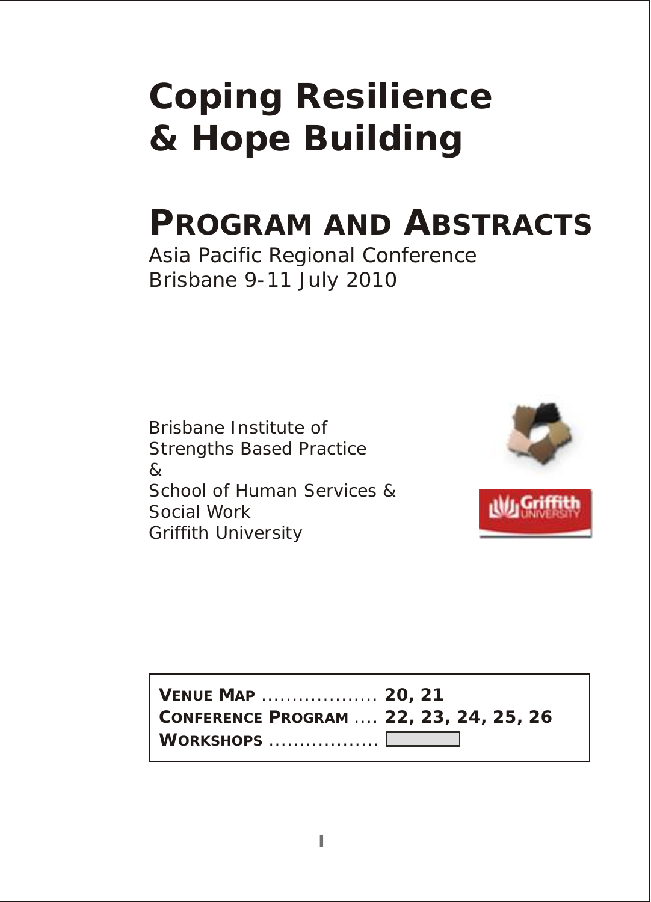# Coping Resilience & Hope Building

## PROGRAM AND ABSTRACTS

Asia Pacific Regional Conference
Brisbane 9-11 July 2010

Brisbane Institute of
Strengths Based Practice
&
School of Human Services &
Social Work
Griffith University

**VENUE MAP** ................... **20, 21**
**CONFERENCE PROGRAM** .... **22, 23, 24, 25, 26**
**WORKSHOPS** ..................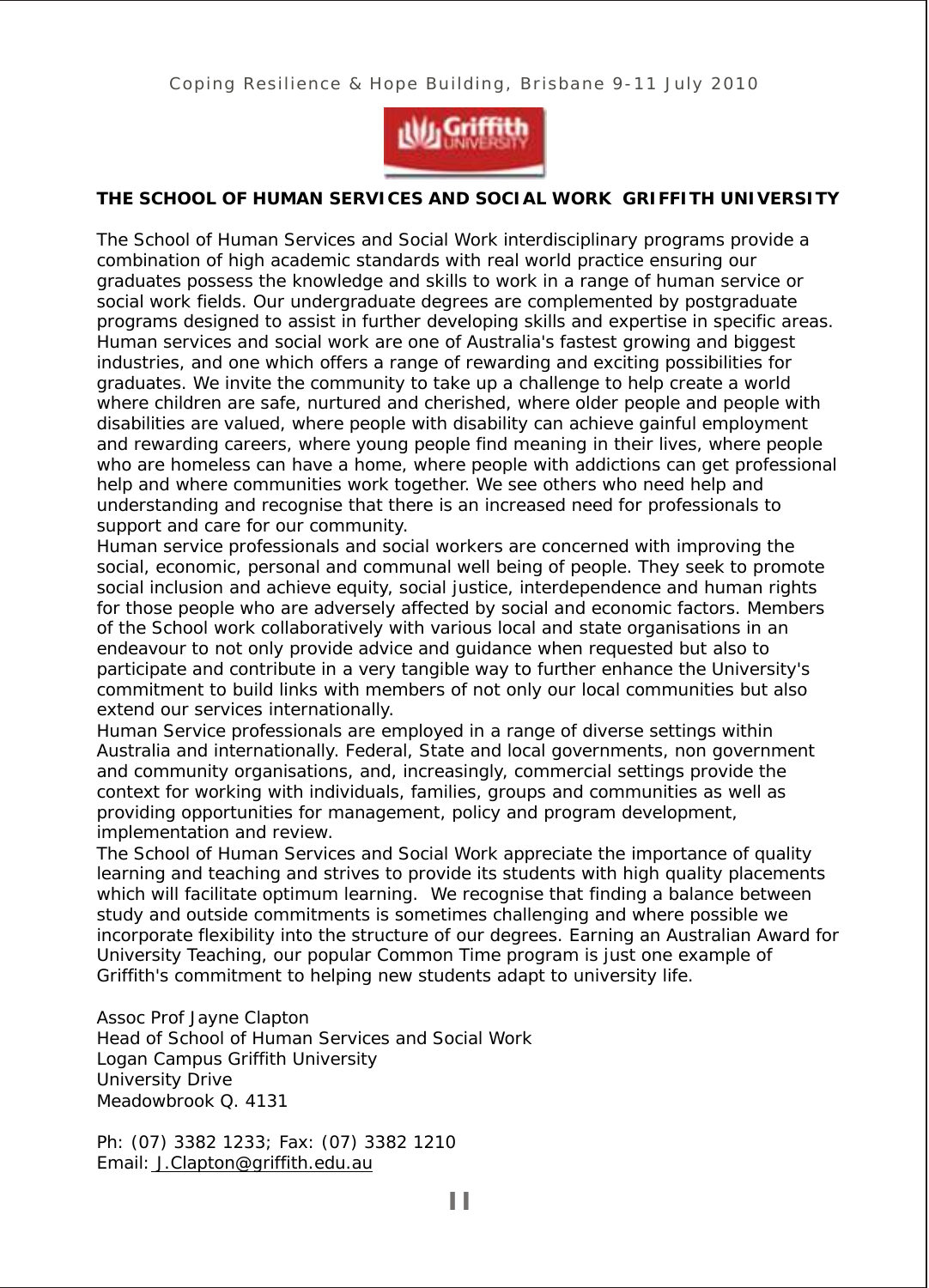**THE SCHOOL OF HUMAN SERVICES AND SOCIAL WORK GRIFFITH UNIVERSITY**

The School of Human Services and Social Work interdisciplinary programs provide a combination of high academic standards with real world practice ensuring our graduates possess the knowledge and skills to work in a range of human service or social work fields. Our undergraduate degrees are complemented by postgraduate programs designed to assist in further developing skills and expertise in specific areas. Human services and social work are one of Australia's fastest growing and biggest industries, and one which offers a range of rewarding and exciting possibilities for graduates. We invite the community to take up a challenge to help create a world where children are safe, nurtured and cherished, where older people and people with disabilities are valued, where people with disability can achieve gainful employment and rewarding careers, where young people find meaning in their lives, where people who are homeless can have a home, where people with addictions can get professional help and where communities work together. We see others who need help and understanding and recognise that there is an increased need for professionals to support and care for our community.

Human service professionals and social workers are concerned with improving the social, economic, personal and communal well being of people. They seek to promote social inclusion and achieve equity, social justice, interdependence and human rights for those people who are adversely affected by social and economic factors. Members of the School work collaboratively with various local and state organisations in an endeavour to not only provide advice and guidance when requested but also to participate and contribute in a very tangible way to further enhance the University's commitment to build links with members of not only our local communities but also extend our services internationally.

Human Service professionals are employed in a range of diverse settings within Australia and internationally. Federal, State and local governments, non government and community organisations, and, increasingly, commercial settings provide the context for working with individuals, families, groups and communities as well as providing opportunities for management, policy and program development, implementation and review.

The School of Human Services and Social Work appreciate the importance of quality learning and teaching and strives to provide its students with high quality placements which will facilitate optimum learning. We recognise that finding a balance between study and outside commitments is sometimes challenging and where possible we incorporate flexibility into the structure of our degrees. Earning an Australian Award for University Teaching, our popular Common Time program is just one example of Griffith's commitment to helping new students adapt to university life.

Assoc Prof Jayne Clapton
Head of School of Human Services and Social Work
Logan Campus Griffith University
University Drive
Meadowbrook Q. 4131

Ph: (07) 3382 1233; Fax: (07) 3382 1210
Email: J.Clapton@griffith.edu.au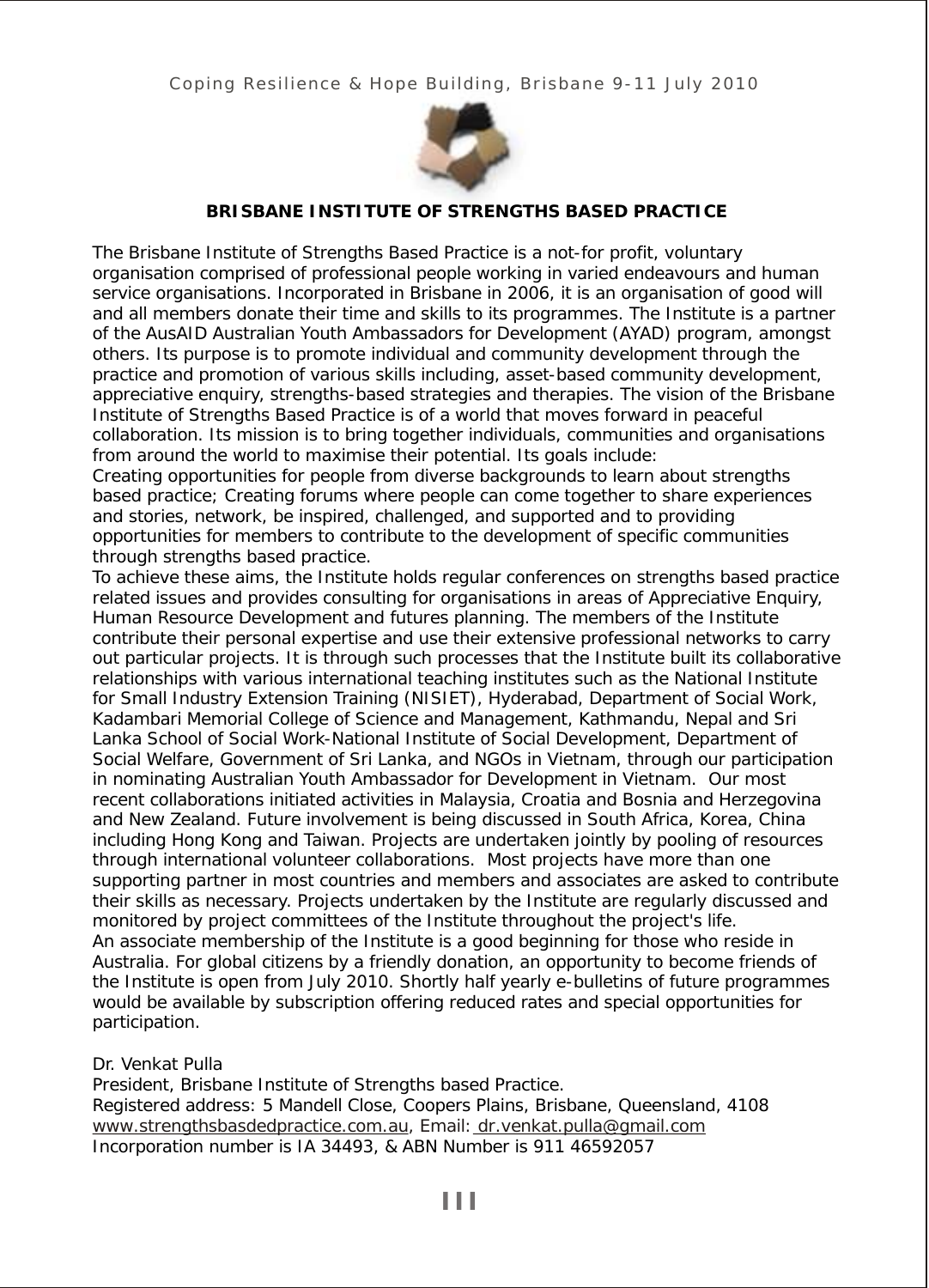## BRISBANE INSTITUTE OF STRENGTHS BASED PRACTICE

The Brisbane Institute of Strengths Based Practice is a not-for profit, voluntary organisation comprised of professional people working in varied endeavours and human service organisations. Incorporated in Brisbane in 2006, it is an organisation of good will and all members donate their time and skills to its programmes. The Institute is a partner of the AusAID Australian Youth Ambassadors for Development (AYAD) program, amongst others. Its purpose is to promote individual and community development through the practice and promotion of various skills including, asset-based community development, appreciative enquiry, strengths-based strategies and therapies. The vision of the Brisbane Institute of Strengths Based Practice is of a world that moves forward in peaceful collaboration. Its mission is to bring together individuals, communities and organisations from around the world to maximise their potential. Its goals include:

Creating opportunities for people from diverse backgrounds to learn about strengths based practice; Creating forums where people can come together to share experiences and stories, network, be inspired, challenged, and supported and to providing opportunities for members to contribute to the development of specific communities through strengths based practice.

To achieve these aims, the Institute holds regular conferences on strengths based practice related issues and provides consulting for organisations in areas of Appreciative Enquiry, Human Resource Development and futures planning. The members of the Institute contribute their personal expertise and use their extensive professional networks to carry out particular projects. It is through such processes that the Institute built its collaborative relationships with various international teaching institutes such as the National Institute for Small Industry Extension Training (NISIET), Hyderabad, Department of Social Work, Kadambari Memorial College of Science and Management, Kathmandu, Nepal and Sri Lanka School of Social Work-National Institute of Social Development, Department of Social Welfare, Government of Sri Lanka, and NGOs in Vietnam, through our participation in nominating Australian Youth Ambassador for Development in Vietnam. Our most recent collaborations initiated activities in Malaysia, Croatia and Bosnia and Herzegovina and New Zealand. Future involvement is being discussed in South Africa, Korea, China including Hong Kong and Taiwan. Projects are undertaken jointly by pooling of resources through international volunteer collaborations. Most projects have more than one supporting partner in most countries and members and associates are asked to contribute their skills as necessary. Projects undertaken by the Institute are regularly discussed and monitored by project committees of the Institute throughout the project's life.

An associate membership of the Institute is a good beginning for those who reside in Australia. For global citizens by a friendly donation, an opportunity to become friends of the Institute is open from July 2010. Shortly half yearly e-bulletins of future programmes would be available by subscription offering reduced rates and special opportunities for participation.

Dr. Venkat Pulla
President, Brisbane Institute of Strengths based Practice.
Registered address: 5 Mandell Close, Coopers Plains, Brisbane, Queensland, 4108
www.strengthsbasdedpractice.com.au, Email: dr.venkat.pulla@gmail.com
Incorporation number is IA 34493, & ABN Number is 911 46592057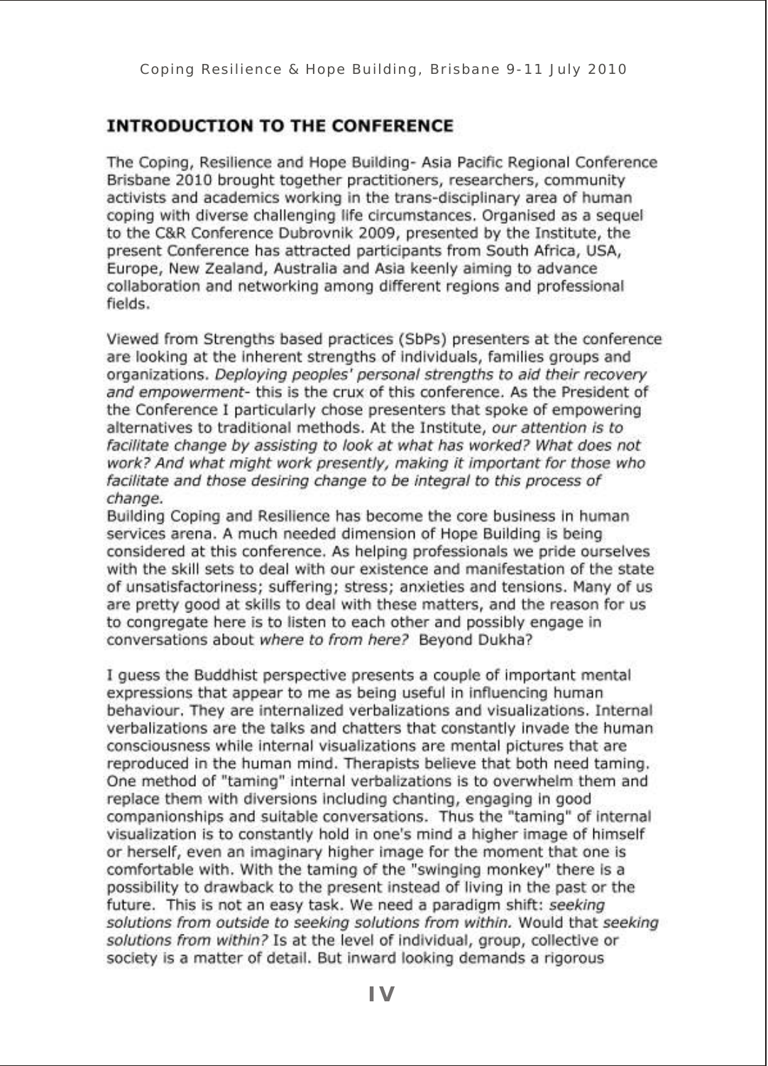## INTRODUCTION TO THE CONFERENCE

The Coping, Resilience and Hope Building- Asia Pacific Regional Conference Brisbane 2010 brought together practitioners, researchers, community activists and academics working in the trans-disciplinary area of human coping with diverse challenging life circumstances. Organised as a sequel to the C&R Conference Dubrovnik 2009, presented by the Institute, the present Conference has attracted participants from South Africa, USA, Europe, New Zealand, Australia and Asia keenly aiming to advance collaboration and networking among different regions and professional fields.

Viewed from Strengths based practices (SbPs) presenters at the conference are looking at the inherent strengths of individuals, families groups and organizations. *Deploying peoples' personal strengths to aid their recovery and empowerment*- this is the crux of this conference. As the President of the Conference I particularly chose presenters that spoke of empowering alternatives to traditional methods. At the Institute, *our attention is to facilitate change by assisting to look at what has worked? What does not work? And what might work presently, making it important for those who facilitate and those desiring change to be integral to this process of change.*

Building Coping and Resilience has become the core business in human services arena. A much needed dimension of Hope Building is being considered at this conference. As helping professionals we pride ourselves with the skill sets to deal with our existence and manifestation of the state of unsatisfactoriness; suffering; stress; anxieties and tensions. Many of us are pretty good at skills to deal with these matters, and the reason for us to congregate here is to listen to each other and possibly engage in conversations about *where to from here?* Beyond Dukha?

I guess the Buddhist perspective presents a couple of important mental expressions that appear to me as being useful in influencing human behaviour. They are internalized verbalizations and visualizations. Internal verbalizations are the talks and chatters that constantly invade the human consciousness while internal visualizations are mental pictures that are reproduced in the human mind. Therapists believe that both need taming. One method of "taming" internal verbalizations is to overwhelm them and replace them with diversions including chanting, engaging in good companionships and suitable conversations. Thus the "taming" of internal visualization is to constantly hold in one's mind a higher image of himself or herself, even an imaginary higher image for the moment that one is comfortable with. With the taming of the "swinging monkey" there is a possibility to drawback to the present instead of living in the past or the future. This is not an easy task. We need a paradigm shift: *seeking solutions from outside to seeking solutions from within.* Would that *seeking solutions from within?* Is at the level of individual, group, collective or society is a matter of detail. But inward looking demands a rigorous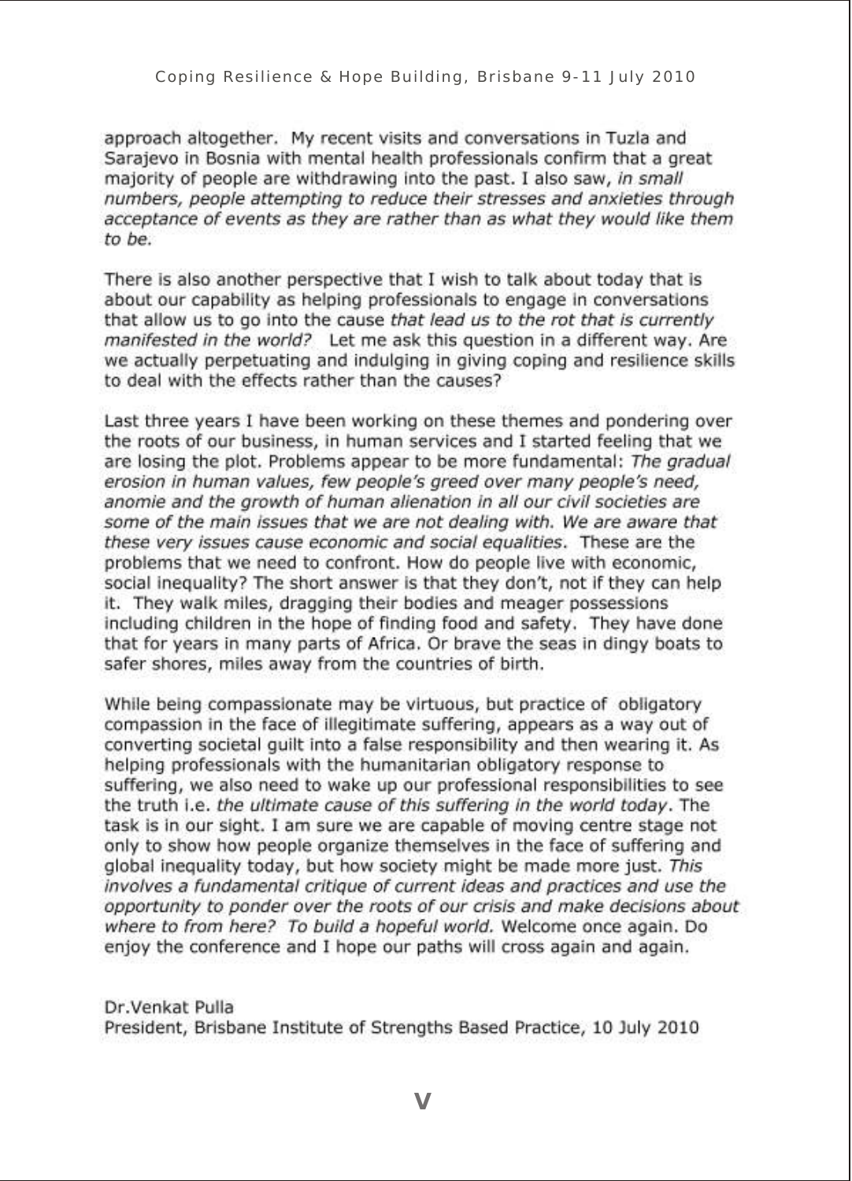approach altogether. My recent visits and conversations in Tuzla and Sarajevo in Bosnia with mental health professionals confirm that a great majority of people are withdrawing into the past. I also saw, *in small numbers, people attempting to reduce their stresses and anxieties through acceptance of events as they are rather than as what they would like them to be.*

There is also another perspective that I wish to talk about today that is about our capability as helping professionals to engage in conversations that allow us to go into the cause *that lead us to the rot that is currently manifested in the world?* Let me ask this question in a different way. Are we actually perpetuating and indulging in giving coping and resilience skills to deal with the effects rather than the causes?

Last three years I have been working on these themes and pondering over the roots of our business, in human services and I started feeling that we are losing the plot. Problems appear to be more fundamental: *The gradual erosion in human values, few people's greed over many people's need, anomie and the growth of human alienation in all our civil societies are some of the main issues that we are not dealing with. We are aware that these very issues cause economic and social equalities.* These are the problems that we need to confront. How do people live with economic, social inequality? The short answer is that they don't, not if they can help it. They walk miles, dragging their bodies and meager possessions including children in the hope of finding food and safety. They have done that for years in many parts of Africa. Or brave the seas in dingy boats to safer shores, miles away from the countries of birth.

While being compassionate may be virtuous, but practice of obligatory compassion in the face of illegitimate suffering, appears as a way out of converting societal guilt into a false responsibility and then wearing it. As helping professionals with the humanitarian obligatory response to suffering, we also need to wake up our professional responsibilities to see the truth i.e. *the ultimate cause of this suffering in the world today*. The task is in our sight. I am sure we are capable of moving centre stage not only to show how people organize themselves in the face of suffering and global inequality today, but how society might be made more just. *This involves a fundamental critique of current ideas and practices and use the opportunity to ponder over the roots of our crisis and make decisions about where to from here? To build a hopeful world.* Welcome once again. Do enjoy the conference and I hope our paths will cross again and again.

Dr.Venkat Pulla
President, Brisbane Institute of Strengths Based Practice, 10 July 2010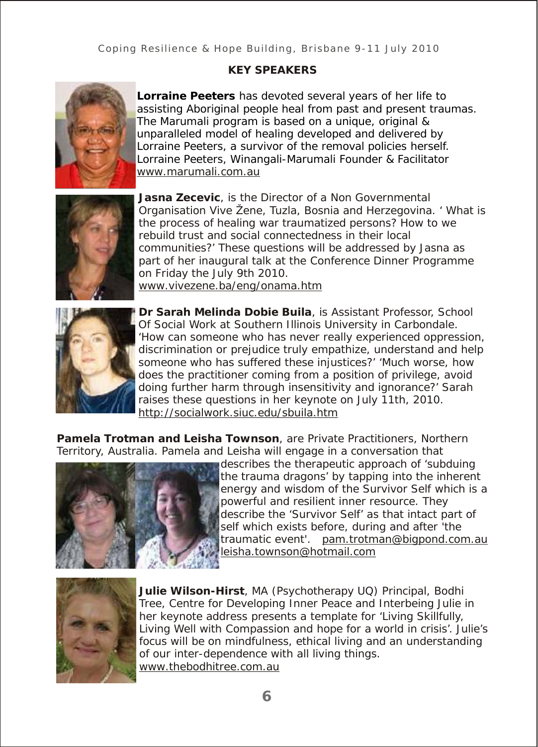## KEY SPEAKERS

**Lorraine Peeters** has devoted several years of her life to assisting Aboriginal people heal from past and present traumas. The Marumali program is based on a unique, original & unparalleled model of healing developed and delivered by Lorraine Peeters, a survivor of the removal policies herself. Lorraine Peeters, Winangali-Marumali Founder & Facilitator www.marumali.com.au

**Jasna Zecevic**, is the Director of a Non Governmental Organisation Vive Žene, Tuzla, Bosnia and Herzegovina. ' What is the process of healing war traumatized persons? How to we rebuild trust and social connectedness in their local communities?' These questions will be addressed by Jasna as part of her inaugural talk at the Conference Dinner Programme on Friday the July 9th 2010. www.vivezene.ba/eng/onama.htm

**Dr Sarah Melinda Dobie Buila**, is Assistant Professor, School Of Social Work at Southern Illinois University in Carbondale. 'How can someone who has never really experienced oppression, discrimination or prejudice truly empathize, understand and help someone who has suffered these injustices?' 'Much worse, how does the practitioner coming from a position of privilege, avoid doing further harm through insensitivity and ignorance?' Sarah raises these questions in her keynote on July 11th, 2010. http://socialwork.siuc.edu/sbuila.htm

**Pamela Trotman and Leisha Townson**, are Private Practitioners, Northern Territory, Australia. Pamela and Leisha will engage in a conversation that describes the therapeutic approach of 'subduing the trauma dragons' by tapping into the inherent energy and wisdom of the Survivor Self which is a powerful and resilient inner resource. They describe the 'Survivor Self' as that intact part of self which exists before, during and after 'the traumatic event'. pam.trotman@bigpond.com.au leisha.townson@hotmail.com

**Julie Wilson-Hirst**, MA (Psychotherapy UQ) Principal, Bodhi Tree, Centre for Developing Inner Peace and Interbeing Julie in her keynote address presents a template for 'Living Skillfully, Living Well with Compassion and hope for a world in crisis'. Julie's focus will be on mindfulness, ethical living and an understanding of our inter-dependence with all living things. www.thebodhitree.com.au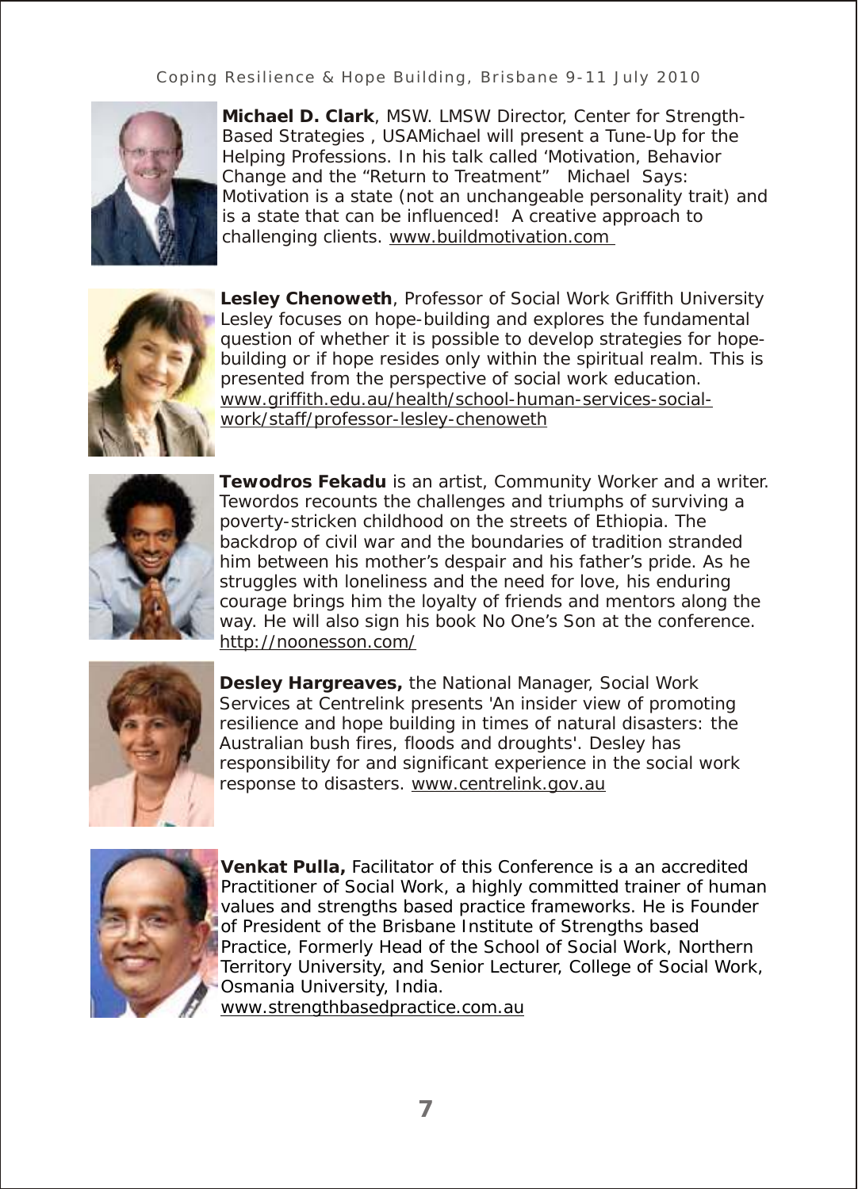**Michael D. Clark**, MSW. LMSW Director, Center for Strength-Based Strategies , USAMichael will present a Tune-Up for the Helping Professions. In his talk called 'Motivation, Behavior Change and the "Return to Treatment" Michael Says: Motivation is a state (not an unchangeable personality trait) and is a state that can be influenced! A creative approach to challenging clients. www.buildmotivation.com

**Lesley Chenoweth**, Professor of Social Work Griffith University Lesley focuses on hope-building and explores the fundamental question of whether it is possible to develop strategies for hope-building or if hope resides only within the spiritual realm. This is presented from the perspective of social work education. www.griffith.edu.au/health/school-human-services-social-work/staff/professor-lesley-chenoweth

**Tewodros Fekadu** is an artist, Community Worker and a writer. Tewordos recounts the challenges and triumphs of surviving a poverty-stricken childhood on the streets of Ethiopia. The backdrop of civil war and the boundaries of tradition stranded him between his mother's despair and his father's pride. As he struggles with loneliness and the need for love, his enduring courage brings him the loyalty of friends and mentors along the way. He will also sign his book No One's Son at the conference. http://noonesson.com/

**Desley Hargreaves,** the National Manager, Social Work Services at Centrelink presents 'An insider view of promoting resilience and hope building in times of natural disasters: the Australian bush fires, floods and droughts'. Desley has responsibility for and significant experience in the social work response to disasters. www.centrelink.gov.au

**Venkat Pulla,** Facilitator of this Conference is a an accredited Practitioner of Social Work, a highly committed trainer of human values and strengths based practice frameworks. He is Founder of President of the Brisbane Institute of Strengths based Practice, Formerly Head of the School of Social Work, Northern Territory University, and Senior Lecturer, College of Social Work, Osmania University, India. www.strengthbasedpractice.com.au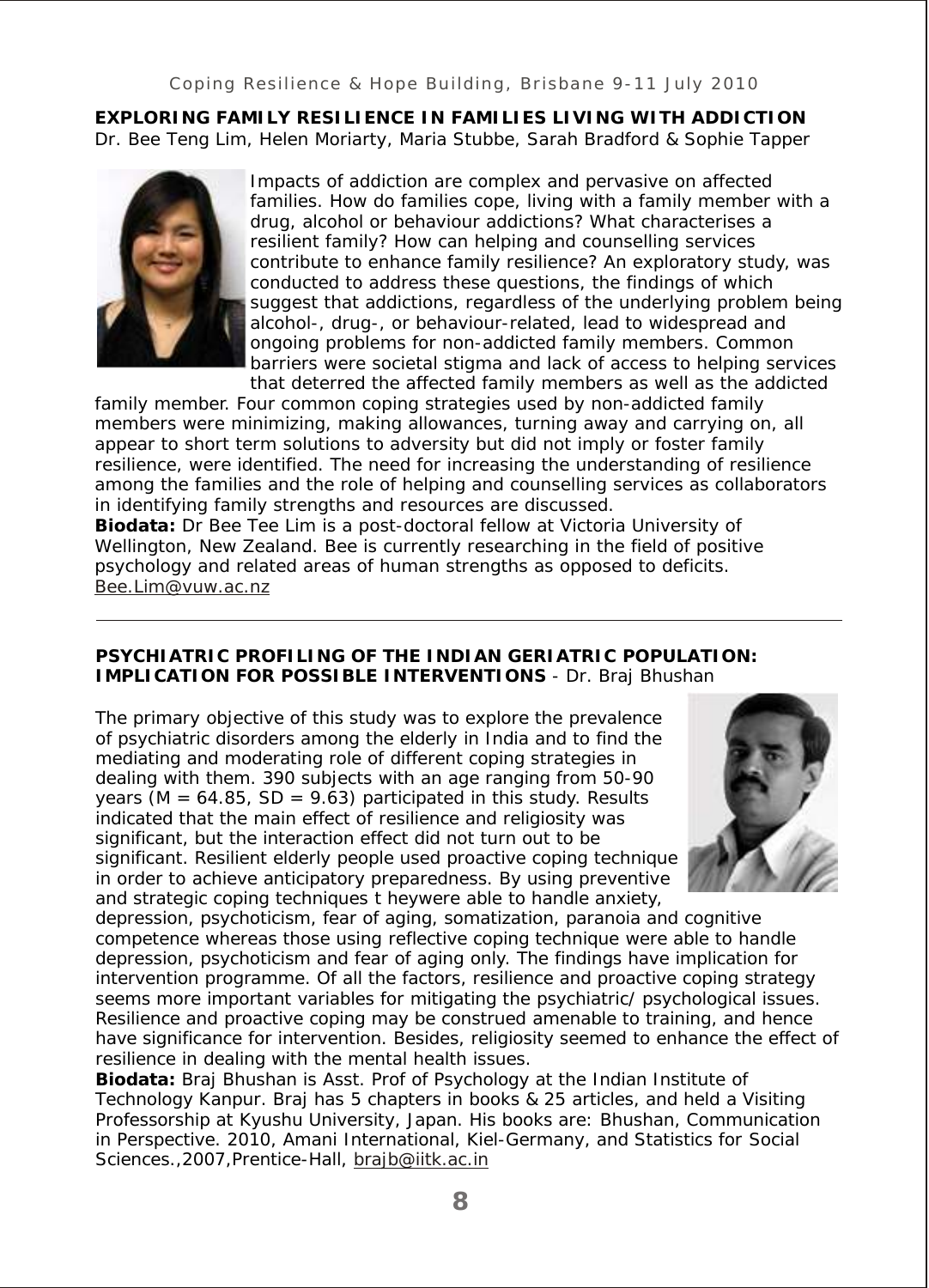## EXPLORING FAMILY RESILIENCE IN FAMILIES LIVING WITH ADDICTION

Dr. Bee Teng Lim, Helen Moriarty, Maria Stubbe, Sarah Bradford & Sophie Tapper

Impacts of addiction are complex and pervasive on affected families. How do families cope, living with a family member with a drug, alcohol or behaviour addictions? What characterises a resilient family? How can helping and counselling services contribute to enhance family resilience? An exploratory study, was conducted to address these questions, the findings of which suggest that addictions, regardless of the underlying problem being alcohol-, drug-, or behaviour-related, lead to widespread and ongoing problems for non-addicted family members. Common barriers were societal stigma and lack of access to helping services that deterred the affected family members as well as the addicted family member. Four common coping strategies used by non-addicted family members were minimizing, making allowances, turning away and carrying on, all appear to short term solutions to adversity but did not imply or foster family resilience, were identified. The need for increasing the understanding of resilience among the families and the role of helping and counselling services as collaborators in identifying family strengths and resources are discussed.

**Biodata:** Dr Bee Tee Lim is a post-doctoral fellow at Victoria University of Wellington, New Zealand. Bee is currently researching in the field of positive psychology and related areas of human strengths as opposed to deficits. Bee.Lim@vuw.ac.nz

---

## PSYCHIATRIC PROFILING OF THE INDIAN GERIATRIC POPULATION: IMPLICATION FOR POSSIBLE INTERVENTIONS - Dr. Braj Bhushan

The primary objective of this study was to explore the prevalence of psychiatric disorders among the elderly in India and to find the mediating and moderating role of different coping strategies in dealing with them. 390 subjects with an age ranging from 50-90 years ($M = 64.85$, $SD = 9.63$) participated in this study. Results indicated that the main effect of resilience and religiosity was significant, but the interaction effect did not turn out to be significant. Resilient elderly people used proactive coping technique in order to achieve anticipatory preparedness. By using preventive and strategic coping techniques t heywere able to handle anxiety, depression, psychoticism, fear of aging, somatization, paranoia and cognitive competence whereas those using reflective coping technique were able to handle depression, psychoticism and fear of aging only. The findings have implication for intervention programme. Of all the factors, resilience and proactive coping strategy seems more important variables for mitigating the psychiatric/ psychological issues. Resilience and proactive coping may be construed amenable to training, and hence have significance for intervention. Besides, religiosity seemed to enhance the effect of resilience in dealing with the mental health issues.

**Biodata:** Braj Bhushan is Asst. Prof of Psychology at the Indian Institute of Technology Kanpur. Braj has 5 chapters in books & 25 articles, and held a Visiting Professorship at Kyushu University, Japan. His books are: Bhushan, Communication in Perspective. 2010, Amani International, Kiel-Germany, and Statistics for Social Sciences.,2007,Prentice-Hall, brajb@iitk.ac.in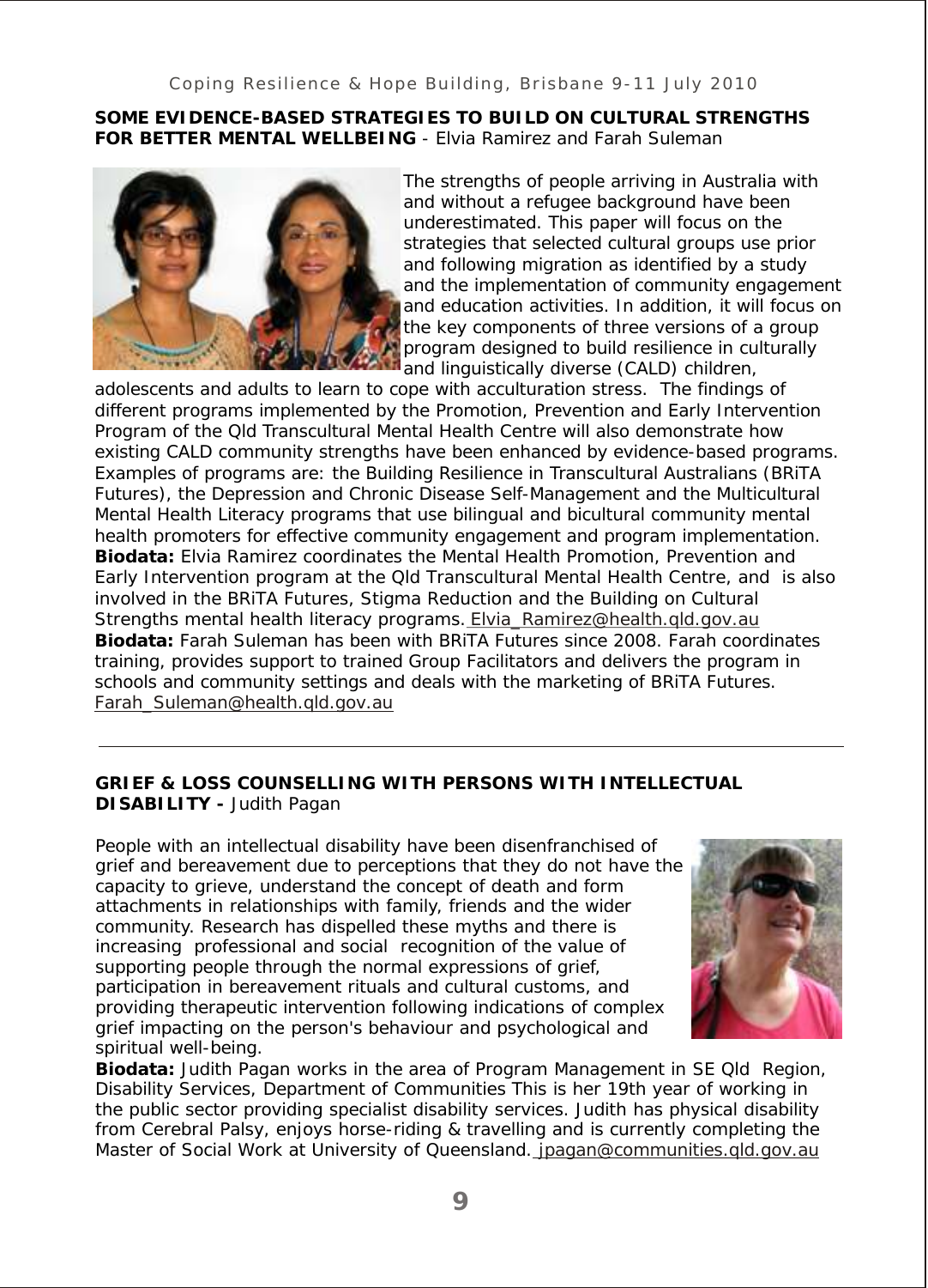**SOME EVIDENCE-BASED STRATEGIES TO BUILD ON CULTURAL STRENGTHS FOR BETTER MENTAL WELLBEING** - Elvia Ramirez and Farah Suleman

The strengths of people arriving in Australia with and without a refugee background have been underestimated. This paper will focus on the strategies that selected cultural groups use prior and following migration as identified by a study and the implementation of community engagement and education activities. In addition, it will focus on the key components of three versions of a group program designed to build resilience in culturally and linguistically diverse (CALD) children, adolescents and adults to learn to cope with acculturation stress. The findings of different programs implemented by the Promotion, Prevention and Early Intervention Program of the Qld Transcultural Mental Health Centre will also demonstrate how existing CALD community strengths have been enhanced by evidence-based programs. Examples of programs are: the Building Resilience in Transcultural Australians (BRiTA Futures), the Depression and Chronic Disease Self-Management and the Multicultural Mental Health Literacy programs that use bilingual and bicultural community mental health promoters for effective community engagement and program implementation.

**Biodata:** Elvia Ramirez coordinates the Mental Health Promotion, Prevention and Early Intervention program at the Qld Transcultural Mental Health Centre, and is also involved in the BRiTA Futures, Stigma Reduction and the Building on Cultural Strengths mental health literacy programs. Elvia_Ramirez@health.qld.gov.au

**Biodata:** Farah Suleman has been with BRiTA Futures since 2008. Farah coordinates training, provides support to trained Group Facilitators and delivers the program in schools and community settings and deals with the marketing of BRiTA Futures. Farah_Suleman@health.qld.gov.au

---

**GRIEF & LOSS COUNSELLING WITH PERSONS WITH INTELLECTUAL DISABILITY -** Judith Pagan

People with an intellectual disability have been disenfranchised of grief and bereavement due to perceptions that they do not have the capacity to grieve, understand the concept of death and form attachments in relationships with family, friends and the wider community. Research has dispelled these myths and there is increasing professional and social recognition of the value of supporting people through the normal expressions of grief, participation in bereavement rituals and cultural customs, and providing therapeutic intervention following indications of complex grief impacting on the person's behaviour and psychological and spiritual well-being.

**Biodata:** Judith Pagan works in the area of Program Management in SE Qld Region, Disability Services, Department of Communities This is her 19th year of working in the public sector providing specialist disability services. Judith has physical disability from Cerebral Palsy, enjoys horse-riding & travelling and is currently completing the Master of Social Work at University of Queensland. jpagan@communities.qld.gov.au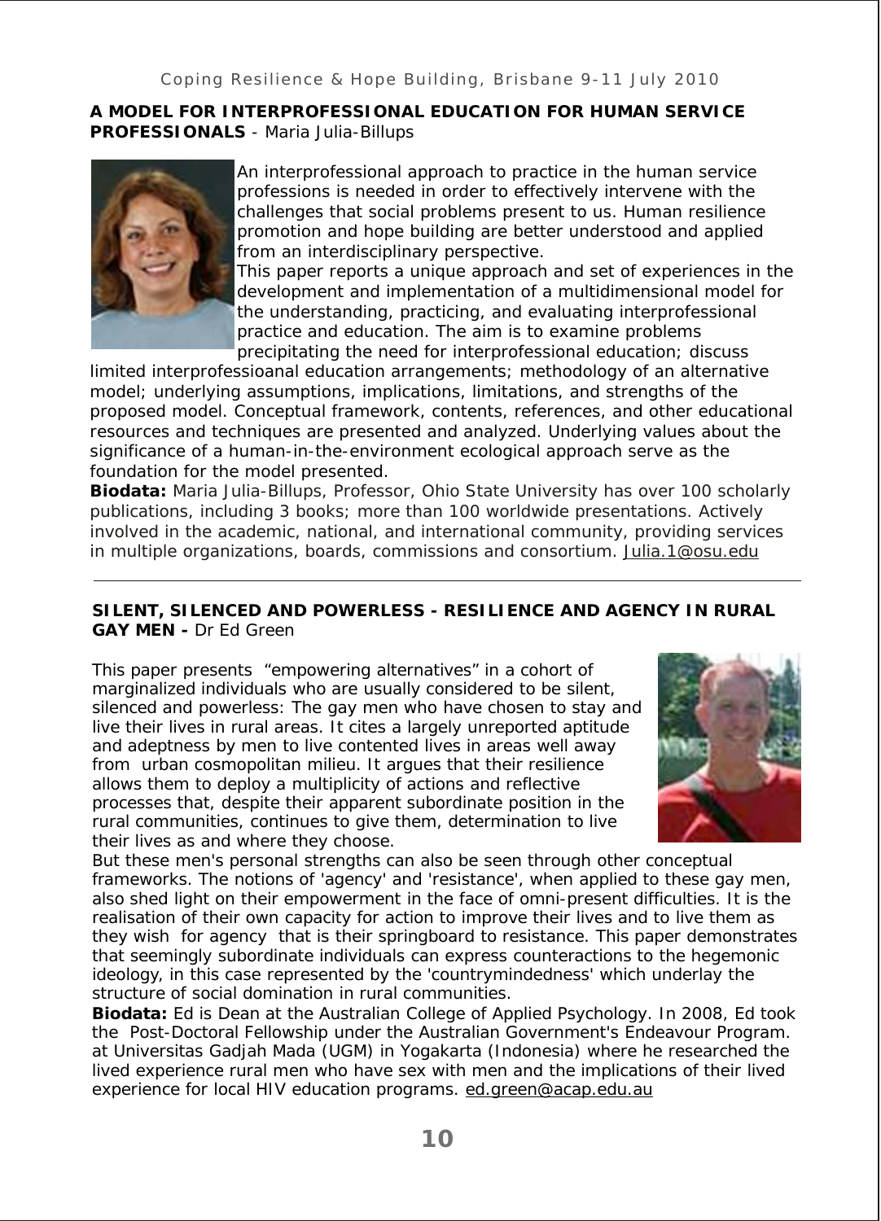**A MODEL FOR INTERPROFESSIONAL EDUCATION FOR HUMAN SERVICE PROFESSIONALS** - Maria Julia-Billups

An interprofessional approach to practice in the human service professions is needed in order to effectively intervene with the challenges that social problems present to us. Human resilience promotion and hope building are better understood and applied from an interdisciplinary perspective.

This paper reports a unique approach and set of experiences in the development and implementation of a multidimensional model for the understanding, practicing, and evaluating interprofessional practice and education. The aim is to examine problems precipitating the need for interprofessional education; discuss limited interprofessioanal education arrangements; methodology of an alternative model; underlying assumptions, implications, limitations, and strengths of the proposed model. Conceptual framework, contents, references, and other educational resources and techniques are presented and analyzed. Underlying values about the significance of a human-in-the-environment ecological approach serve as the foundation for the model presented.

**Biodata:** Maria Julia-Billups, Professor, Ohio State University has over 100 scholarly publications, including 3 books; more than 100 worldwide presentations. Actively involved in the academic, national, and international community, providing services in multiple organizations, boards, commissions and consortium. Julia.1@osu.edu

---

**SILENT, SILENCED AND POWERLESS - RESILIENCE AND AGENCY IN RURAL GAY MEN -** Dr Ed Green

This paper presents "empowering alternatives" in a cohort of marginalized individuals who are usually considered to be silent, silenced and powerless: The gay men who have chosen to stay and live their lives in rural areas. It cites a largely unreported aptitude and adeptness by men to live contented lives in areas well away from urban cosmopolitan milieu. It argues that their resilience allows them to deploy a multiplicity of actions and reflective processes that, despite their apparent subordinate position in the rural communities, continues to give them, determination to live their lives as and where they choose.

But these men's personal strengths can also be seen through other conceptual frameworks. The notions of 'agency' and 'resistance', when applied to these gay men, also shed light on their empowerment in the face of omni-present difficulties. It is the realisation of their own capacity for action to improve their lives and to live them as they wish for agency that is their springboard to resistance. This paper demonstrates that seemingly subordinate individuals can express counteractions to the hegemonic ideology, in this case represented by the 'countrymindedness' which underlay the structure of social domination in rural communities.

**Biodata:** Ed is Dean at the Australian College of Applied Psychology. In 2008, Ed took the Post-Doctoral Fellowship under the Australian Government's Endeavour Program. at Universitas Gadjah Mada (UGM) in Yogakarta (Indonesia) where he researched the lived experience rural men who have sex with men and the implications of their lived experience for local HIV education programs. ed.green@acap.edu.au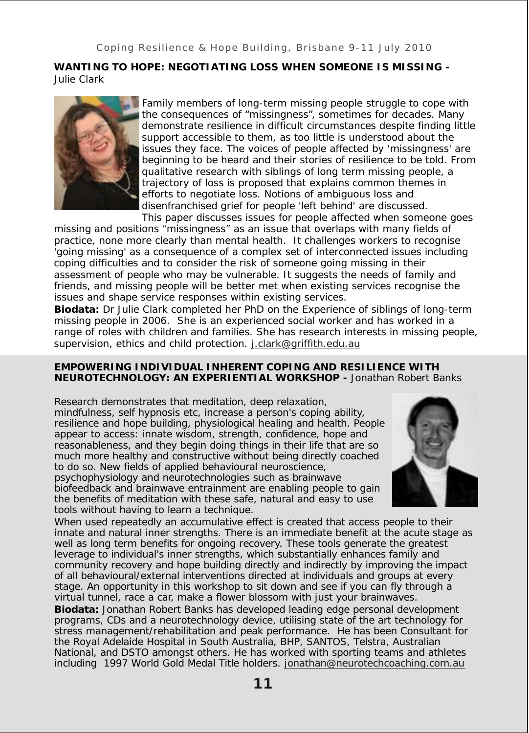**WANTING TO HOPE: NEGOTIATING LOSS WHEN SOMEONE IS MISSING -** Julie Clark

Family members of long-term missing people struggle to cope with the consequences of "missingness", sometimes for decades. Many demonstrate resilience in difficult circumstances despite finding little support accessible to them, as too little is understood about the issues they face. The voices of people affected by 'missingness' are beginning to be heard and their stories of resilience to be told. From qualitative research with siblings of long term missing people, a trajectory of loss is proposed that explains common themes in efforts to negotiate loss. Notions of ambiguous loss and disenfranchised grief for people 'left behind' are discussed.

This paper discusses issues for people affected when someone goes missing and positions "missingness" as an issue that overlaps with many fields of practice, none more clearly than mental health. It challenges workers to recognise 'going missing' as a consequence of a complex set of interconnected issues including coping difficulties and to consider the risk of someone going missing in their assessment of people who may be vulnerable. It suggests the needs of family and friends, and missing people will be better met when existing services recognise the issues and shape service responses within existing services.

**Biodata:** Dr Julie Clark completed her PhD on the Experience of siblings of long-term missing people in 2006. She is an experienced social worker and has worked in a range of roles with children and families. She has research interests in missing people, supervision, ethics and child protection. j.clark@griffith.edu.au

**EMPOWERING INDIVIDUAL INHERENT COPING AND RESILIENCE WITH NEUROTECHNOLOGY: AN EXPERIENTIAL WORKSHOP -** Jonathan Robert Banks

Research demonstrates that meditation, deep relaxation, mindfulness, self hypnosis etc, increase a person's coping ability, resilience and hope building, physiological healing and health. People appear to access: innate wisdom, strength, confidence, hope and reasonableness, and they begin doing things in their life that are so much more healthy and constructive without being directly coached to do so. New fields of applied behavioural neuroscience, psychophysiology and neurotechnologies such as brainwave biofeedback and brainwave entrainment are enabling people to gain the benefits of meditation with these safe, natural and easy to use tools without having to learn a technique.

When used repeatedly an accumulative effect is created that access people to their innate and natural inner strengths. There is an immediate benefit at the acute stage as well as long term benefits for ongoing recovery. These tools generate the greatest leverage to individual's inner strengths, which substantially enhances family and community recovery and hope building directly and indirectly by improving the impact of all behavioural/external interventions directed at individuals and groups at every stage. An opportunity in this workshop to sit down and see if you can fly through a virtual tunnel, race a car, make a flower blossom with just your brainwaves.

**Biodata:** Jonathan Robert Banks has developed leading edge personal development programs, CDs and a neurotechnology device, utilising state of the art technology for stress management/rehabilitation and peak performance. He has been Consultant for the Royal Adelaide Hospital in South Australia, BHP, SANTOS, Telstra, Australian National, and DSTO amongst others. He has worked with sporting teams and athletes including 1997 World Gold Medal Title holders. jonathan@neurotechcoaching.com.au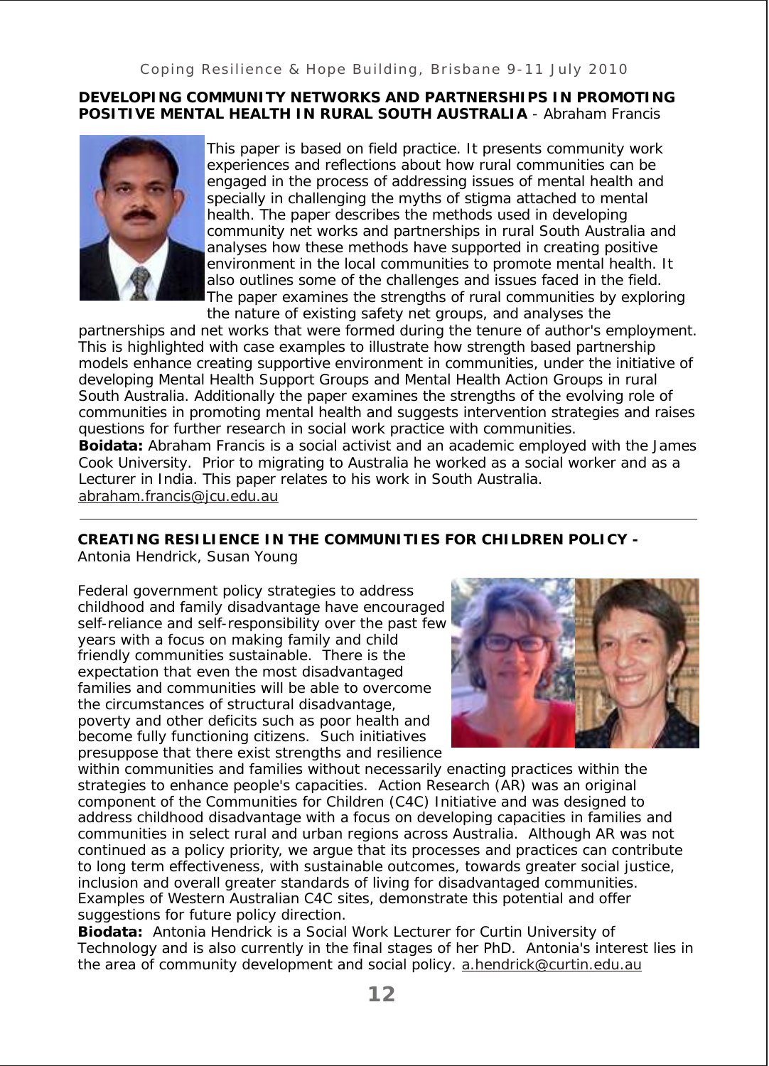**DEVELOPING COMMUNITY NETWORKS AND PARTNERSHIPS IN PROMOTING POSITIVE MENTAL HEALTH IN RURAL SOUTH AUSTRALIA** - Abraham Francis

This paper is based on field practice. It presents community work experiences and reflections about how rural communities can be engaged in the process of addressing issues of mental health and specially in challenging the myths of stigma attached to mental health. The paper describes the methods used in developing community net works and partnerships in rural South Australia and analyses how these methods have supported in creating positive environment in the local communities to promote mental health. It also outlines some of the challenges and issues faced in the field. The paper examines the strengths of rural communities by exploring the nature of existing safety net groups, and analyses the partnerships and net works that were formed during the tenure of author's employment. This is highlighted with case examples to illustrate how strength based partnership models enhance creating supportive environment in communities, under the initiative of developing Mental Health Support Groups and Mental Health Action Groups in rural South Australia. Additionally the paper examines the strengths of the evolving role of communities in promoting mental health and suggests intervention strategies and raises questions for further research in social work practice with communities.

**Boidata:** Abraham Francis is a social activist and an academic employed with the James Cook University. Prior to migrating to Australia he worked as a social worker and as a Lecturer in India. This paper relates to his work in South Australia. abraham.francis@jcu.edu.au

---

**CREATING RESILIENCE IN THE COMMUNITIES FOR CHILDREN POLICY -** Antonia Hendrick, Susan Young

Federal government policy strategies to address childhood and family disadvantage have encouraged self-reliance and self-responsibility over the past few years with a focus on making family and child friendly communities sustainable. There is the expectation that even the most disadvantaged families and communities will be able to overcome the circumstances of structural disadvantage, poverty and other deficits such as poor health and become fully functioning citizens. Such initiatives presuppose that there exist strengths and resilience within communities and families without necessarily enacting practices within the strategies to enhance people's capacities. Action Research (AR) was an original component of the Communities for Children (C4C) Initiative and was designed to address childhood disadvantage with a focus on developing capacities in families and communities in select rural and urban regions across Australia. Although AR was not continued as a policy priority, we argue that its processes and practices can contribute to long term effectiveness, with sustainable outcomes, towards greater social justice, inclusion and overall greater standards of living for disadvantaged communities. Examples of Western Australian C4C sites, demonstrate this potential and offer suggestions for future policy direction.

**Biodata:** Antonia Hendrick is a Social Work Lecturer for Curtin University of Technology and is also currently in the final stages of her PhD. Antonia's interest lies in the area of community development and social policy. a.hendrick@curtin.edu.au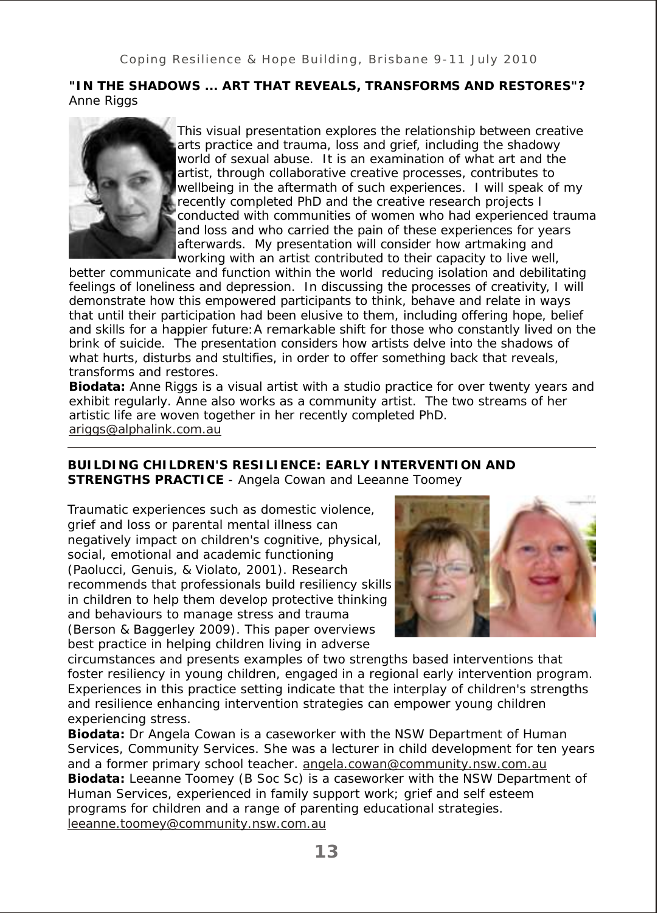## "IN THE SHADOWS … ART THAT REVEALS, TRANSFORMS AND RESTORES"?

Anne Riggs

This visual presentation explores the relationship between creative arts practice and trauma, loss and grief, including the shadowy world of sexual abuse. It is an examination of what art and the artist, through collaborative creative processes, contributes to wellbeing in the aftermath of such experiences. I will speak of my recently completed PhD and the creative research projects I conducted with communities of women who had experienced trauma and loss and who carried the pain of these experiences for years afterwards. My presentation will consider how artmaking and working with an artist contributed to their capacity to live well, better communicate and function within the world reducing isolation and debilitating feelings of loneliness and depression. In discussing the processes of creativity, I will demonstrate how this empowered participants to think, behave and relate in ways that until their participation had been elusive to them, including offering hope, belief and skills for a happier future:A remarkable shift for those who constantly lived on the brink of suicide. The presentation considers how artists delve into the shadows of what hurts, disturbs and stultifies, in order to offer something back that reveals, transforms and restores.

**Biodata:** Anne Riggs is a visual artist with a studio practice for over twenty years and exhibit regularly. Anne also works as a community artist. The two streams of her artistic life are woven together in her recently completed PhD.
ariggs@alphalink.com.au

---

## BUILDING CHILDREN'S RESILIENCE: EARLY INTERVENTION AND STRENGTHS PRACTICE - Angela Cowan and Leeanne Toomey

Traumatic experiences such as domestic violence, grief and loss or parental mental illness can negatively impact on children's cognitive, physical, social, emotional and academic functioning (Paolucci, Genuis, & Violato, 2001). Research recommends that professionals build resiliency skills in children to help them develop protective thinking and behaviours to manage stress and trauma (Berson & Baggerley 2009). This paper overviews best practice in helping children living in adverse circumstances and presents examples of two strengths based interventions that foster resiliency in young children, engaged in a regional early intervention program. Experiences in this practice setting indicate that the interplay of children's strengths and resilience enhancing intervention strategies can empower young children experiencing stress.

**Biodata:** Dr Angela Cowan is a caseworker with the NSW Department of Human Services, Community Services. She was a lecturer in child development for ten years and a former primary school teacher. angela.cowan@community.nsw.com.au

**Biodata:** Leeanne Toomey (B Soc Sc) is a caseworker with the NSW Department of Human Services, experienced in family support work; grief and self esteem programs for children and a range of parenting educational strategies.
leeanne.toomey@community.nsw.com.au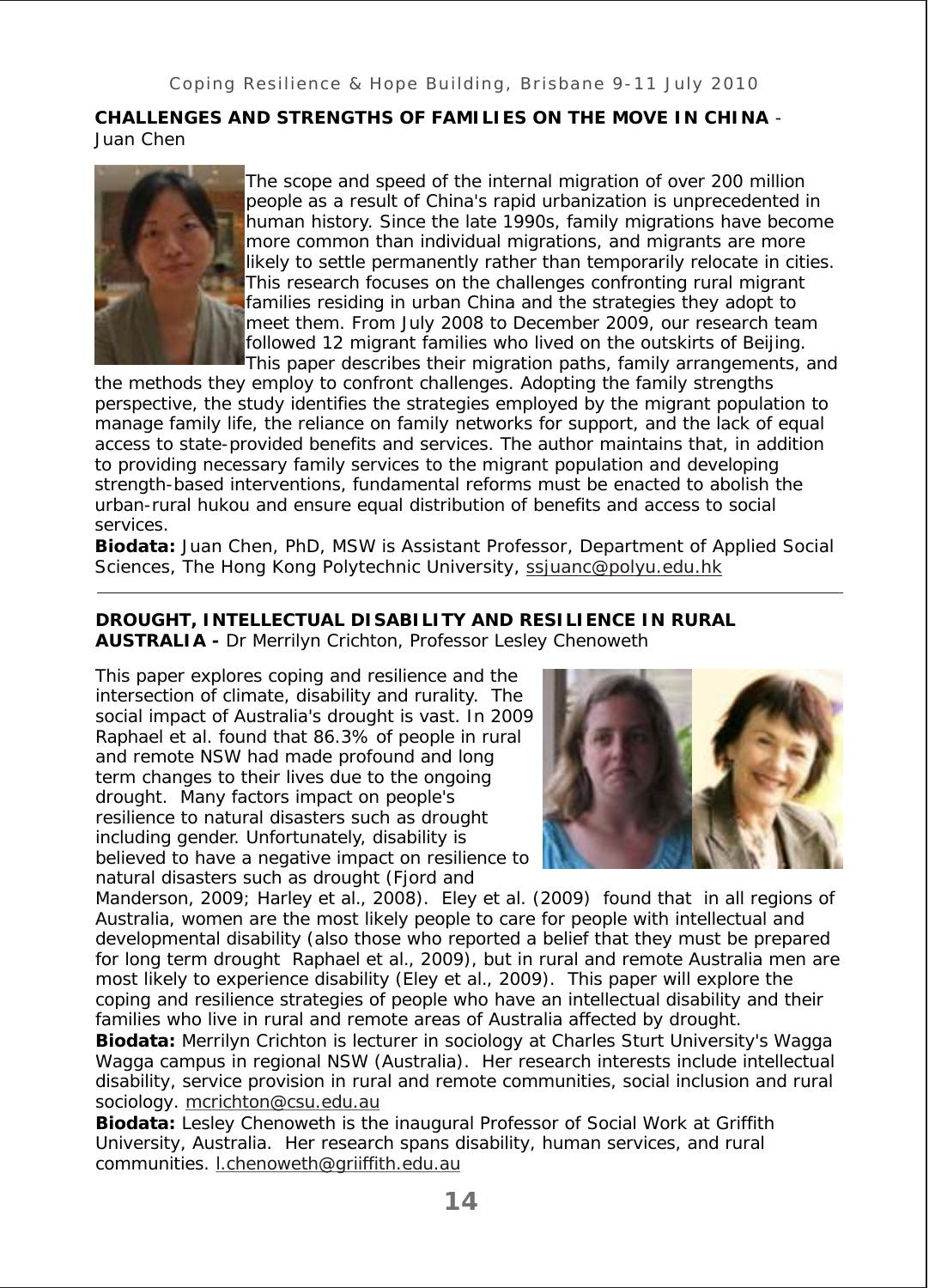**CHALLENGES AND STRENGTHS OF FAMILIES ON THE MOVE IN CHINA** - Juan Chen

The scope and speed of the internal migration of over 200 million people as a result of China's rapid urbanization is unprecedented in human history. Since the late 1990s, family migrations have become more common than individual migrations, and migrants are more likely to settle permanently rather than temporarily relocate in cities. This research focuses on the challenges confronting rural migrant families residing in urban China and the strategies they adopt to meet them. From July 2008 to December 2009, our research team followed 12 migrant families who lived on the outskirts of Beijing. This paper describes their migration paths, family arrangements, and the methods they employ to confront challenges. Adopting the family strengths perspective, the study identifies the strategies employed by the migrant population to manage family life, the reliance on family networks for support, and the lack of equal access to state-provided benefits and services. The author maintains that, in addition to providing necessary family services to the migrant population and developing strength-based interventions, fundamental reforms must be enacted to abolish the urban-rural hukou and ensure equal distribution of benefits and access to social services.

**Biodata:** Juan Chen, PhD, MSW is Assistant Professor, Department of Applied Social Sciences, The Hong Kong Polytechnic University, ssjuanc@polyu.edu.hk

---

**DROUGHT, INTELLECTUAL DISABILITY AND RESILIENCE IN RURAL AUSTRALIA -** Dr Merrilyn Crichton, Professor Lesley Chenoweth

This paper explores coping and resilience and the intersection of climate, disability and rurality. The social impact of Australia's drought is vast. In 2009 Raphael et al. found that 86.3% of people in rural and remote NSW had made profound and long term changes to their lives due to the ongoing drought. Many factors impact on people's resilience to natural disasters such as drought including gender. Unfortunately, disability is believed to have a negative impact on resilience to natural disasters such as drought (Fjord and Manderson, 2009; Harley et al., 2008). Eley et al. (2009) found that in all regions of Australia, women are the most likely people to care for people with intellectual and developmental disability (also those who reported a belief that they must be prepared for long term drought Raphael et al., 2009), but in rural and remote Australia men are most likely to experience disability (Eley et al., 2009). This paper will explore the coping and resilience strategies of people who have an intellectual disability and their families who live in rural and remote areas of Australia affected by drought.

**Biodata:** Merrilyn Crichton is lecturer in sociology at Charles Sturt University's Wagga Wagga campus in regional NSW (Australia). Her research interests include intellectual disability, service provision in rural and remote communities, social inclusion and rural sociology. mcrichton@csu.edu.au

**Biodata:** Lesley Chenoweth is the inaugural Professor of Social Work at Griffith University, Australia. Her research spans disability, human services, and rural communities. l.chenoweth@griiffith.edu.au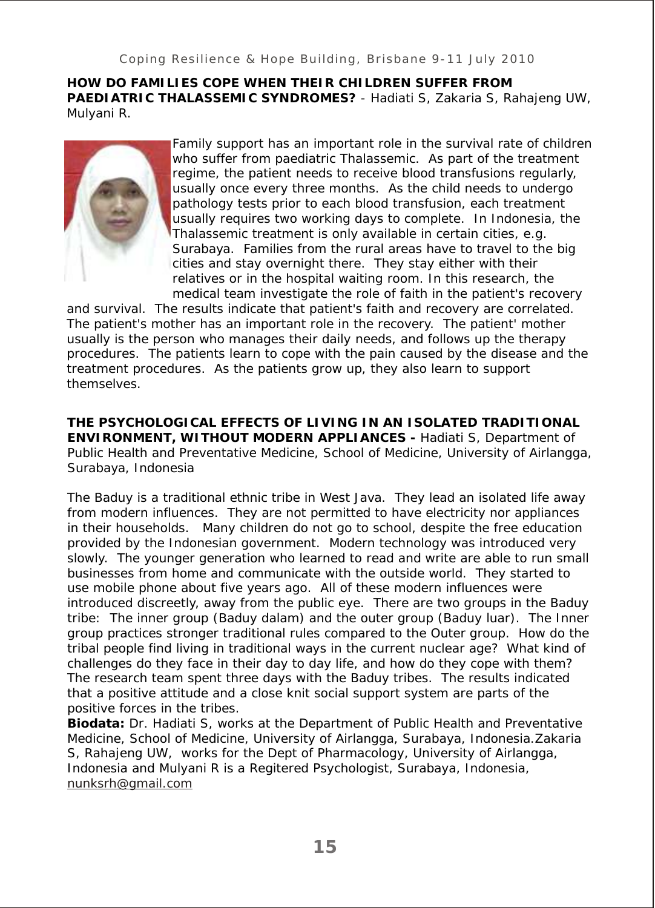**HOW DO FAMILIES COPE WHEN THEIR CHILDREN SUFFER FROM PAEDIATRIC THALASSEMIC SYNDROMES?** - Hadiati S, Zakaria S, Rahajeng UW, Mulyani R.

Family support has an important role in the survival rate of children who suffer from paediatric Thalassemic. As part of the treatment regime, the patient needs to receive blood transfusions regularly, usually once every three months. As the child needs to undergo pathology tests prior to each blood transfusion, each treatment usually requires two working days to complete. In Indonesia, the Thalassemic treatment is only available in certain cities, e.g. Surabaya. Families from the rural areas have to travel to the big cities and stay overnight there. They stay either with their relatives or in the hospital waiting room. In this research, the medical team investigate the role of faith in the patient's recovery and survival. The results indicate that patient's faith and recovery are correlated. The patient's mother has an important role in the recovery. The patient' mother usually is the person who manages their daily needs, and follows up the therapy procedures. The patients learn to cope with the pain caused by the disease and the treatment procedures. As the patients grow up, they also learn to support themselves.

**THE PSYCHOLOGICAL EFFECTS OF LIVING IN AN ISOLATED TRADITIONAL ENVIRONMENT, WITHOUT MODERN APPLIANCES -** Hadiati S, Department of Public Health and Preventative Medicine, School of Medicine, University of Airlangga, Surabaya, Indonesia

The Baduy is a traditional ethnic tribe in West Java. They lead an isolated life away from modern influences. They are not permitted to have electricity nor appliances in their households. Many children do not go to school, despite the free education provided by the Indonesian government. Modern technology was introduced very slowly. The younger generation who learned to read and write are able to run small businesses from home and communicate with the outside world. They started to use mobile phone about five years ago. All of these modern influences were introduced discreetly, away from the public eye. There are two groups in the Baduy tribe: The inner group (Baduy dalam) and the outer group (Baduy luar). The Inner group practices stronger traditional rules compared to the Outer group. How do the tribal people find living in traditional ways in the current nuclear age? What kind of challenges do they face in their day to day life, and how do they cope with them? The research team spent three days with the Baduy tribes. The results indicated that a positive attitude and a close knit social support system are parts of the positive forces in the tribes.

**Biodata:** Dr. Hadiati S, works at the Department of Public Health and Preventative Medicine, School of Medicine, University of Airlangga, Surabaya, Indonesia.Zakaria S, Rahajeng UW, works for the Dept of Pharmacology, University of Airlangga, Indonesia and Mulyani R is a Regitered Psychologist, Surabaya, Indonesia, nunksrh@gmail.com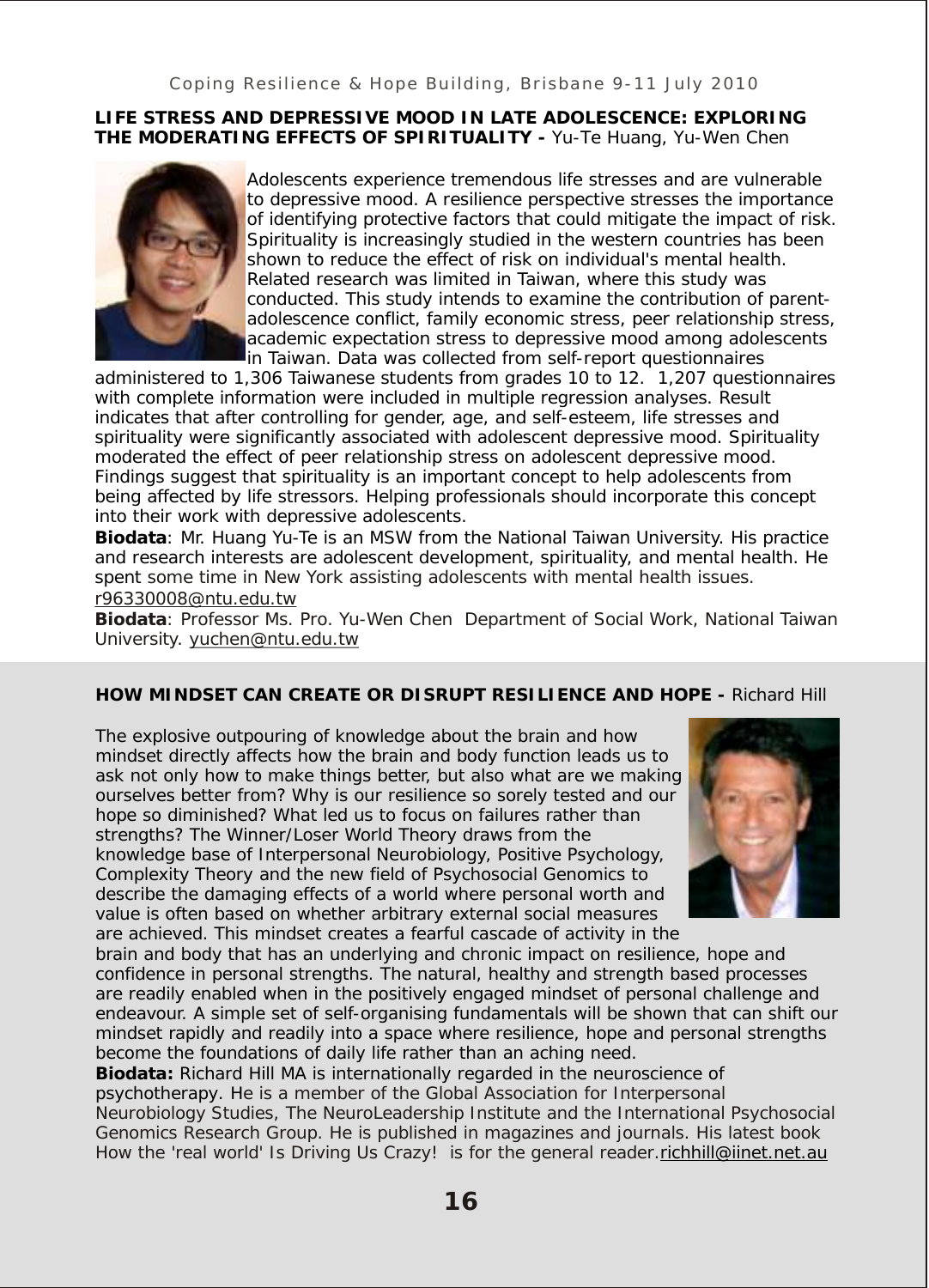**LIFE STRESS AND DEPRESSIVE MOOD IN LATE ADOLESCENCE: EXPLORING THE MODERATING EFFECTS OF SPIRITUALITY -** Yu-Te Huang, Yu-Wen Chen

Adolescents experience tremendous life stresses and are vulnerable to depressive mood. A resilience perspective stresses the importance of identifying protective factors that could mitigate the impact of risk. Spirituality is increasingly studied in the western countries has been shown to reduce the effect of risk on individual's mental health. Related research was limited in Taiwan, where this study was conducted. This study intends to examine the contribution of parent-adolescence conflict, family economic stress, peer relationship stress, academic expectation stress to depressive mood among adolescents in Taiwan. Data was collected from self-report questionnaires administered to 1,306 Taiwanese students from grades 10 to 12. 1,207 questionnaires with complete information were included in multiple regression analyses. Result indicates that after controlling for gender, age, and self-esteem, life stresses and spirituality were significantly associated with adolescent depressive mood. Spirituality moderated the effect of peer relationship stress on adolescent depressive mood. Findings suggest that spirituality is an important concept to help adolescents from being affected by life stressors. Helping professionals should incorporate this concept into their work with depressive adolescents.

**Biodata**: Mr. Huang Yu-Te is an MSW from the National Taiwan University. His practice and research interests are adolescent development, spirituality, and mental health. He spent some time in New York assisting adolescents with mental health issues. r96330008@ntu.edu.tw

**Biodata**: Professor Ms. Pro. Yu-Wen Chen Department of Social Work, National Taiwan University. yuchen@ntu.edu.tw

**HOW MINDSET CAN CREATE OR DISRUPT RESILIENCE AND HOPE -** Richard Hill

The explosive outpouring of knowledge about the brain and how mindset directly affects how the brain and body function leads us to ask not only how to make things better, but also what are we making ourselves better from? Why is our resilience so sorely tested and our hope so diminished? What led us to focus on failures rather than strengths? The Winner/Loser World Theory draws from the knowledge base of Interpersonal Neurobiology, Positive Psychology, Complexity Theory and the new field of Psychosocial Genomics to describe the damaging effects of a world where personal worth and value is often based on whether arbitrary external social measures are achieved. This mindset creates a fearful cascade of activity in the brain and body that has an underlying and chronic impact on resilience, hope and confidence in personal strengths. The natural, healthy and strength based processes are readily enabled when in the positively engaged mindset of personal challenge and endeavour. A simple set of self-organising fundamentals will be shown that can shift our mindset rapidly and readily into a space where resilience, hope and personal strengths become the foundations of daily life rather than an aching need.

**Biodata:** Richard Hill MA is internationally regarded in the neuroscience of psychotherapy. He is a member of the Global Association for Interpersonal Neurobiology Studies, The NeuroLeadership Institute and the International Psychosocial Genomics Research Group. He is published in magazines and journals. His latest book How the 'real world' Is Driving Us Crazy! is for the general reader.richhill@iinet.net.au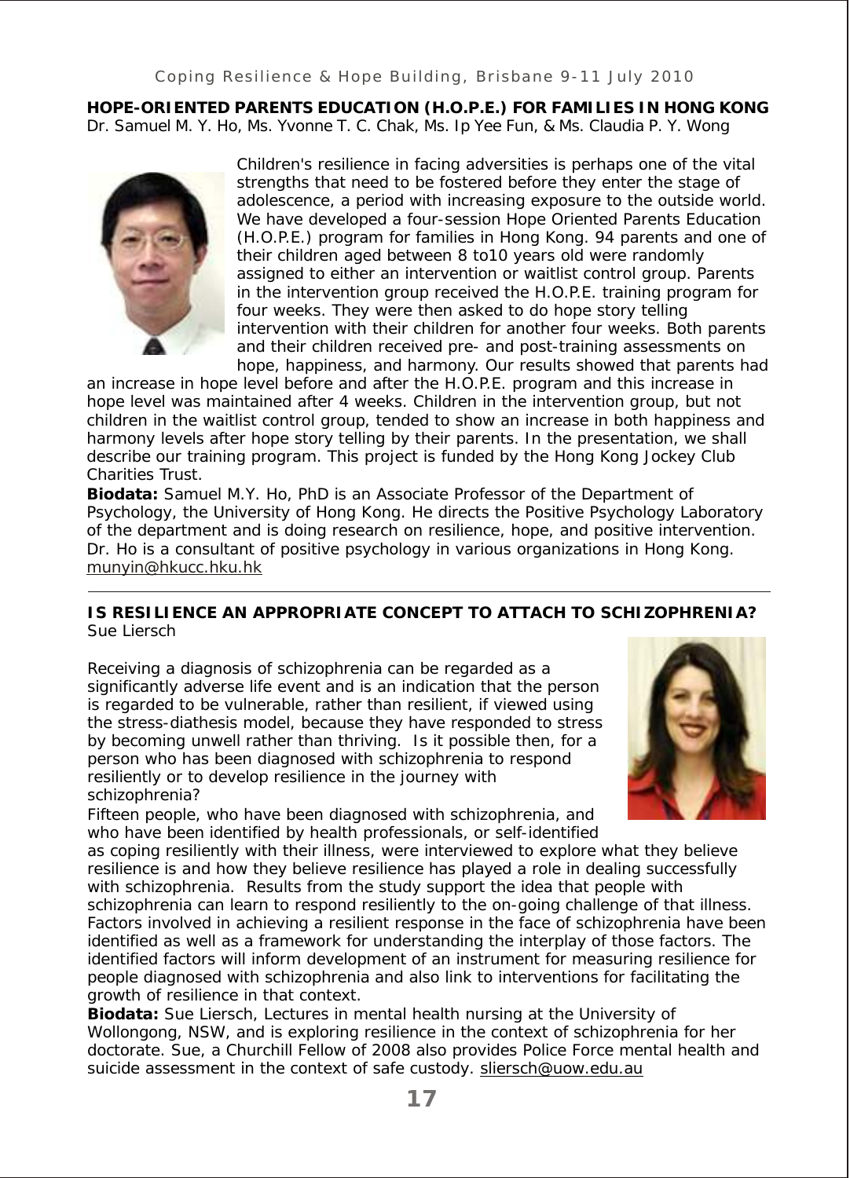## HOPE-ORIENTED PARENTS EDUCATION (H.O.P.E.) FOR FAMILIES IN HONG KONG

Dr. Samuel M. Y. Ho, Ms. Yvonne T. C. Chak, Ms. Ip Yee Fun, & Ms. Claudia P. Y. Wong

Children's resilience in facing adversities is perhaps one of the vital strengths that need to be fostered before they enter the stage of adolescence, a period with increasing exposure to the outside world. We have developed a four-session Hope Oriented Parents Education (H.O.P.E.) program for families in Hong Kong. 94 parents and one of their children aged between 8 to10 years old were randomly assigned to either an intervention or waitlist control group. Parents in the intervention group received the H.O.P.E. training program for four weeks. They were then asked to do hope story telling intervention with their children for another four weeks. Both parents and their children received pre- and post-training assessments on hope, happiness, and harmony. Our results showed that parents had an increase in hope level before and after the H.O.P.E. program and this increase in hope level was maintained after 4 weeks. Children in the intervention group, but not children in the waitlist control group, tended to show an increase in both happiness and harmony levels after hope story telling by their parents. In the presentation, we shall describe our training program. This project is funded by the Hong Kong Jockey Club Charities Trust.

**Biodata:** Samuel M.Y. Ho, PhD is an Associate Professor of the Department of Psychology, the University of Hong Kong. He directs the Positive Psychology Laboratory of the department and is doing research on resilience, hope, and positive intervention. Dr. Ho is a consultant of positive psychology in various organizations in Hong Kong. munyin@hkucc.hku.hk

---

## IS RESILIENCE AN APPROPRIATE CONCEPT TO ATTACH TO SCHIZOPHRENIA?

Sue Liersch

Receiving a diagnosis of schizophrenia can be regarded as a significantly adverse life event and is an indication that the person is regarded to be vulnerable, rather than resilient, if viewed using the stress-diathesis model, because they have responded to stress by becoming unwell rather than thriving. Is it possible then, for a person who has been diagnosed with schizophrenia to respond resiliently or to develop resilience in the journey with schizophrenia?

Fifteen people, who have been diagnosed with schizophrenia, and who have been identified by health professionals, or self-identified as coping resiliently with their illness, were interviewed to explore what they believe resilience is and how they believe resilience has played a role in dealing successfully with schizophrenia. Results from the study support the idea that people with schizophrenia can learn to respond resiliently to the on-going challenge of that illness. Factors involved in achieving a resilient response in the face of schizophrenia have been identified as well as a framework for understanding the interplay of those factors. The identified factors will inform development of an instrument for measuring resilience for people diagnosed with schizophrenia and also link to interventions for facilitating the growth of resilience in that context.

**Biodata:** Sue Liersch, Lectures in mental health nursing at the University of Wollongong, NSW, and is exploring resilience in the context of schizophrenia for her doctorate. Sue, a Churchill Fellow of 2008 also provides Police Force mental health and suicide assessment in the context of safe custody. sliersch@uow.edu.au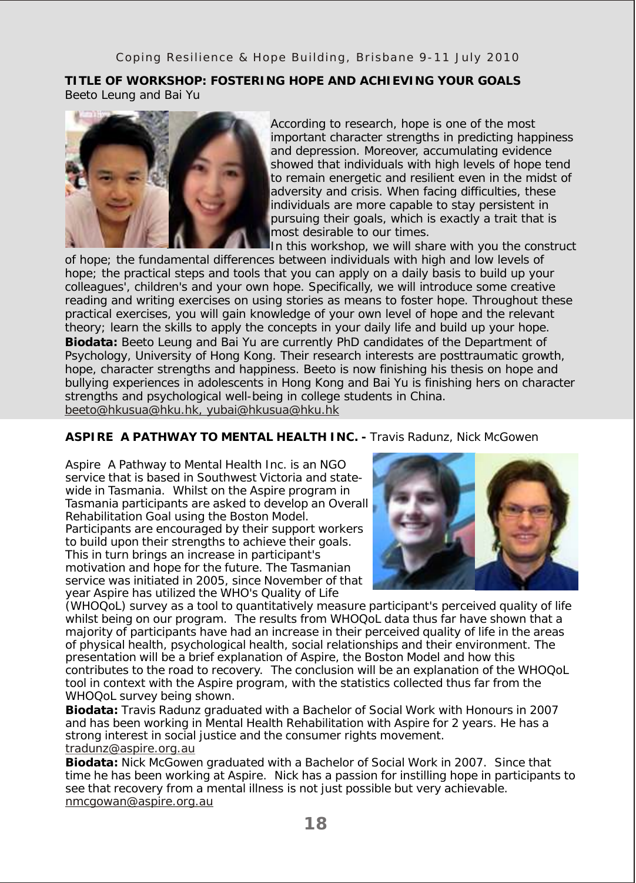**TITLE OF WORKSHOP: FOSTERING HOPE AND ACHIEVING YOUR GOALS**
Beeto Leung and Bai Yu

According to research, hope is one of the most important character strengths in predicting happiness and depression. Moreover, accumulating evidence showed that individuals with high levels of hope tend to remain energetic and resilient even in the midst of adversity and crisis. When facing difficulties, these individuals are more capable to stay persistent in pursuing their goals, which is exactly a trait that is most desirable to our times.
In this workshop, we will share with you the construct of hope; the fundamental differences between individuals with high and low levels of hope; the practical steps and tools that you can apply on a daily basis to build up your colleagues', children's and your own hope. Specifically, we will introduce some creative reading and writing exercises on using stories as means to foster hope. Throughout these practical exercises, you will gain knowledge of your own level of hope and the relevant theory; learn the skills to apply the concepts in your daily life and build up your hope.

**Biodata:** Beeto Leung and Bai Yu are currently PhD candidates of the Department of Psychology, University of Hong Kong. Their research interests are posttraumatic growth, hope, character strengths and happiness. Beeto is now finishing his thesis on hope and bullying experiences in adolescents in Hong Kong and Bai Yu is finishing hers on character strengths and psychological well-being in college students in China.
beeto@hkusua@hku.hk, yubai@hkusua@hku.hk

**ASPIRE A PATHWAY TO MENTAL HEALTH INC. -** Travis Radunz, Nick McGowen

Aspire A Pathway to Mental Health Inc. is an NGO service that is based in Southwest Victoria and state-wide in Tasmania. Whilst on the Aspire program in Tasmania participants are asked to develop an Overall Rehabilitation Goal using the Boston Model. Participants are encouraged by their support workers to build upon their strengths to achieve their goals. This in turn brings an increase in participant's motivation and hope for the future. The Tasmanian service was initiated in 2005, since November of that year Aspire has utilized the WHO's Quality of Life (WHOQoL) survey as a tool to quantitatively measure participant's perceived quality of life whilst being on our program. The results from WHOQoL data thus far have shown that a majority of participants have had an increase in their perceived quality of life in the areas of physical health, psychological health, social relationships and their environment. The presentation will be a brief explanation of Aspire, the Boston Model and how this contributes to the road to recovery. The conclusion will be an explanation of the WHOQoL tool in context with the Aspire program, with the statistics collected thus far from the WHOQoL survey being shown.

**Biodata:** Travis Radunz graduated with a Bachelor of Social Work with Honours in 2007 and has been working in Mental Health Rehabilitation with Aspire for 2 years. He has a strong interest in social justice and the consumer rights movement.
tradunz@aspire.org.au

**Biodata:** Nick McGowen graduated with a Bachelor of Social Work in 2007. Since that time he has been working at Aspire. Nick has a passion for instilling hope in participants to see that recovery from a mental illness is not just possible but very achievable.
nmcgowan@aspire.org.au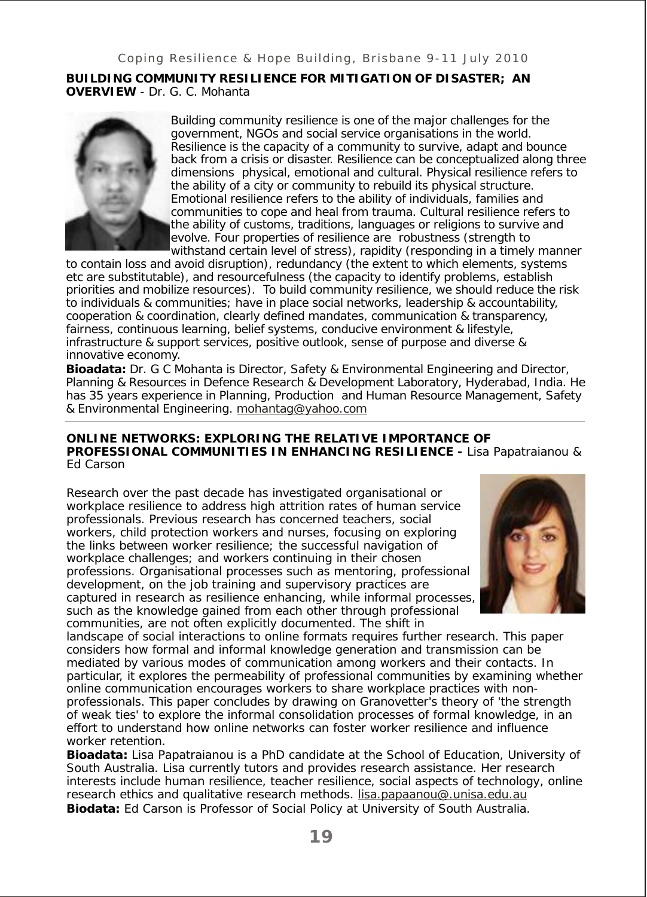**BUILDING COMMUNITY RESILIENCE FOR MITIGATION OF DISASTER; AN OVERVIEW** - Dr. G. C. Mohanta

Building community resilience is one of the major challenges for the government, NGOs and social service organisations in the world. Resilience is the capacity of a community to survive, adapt and bounce back from a crisis or disaster. Resilience can be conceptualized along three dimensions physical, emotional and cultural. Physical resilience refers to the ability of a city or community to rebuild its physical structure. Emotional resilience refers to the ability of individuals, families and communities to cope and heal from trauma. Cultural resilience refers to the ability of customs, traditions, languages or religions to survive and evolve. Four properties of resilience are robustness (strength to withstand certain level of stress), rapidity (responding in a timely manner to contain loss and avoid disruption), redundancy (the extent to which elements, systems etc are substitutable), and resourcefulness (the capacity to identify problems, establish priorities and mobilize resources). To build community resilience, we should reduce the risk to individuals & communities; have in place social networks, leadership & accountability, cooperation & coordination, clearly defined mandates, communication & transparency, fairness, continuous learning, belief systems, conducive environment & lifestyle, infrastructure & support services, positive outlook, sense of purpose and diverse & innovative economy.

**Bioadata:** Dr. G C Mohanta is Director, Safety & Environmental Engineering and Director, Planning & Resources in Defence Research & Development Laboratory, Hyderabad, India. He has 35 years experience in Planning, Production and Human Resource Management, Safety & Environmental Engineering. mohantag@yahoo.com

---

**ONLINE NETWORKS: EXPLORING THE RELATIVE IMPORTANCE OF PROFESSIONAL COMMUNITIES IN ENHANCING RESILIENCE -** Lisa Papatraianou & Ed Carson

Research over the past decade has investigated organisational or workplace resilience to address high attrition rates of human service professionals. Previous research has concerned teachers, social workers, child protection workers and nurses, focusing on exploring the links between worker resilience; the successful navigation of workplace challenges; and workers continuing in their chosen professions. Organisational processes such as mentoring, professional development, on the job training and supervisory practices are captured in research as resilience enhancing, while informal processes, such as the knowledge gained from each other through professional communities, are not often explicitly documented. The shift in landscape of social interactions to online formats requires further research. This paper considers how formal and informal knowledge generation and transmission can be mediated by various modes of communication among workers and their contacts. In particular, it explores the permeability of professional communities by examining whether online communication encourages workers to share workplace practices with non-professionals. This paper concludes by drawing on Granovetter's theory of 'the strength of weak ties' to explore the informal consolidation processes of formal knowledge, in an effort to understand how online networks can foster worker resilience and influence worker retention.

**Bioadata:** Lisa Papatraianou is a PhD candidate at the School of Education, University of South Australia. Lisa currently tutors and provides research assistance. Her research interests include human resilience, teacher resilience, social aspects of technology, online research ethics and qualitative research methods. lisa.papaanou@.unisa.edu.au

**Biodata:** Ed Carson is Professor of Social Policy at University of South Australia.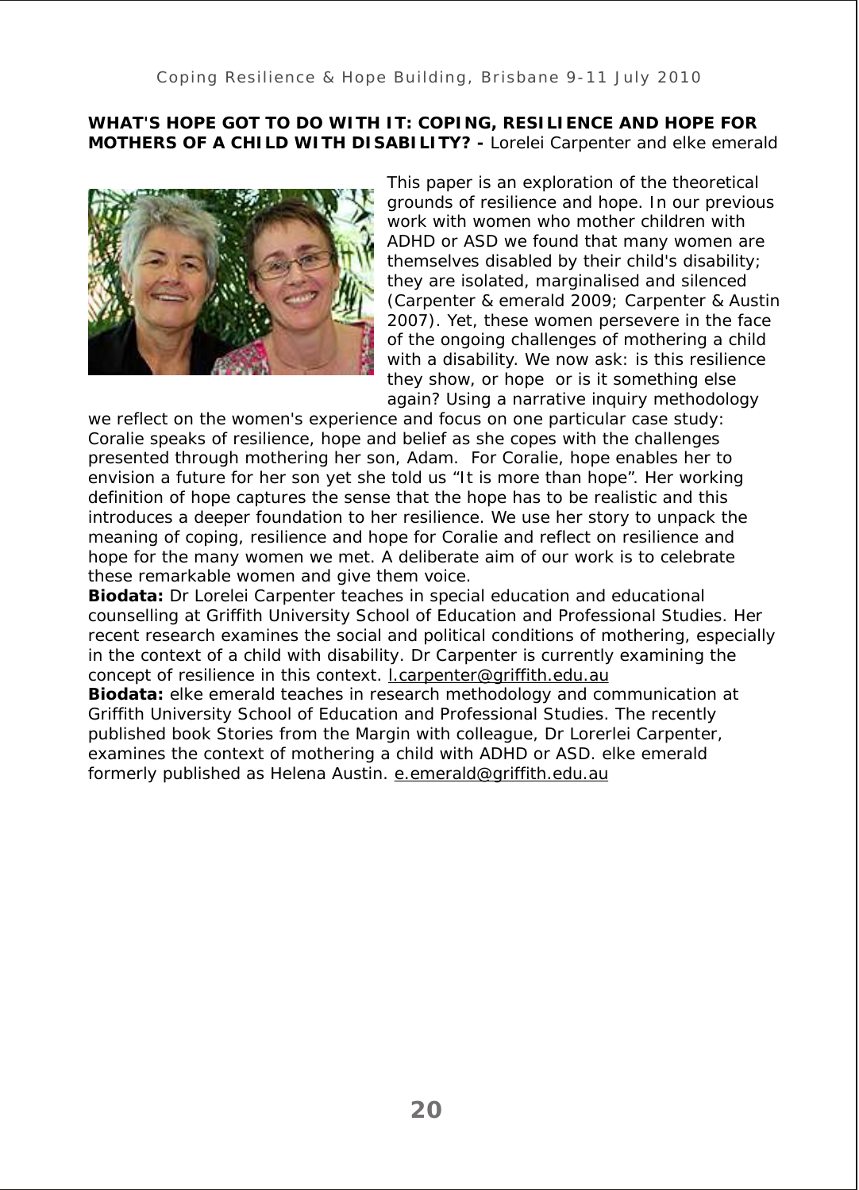**WHAT'S HOPE GOT TO DO WITH IT: COPING, RESILIENCE AND HOPE FOR MOTHERS OF A CHILD WITH DISABILITY? -** Lorelei Carpenter and elke emerald

This paper is an exploration of the theoretical grounds of resilience and hope. In our previous work with women who mother children with ADHD or ASD we found that many women are themselves disabled by their child's disability; they are isolated, marginalised and silenced (Carpenter & emerald 2009; Carpenter & Austin 2007). Yet, these women persevere in the face of the ongoing challenges of mothering a child with a disability. We now ask: is this resilience they show, or hope or is it something else again? Using a narrative inquiry methodology we reflect on the women's experience and focus on one particular case study: Coralie speaks of resilience, hope and belief as she copes with the challenges presented through mothering her son, Adam. For Coralie, hope enables her to envision a future for her son yet she told us "It is more than hope". Her working definition of hope captures the sense that the hope has to be realistic and this introduces a deeper foundation to her resilience. We use her story to unpack the meaning of coping, resilience and hope for Coralie and reflect on resilience and hope for the many women we met. A deliberate aim of our work is to celebrate these remarkable women and give them voice.

**Biodata:** Dr Lorelei Carpenter teaches in special education and educational counselling at Griffith University School of Education and Professional Studies. Her recent research examines the social and political conditions of mothering, especially in the context of a child with disability. Dr Carpenter is currently examining the concept of resilience in this context. l.carpenter@griffith.edu.au

**Biodata:** elke emerald teaches in research methodology and communication at Griffith University School of Education and Professional Studies. The recently published book Stories from the Margin with colleague, Dr Lorerlei Carpenter, examines the context of mothering a child with ADHD or ASD. elke emerald formerly published as Helena Austin. e.emerald@griffith.edu.au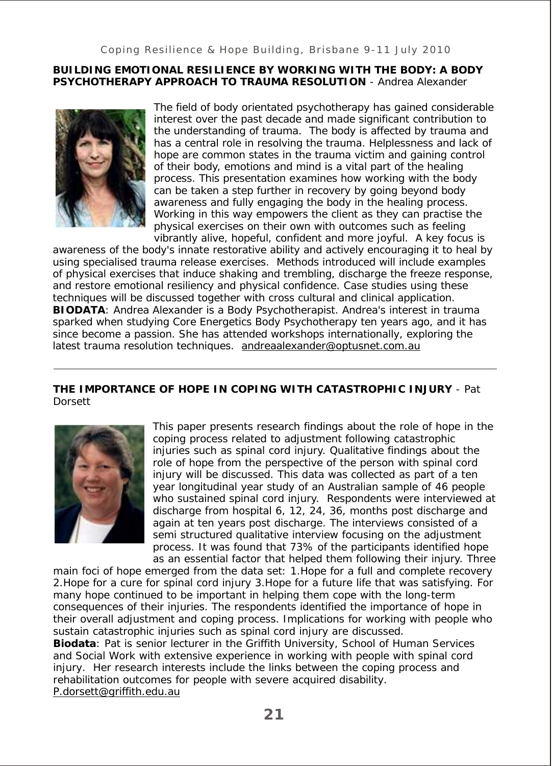**BUILDING EMOTIONAL RESILIENCE BY WORKING WITH THE BODY: A BODY PSYCHOTHERAPY APPROACH TO TRAUMA RESOLUTION** - Andrea Alexander

The field of body orientated psychotherapy has gained considerable interest over the past decade and made significant contribution to the understanding of trauma. The body is affected by trauma and has a central role in resolving the trauma. Helplessness and lack of hope are common states in the trauma victim and gaining control of their body, emotions and mind is a vital part of the healing process. This presentation examines how working with the body can be taken a step further in recovery by going beyond body awareness and fully engaging the body in the healing process. Working in this way empowers the client as they can practise the physical exercises on their own with outcomes such as feeling vibrantly alive, hopeful, confident and more joyful. A key focus is awareness of the body's innate restorative ability and actively encouraging it to heal by using specialised trauma release exercises. Methods introduced will include examples of physical exercises that induce shaking and trembling, discharge the freeze response, and restore emotional resiliency and physical confidence. Case studies using these techniques will be discussed together with cross cultural and clinical application.

**BIODATA**: Andrea Alexander is a Body Psychotherapist. Andrea's interest in trauma sparked when studying Core Energetics Body Psychotherapy ten years ago, and it has since become a passion. She has attended workshops internationally, exploring the latest trauma resolution techniques. andreaalexander@optusnet.com.au

---

**THE IMPORTANCE OF HOPE IN COPING WITH CATASTROPHIC INJURY** - Pat Dorsett

This paper presents research findings about the role of hope in the coping process related to adjustment following catastrophic injuries such as spinal cord injury. Qualitative findings about the role of hope from the perspective of the person with spinal cord injury will be discussed. This data was collected as part of a ten year longitudinal year study of an Australian sample of 46 people who sustained spinal cord injury. Respondents were interviewed at discharge from hospital 6, 12, 24, 36, months post discharge and again at ten years post discharge. The interviews consisted of a semi structured qualitative interview focusing on the adjustment process. It was found that 73% of the participants identified hope as an essential factor that helped them following their injury. Three main foci of hope emerged from the data set: 1.Hope for a full and complete recovery 2.Hope for a cure for spinal cord injury 3.Hope for a future life that was satisfying. For many hope continued to be important in helping them cope with the long-term consequences of their injuries. The respondents identified the importance of hope in their overall adjustment and coping process. Implications for working with people who sustain catastrophic injuries such as spinal cord injury are discussed.

**Biodata**: Pat is senior lecturer in the Griffith University, School of Human Services and Social Work with extensive experience in working with people with spinal cord injury. Her research interests include the links between the coping process and rehabilitation outcomes for people with severe acquired disability.
P.dorsett@griffith.edu.au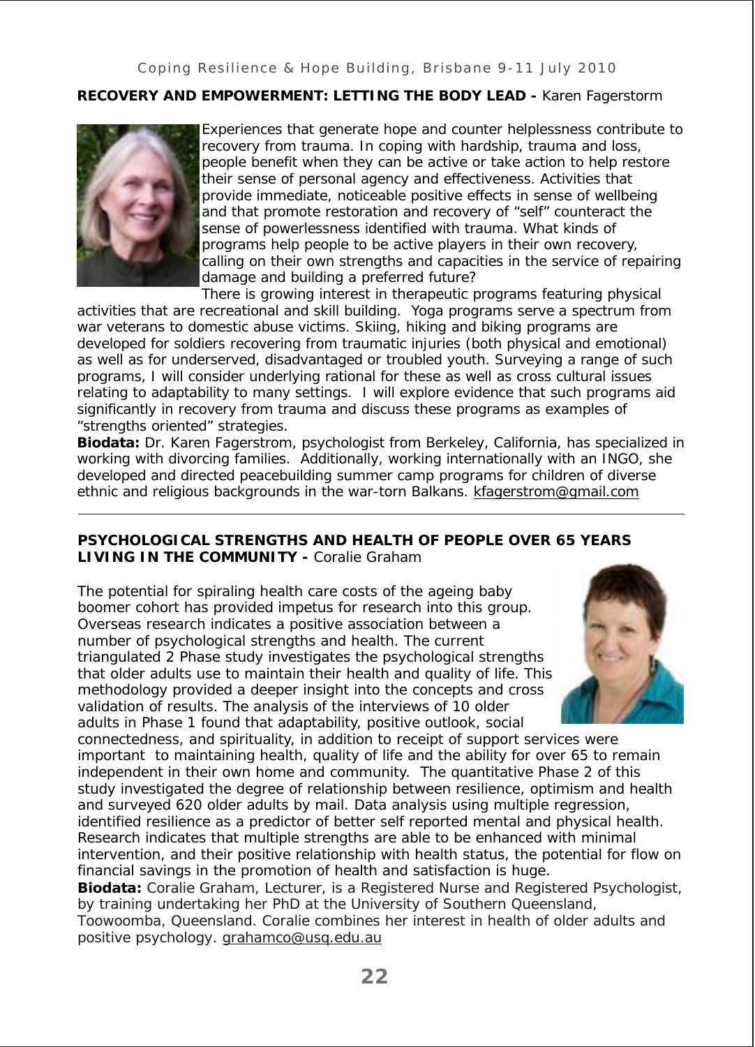## RECOVERY AND EMPOWERMENT: LETTING THE BODY LEAD - Karen Fagerstorm

Experiences that generate hope and counter helplessness contribute to recovery from trauma. In coping with hardship, trauma and loss, people benefit when they can be active or take action to help restore their sense of personal agency and effectiveness. Activities that provide immediate, noticeable positive effects in sense of wellbeing and that promote restoration and recovery of "self" counteract the sense of powerlessness identified with trauma. What kinds of programs help people to be active players in their own recovery, calling on their own strengths and capacities in the service of repairing damage and building a preferred future?

There is growing interest in therapeutic programs featuring physical activities that are recreational and skill building. Yoga programs serve a spectrum from war veterans to domestic abuse victims. Skiing, hiking and biking programs are developed for soldiers recovering from traumatic injuries (both physical and emotional) as well as for underserved, disadvantaged or troubled youth. Surveying a range of such programs, I will consider underlying rational for these as well as cross cultural issues relating to adaptability to many settings. I will explore evidence that such programs aid significantly in recovery from trauma and discuss these programs as examples of "strengths oriented" strategies.

**Biodata:** Dr. Karen Fagerstrom, psychologist from Berkeley, California, has specialized in working with divorcing families. Additionally, working internationally with an INGO, she developed and directed peacebuilding summer camp programs for children of diverse ethnic and religious backgrounds in the war-torn Balkans. kfagerstrom@gmail.com

---

## PSYCHOLOGICAL STRENGTHS AND HEALTH OF PEOPLE OVER 65 YEARS LIVING IN THE COMMUNITY - Coralie Graham

The potential for spiraling health care costs of the ageing baby boomer cohort has provided impetus for research into this group. Overseas research indicates a positive association between a number of psychological strengths and health. The current triangulated 2 Phase study investigates the psychological strengths that older adults use to maintain their health and quality of life. This methodology provided a deeper insight into the concepts and cross validation of results. The analysis of the interviews of 10 older adults in Phase 1 found that adaptability, positive outlook, social connectedness, and spirituality, in addition to receipt of support services were important to maintaining health, quality of life and the ability for over 65 to remain independent in their own home and community. The quantitative Phase 2 of this study investigated the degree of relationship between resilience, optimism and health and surveyed 620 older adults by mail. Data analysis using multiple regression, identified resilience as a predictor of better self reported mental and physical health. Research indicates that multiple strengths are able to be enhanced with minimal intervention, and their positive relationship with health status, the potential for flow on financial savings in the promotion of health and satisfaction is huge.

**Biodata:** Coralie Graham, Lecturer, is a Registered Nurse and Registered Psychologist, by training undertaking her PhD at the University of Southern Queensland, Toowoomba, Queensland. Coralie combines her interest in health of older adults and positive psychology. grahamco@usq.edu.au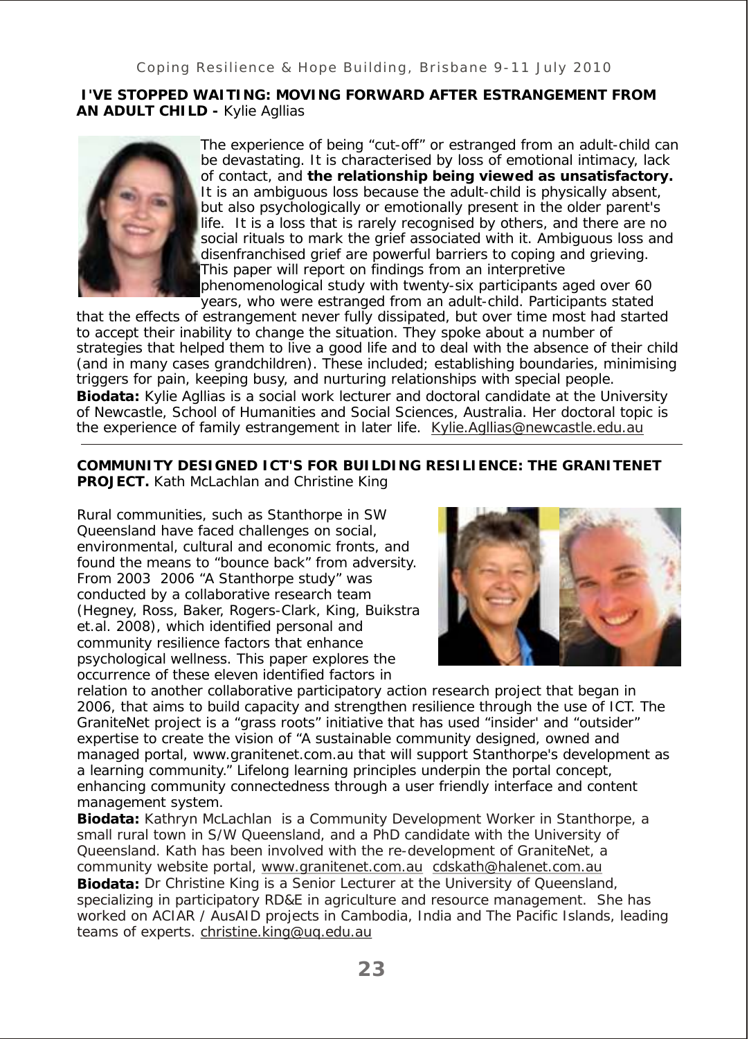**I'VE STOPPED WAITING: MOVING FORWARD AFTER ESTRANGEMENT FROM AN ADULT CHILD -** Kylie Agllias

The experience of being "cut-off" or estranged from an adult-child can be devastating. It is characterised by loss of emotional intimacy, lack of contact, and **the relationship being viewed as unsatisfactory.** It is an ambiguous loss because the adult-child is physically absent, but also psychologically or emotionally present in the older parent's life. It is a loss that is rarely recognised by others, and there are no social rituals to mark the grief associated with it. Ambiguous loss and disenfranchised grief are powerful barriers to coping and grieving. This paper will report on findings from an interpretive phenomenological study with twenty-six participants aged over 60 years, who were estranged from an adult-child. Participants stated that the effects of estrangement never fully dissipated, but over time most had started to accept their inability to change the situation. They spoke about a number of strategies that helped them to live a good life and to deal with the absence of their child (and in many cases grandchildren). These included; establishing boundaries, minimising triggers for pain, keeping busy, and nurturing relationships with special people.

**Biodata:** Kylie Agllias is a social work lecturer and doctoral candidate at the University of Newcastle, School of Humanities and Social Sciences, Australia. Her doctoral topic is the experience of family estrangement in later life. Kylie.Agllias@newcastle.edu.au

---

**COMMUNITY DESIGNED ICT'S FOR BUILDING RESILIENCE: THE GRANITENET PROJECT.** Kath McLachlan and Christine King

Rural communities, such as Stanthorpe in SW Queensland have faced challenges on social, environmental, cultural and economic fronts, and found the means to "bounce back" from adversity. From 2003 2006 "A Stanthorpe study" was conducted by a collaborative research team (Hegney, Ross, Baker, Rogers-Clark, King, Buikstra et.al. 2008), which identified personal and community resilience factors that enhance psychological wellness. This paper explores the occurrence of these eleven identified factors in relation to another collaborative participatory action research project that began in 2006, that aims to build capacity and strengthen resilience through the use of ICT. The GraniteNet project is a "grass roots" initiative that has used "insider' and "outsider" expertise to create the vision of "A sustainable community designed, owned and managed portal, www.granitenet.com.au that will support Stanthorpe's development as a learning community." Lifelong learning principles underpin the portal concept, enhancing community connectedness through a user friendly interface and content management system.

**Biodata:** Kathryn McLachlan is a Community Development Worker in Stanthorpe, a small rural town in S/W Queensland, and a PhD candidate with the University of Queensland. Kath has been involved with the re-development of GraniteNet, a community website portal, www.granitenet.com.au cdskath@halenet.com.au

**Biodata:** Dr Christine King is a Senior Lecturer at the University of Queensland, specializing in participatory RD&E in agriculture and resource management. She has worked on ACIAR / AusAID projects in Cambodia, India and The Pacific Islands, leading teams of experts. christine.king@uq.edu.au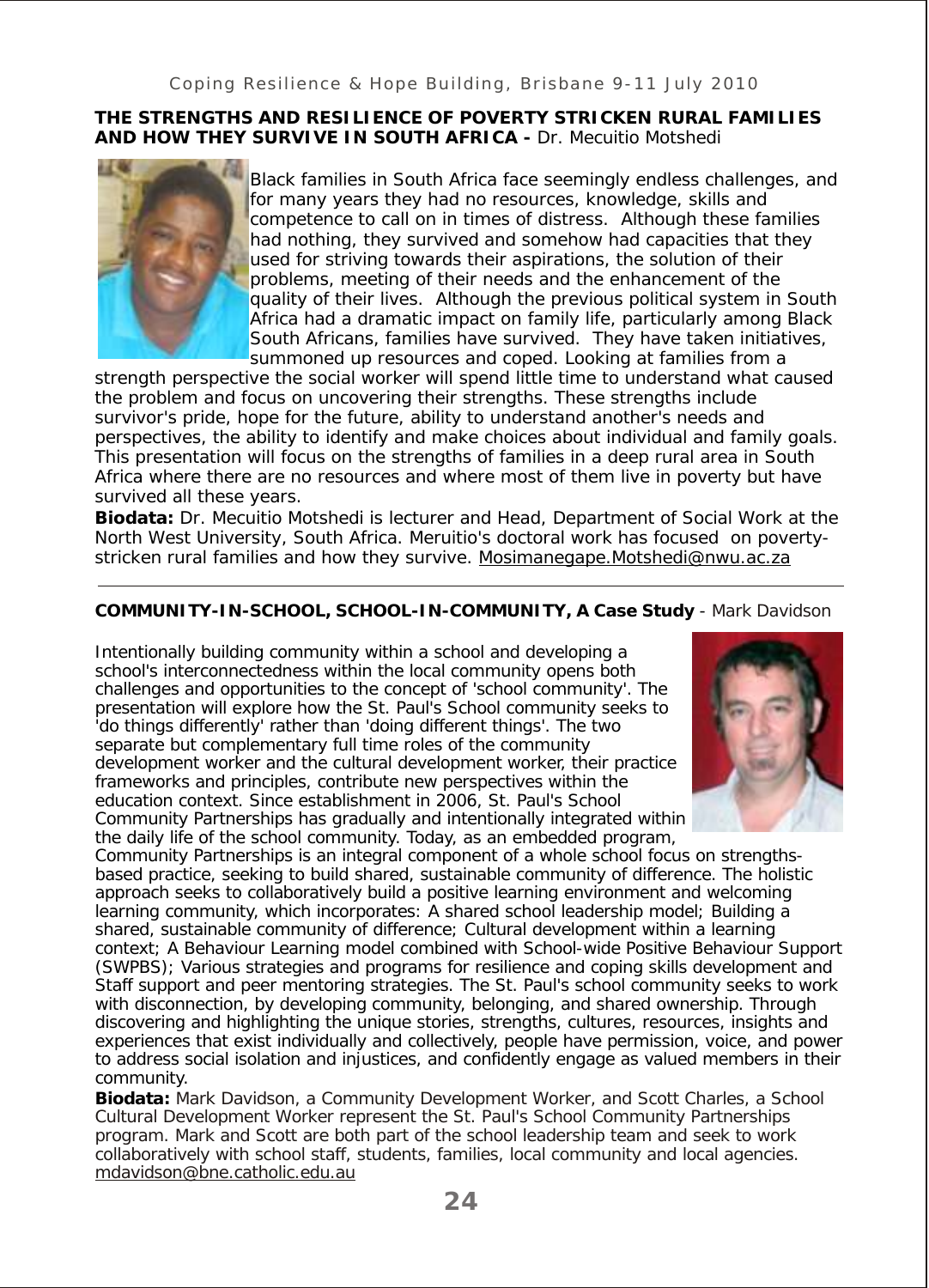## THE STRENGTHS AND RESILIENCE OF POVERTY STRICKEN RURAL FAMILIES AND HOW THEY SURVIVE IN SOUTH AFRICA - Dr. Mecuitio Motshedi

Black families in South Africa face seemingly endless challenges, and for many years they had no resources, knowledge, skills and competence to call on in times of distress. Although these families had nothing, they survived and somehow had capacities that they used for striving towards their aspirations, the solution of their problems, meeting of their needs and the enhancement of the quality of their lives. Although the previous political system in South Africa had a dramatic impact on family life, particularly among Black South Africans, families have survived. They have taken initiatives, summoned up resources and coped. Looking at families from a strength perspective the social worker will spend little time to understand what caused the problem and focus on uncovering their strengths. These strengths include survivor's pride, hope for the future, ability to understand another's needs and perspectives, the ability to identify and make choices about individual and family goals. This presentation will focus on the strengths of families in a deep rural area in South Africa where there are no resources and where most of them live in poverty but have survived all these years.

**Biodata:** Dr. Mecuitio Motshedi is lecturer and Head, Department of Social Work at the North West University, South Africa. Meruitio's doctoral work has focused on poverty-stricken rural families and how they survive. Mosimanegape.Motshedi@nwu.ac.za

---

## COMMUNITY-IN-SCHOOL, SCHOOL-IN-COMMUNITY, A Case Study - Mark Davidson

Intentionally building community within a school and developing a school's interconnectedness within the local community opens both challenges and opportunities to the concept of 'school community'. The presentation will explore how the St. Paul's School community seeks to 'do things differently' rather than 'doing different things'. The two separate but complementary full time roles of the community development worker and the cultural development worker, their practice frameworks and principles, contribute new perspectives within the education context. Since establishment in 2006, St. Paul's School Community Partnerships has gradually and intentionally integrated within the daily life of the school community. Today, as an embedded program, Community Partnerships is an integral component of a whole school focus on strengths-based practice, seeking to build shared, sustainable community of difference. The holistic approach seeks to collaboratively build a positive learning environment and welcoming learning community, which incorporates: A shared school leadership model; Building a shared, sustainable community of difference; Cultural development within a learning context; A Behaviour Learning model combined with School-wide Positive Behaviour Support (SWPBS); Various strategies and programs for resilience and coping skills development and Staff support and peer mentoring strategies. The St. Paul's school community seeks to work with disconnection, by developing community, belonging, and shared ownership. Through discovering and highlighting the unique stories, strengths, cultures, resources, insights and experiences that exist individually and collectively, people have permission, voice, and power to address social isolation and injustices, and confidently engage as valued members in their community.

**Biodata:** Mark Davidson, a Community Development Worker, and Scott Charles, a School Cultural Development Worker represent the St. Paul's School Community Partnerships program. Mark and Scott are both part of the school leadership team and seek to work collaboratively with school staff, students, families, local community and local agencies. mdavidson@bne.catholic.edu.au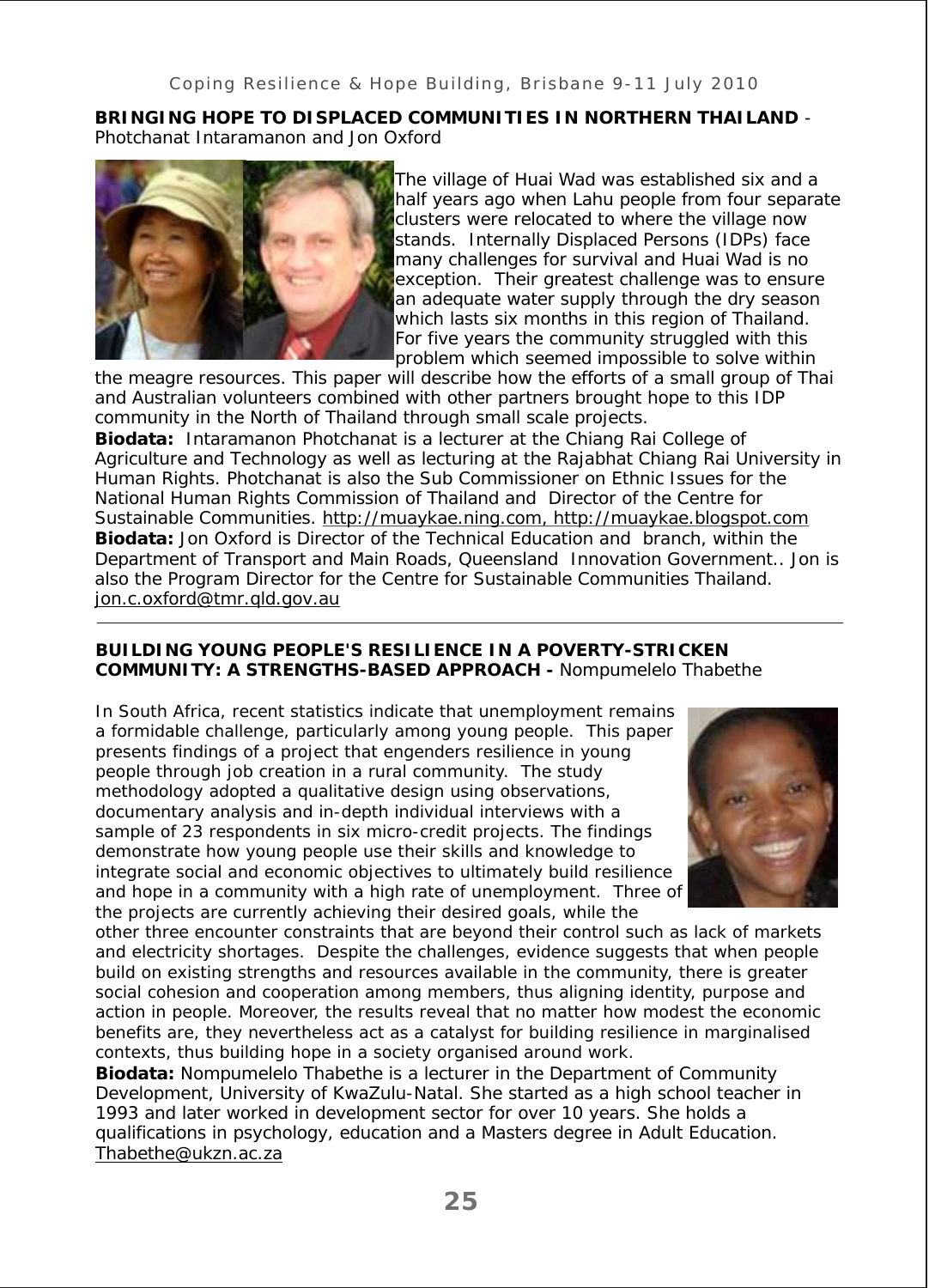**BRINGING HOPE TO DISPLACED COMMUNITIES IN NORTHERN THAILAND** - Photchanat Intaramanon and Jon Oxford

The village of Huai Wad was established six and a half years ago when Lahu people from four separate clusters were relocated to where the village now stands. Internally Displaced Persons (IDPs) face many challenges for survival and Huai Wad is no exception. Their greatest challenge was to ensure an adequate water supply through the dry season which lasts six months in this region of Thailand. For five years the community struggled with this problem which seemed impossible to solve within the meagre resources. This paper will describe how the efforts of a small group of Thai and Australian volunteers combined with other partners brought hope to this IDP community in the North of Thailand through small scale projects.

**Biodata:** Intaramanon Photchanat is a lecturer at the Chiang Rai College of Agriculture and Technology as well as lecturing at the Rajabhat Chiang Rai University in Human Rights. Photchanat is also the Sub Commissioner on Ethnic Issues for the National Human Rights Commission of Thailand and Director of the Centre for Sustainable Communities. http://muaykae.ning.com, http://muaykae.blogspot.com

**Biodata:** Jon Oxford is Director of the Technical Education and branch, within the Department of Transport and Main Roads, Queensland Innovation Government.. Jon is also the Program Director for the Centre for Sustainable Communities Thailand. jon.c.oxford@tmr.qld.gov.au

---

**BUILDING YOUNG PEOPLE'S RESILIENCE IN A POVERTY-STRICKEN COMMUNITY: A STRENGTHS-BASED APPROACH -** Nompumelelo Thabethe

In South Africa, recent statistics indicate that unemployment remains a formidable challenge, particularly among young people. This paper presents findings of a project that engenders resilience in young people through job creation in a rural community. The study methodology adopted a qualitative design using observations, documentary analysis and in-depth individual interviews with a sample of 23 respondents in six micro-credit projects. The findings demonstrate how young people use their skills and knowledge to integrate social and economic objectives to ultimately build resilience and hope in a community with a high rate of unemployment. Three of the projects are currently achieving their desired goals, while the other three encounter constraints that are beyond their control such as lack of markets and electricity shortages. Despite the challenges, evidence suggests that when people build on existing strengths and resources available in the community, there is greater social cohesion and cooperation among members, thus aligning identity, purpose and action in people. Moreover, the results reveal that no matter how modest the economic benefits are, they nevertheless act as a catalyst for building resilience in marginalised contexts, thus building hope in a society organised around work.

**Biodata:** Nompumelelo Thabethe is a lecturer in the Department of Community Development, University of KwaZulu-Natal. She started as a high school teacher in 1993 and later worked in development sector for over 10 years. She holds a qualifications in psychology, education and a Masters degree in Adult Education. Thabethe@ukzn.ac.za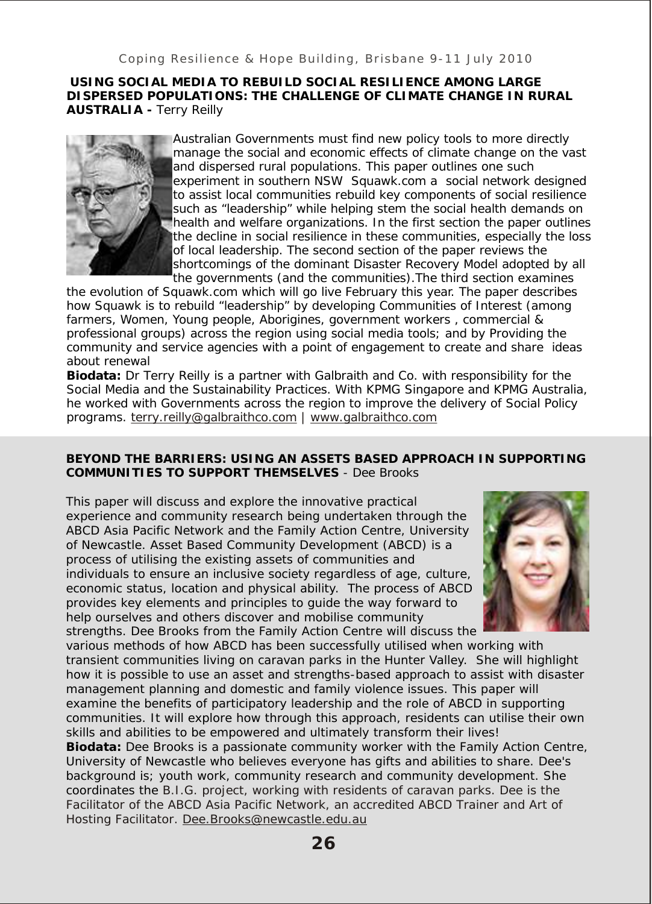**USING SOCIAL MEDIA TO REBUILD SOCIAL RESILIENCE AMONG LARGE DISPERSED POPULATIONS: THE CHALLENGE OF CLIMATE CHANGE IN RURAL AUSTRALIA -** Terry Reilly

Australian Governments must find new policy tools to more directly manage the social and economic effects of climate change on the vast and dispersed rural populations. This paper outlines one such experiment in southern NSW Squawk.com a social network designed to assist local communities rebuild key components of social resilience such as "leadership" while helping stem the social health demands on health and welfare organizations. In the first section the paper outlines the decline in social resilience in these communities, especially the loss of local leadership. The second section of the paper reviews the shortcomings of the dominant Disaster Recovery Model adopted by all the governments (and the communities).The third section examines the evolution of Squawk.com which will go live February this year. The paper describes how Squawk is to rebuild "leadership" by developing Communities of Interest (among farmers, Women, Young people, Aborigines, government workers , commercial & professional groups) across the region using social media tools; and by Providing the community and service agencies with a point of engagement to create and share ideas about renewal

**Biodata:** Dr Terry Reilly is a partner with Galbraith and Co. with responsibility for the Social Media and the Sustainability Practices. With KPMG Singapore and KPMG Australia, he worked with Governments across the region to improve the delivery of Social Policy programs. terry.reilly@galbraithco.com | www.galbraithco.com

**BEYOND THE BARRIERS: USING AN ASSETS BASED APPROACH IN SUPPORTING COMMUNITIES TO SUPPORT THEMSELVES** - Dee Brooks

This paper will discuss and explore the innovative practical experience and community research being undertaken through the ABCD Asia Pacific Network and the Family Action Centre, University of Newcastle. Asset Based Community Development (ABCD) is a process of utilising the existing assets of communities and individuals to ensure an inclusive society regardless of age, culture, economic status, location and physical ability. The process of ABCD provides key elements and principles to guide the way forward to help ourselves and others discover and mobilise community strengths. Dee Brooks from the Family Action Centre will discuss the various methods of how ABCD has been successfully utilised when working with transient communities living on caravan parks in the Hunter Valley. She will highlight how it is possible to use an asset and strengths-based approach to assist with disaster management planning and domestic and family violence issues. This paper will examine the benefits of participatory leadership and the role of ABCD in supporting communities. It will explore how through this approach, residents can utilise their own skills and abilities to be empowered and ultimately transform their lives!

**Biodata:** Dee Brooks is a passionate community worker with the Family Action Centre, University of Newcastle who believes everyone has gifts and abilities to share. Dee's background is; youth work, community research and community development. She coordinates the B.I.G. project, working with residents of caravan parks. Dee is the Facilitator of the ABCD Asia Pacific Network, an accredited ABCD Trainer and Art of Hosting Facilitator. Dee.Brooks@newcastle.edu.au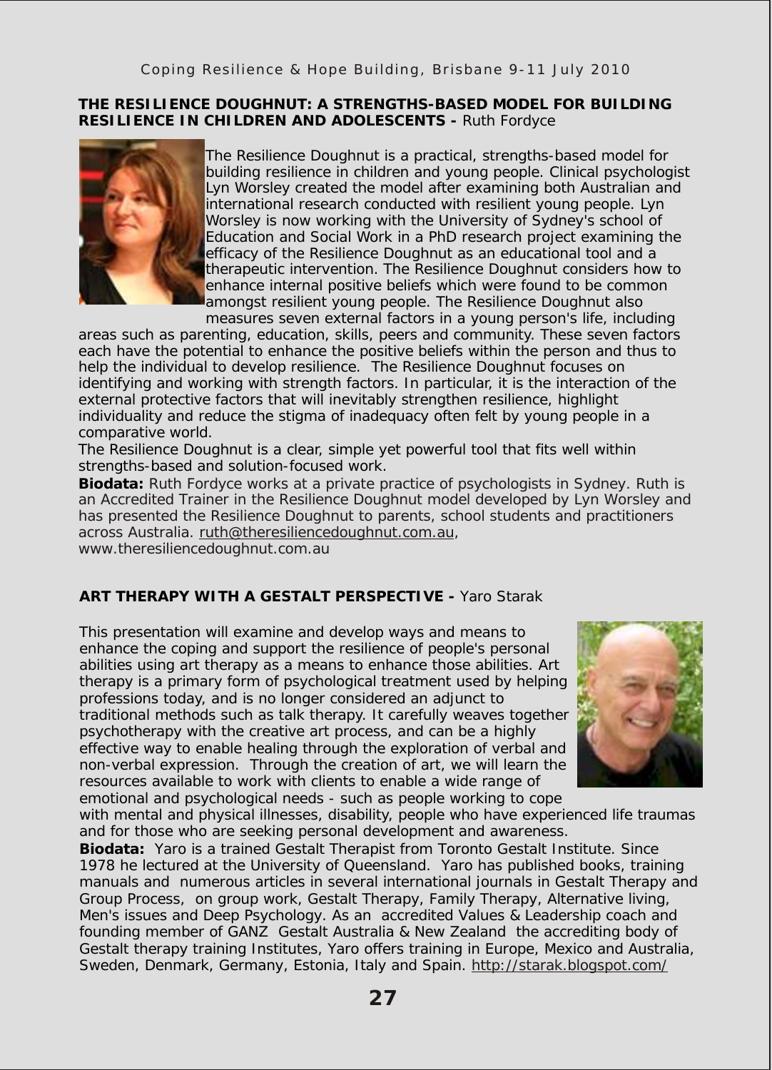## THE RESILIENCE DOUGHNUT: A STRENGTHS-BASED MODEL FOR BUILDING RESILIENCE IN CHILDREN AND ADOLESCENTS - Ruth Fordyce

The Resilience Doughnut is a practical, strengths-based model for building resilience in children and young people. Clinical psychologist Lyn Worsley created the model after examining both Australian and international research conducted with resilient young people. Lyn Worsley is now working with the University of Sydney's school of Education and Social Work in a PhD research project examining the efficacy of the Resilience Doughnut as an educational tool and a therapeutic intervention. The Resilience Doughnut considers how to enhance internal positive beliefs which were found to be common amongst resilient young people. The Resilience Doughnut also measures seven external factors in a young person's life, including areas such as parenting, education, skills, peers and community. These seven factors each have the potential to enhance the positive beliefs within the person and thus to help the individual to develop resilience. The Resilience Doughnut focuses on identifying and working with strength factors. In particular, it is the interaction of the external protective factors that will inevitably strengthen resilience, highlight individuality and reduce the stigma of inadequacy often felt by young people in a comparative world.

The Resilience Doughnut is a clear, simple yet powerful tool that fits well within strengths-based and solution-focused work.

**Biodata:** Ruth Fordyce works at a private practice of psychologists in Sydney. Ruth is an Accredited Trainer in the Resilience Doughnut model developed by Lyn Worsley and has presented the Resilience Doughnut to parents, school students and practitioners across Australia. ruth@theresiliencedoughnut.com.au, www.theresiliencedoughnut.com.au

## ART THERAPY WITH A GESTALT PERSPECTIVE - Yaro Starak

This presentation will examine and develop ways and means to enhance the coping and support the resilience of people's personal abilities using art therapy as a means to enhance those abilities. Art therapy is a primary form of psychological treatment used by helping professions today, and is no longer considered an adjunct to traditional methods such as talk therapy. It carefully weaves together psychotherapy with the creative art process, and can be a highly effective way to enable healing through the exploration of verbal and non-verbal expression. Through the creation of art, we will learn the resources available to work with clients to enable a wide range of emotional and psychological needs - such as people working to cope with mental and physical illnesses, disability, people who have experienced life traumas and for those who are seeking personal development and awareness.

**Biodata:** Yaro is a trained Gestalt Therapist from Toronto Gestalt Institute. Since 1978 he lectured at the University of Queensland. Yaro has published books, training manuals and numerous articles in several international journals in Gestalt Therapy and Group Process, on group work, Gestalt Therapy, Family Therapy, Alternative living, Men's issues and Deep Psychology. As an accredited Values & Leadership coach and founding member of GANZ Gestalt Australia & New Zealand the accrediting body of Gestalt therapy training Institutes, Yaro offers training in Europe, Mexico and Australia, Sweden, Denmark, Germany, Estonia, Italy and Spain. http://starak.blogspot.com/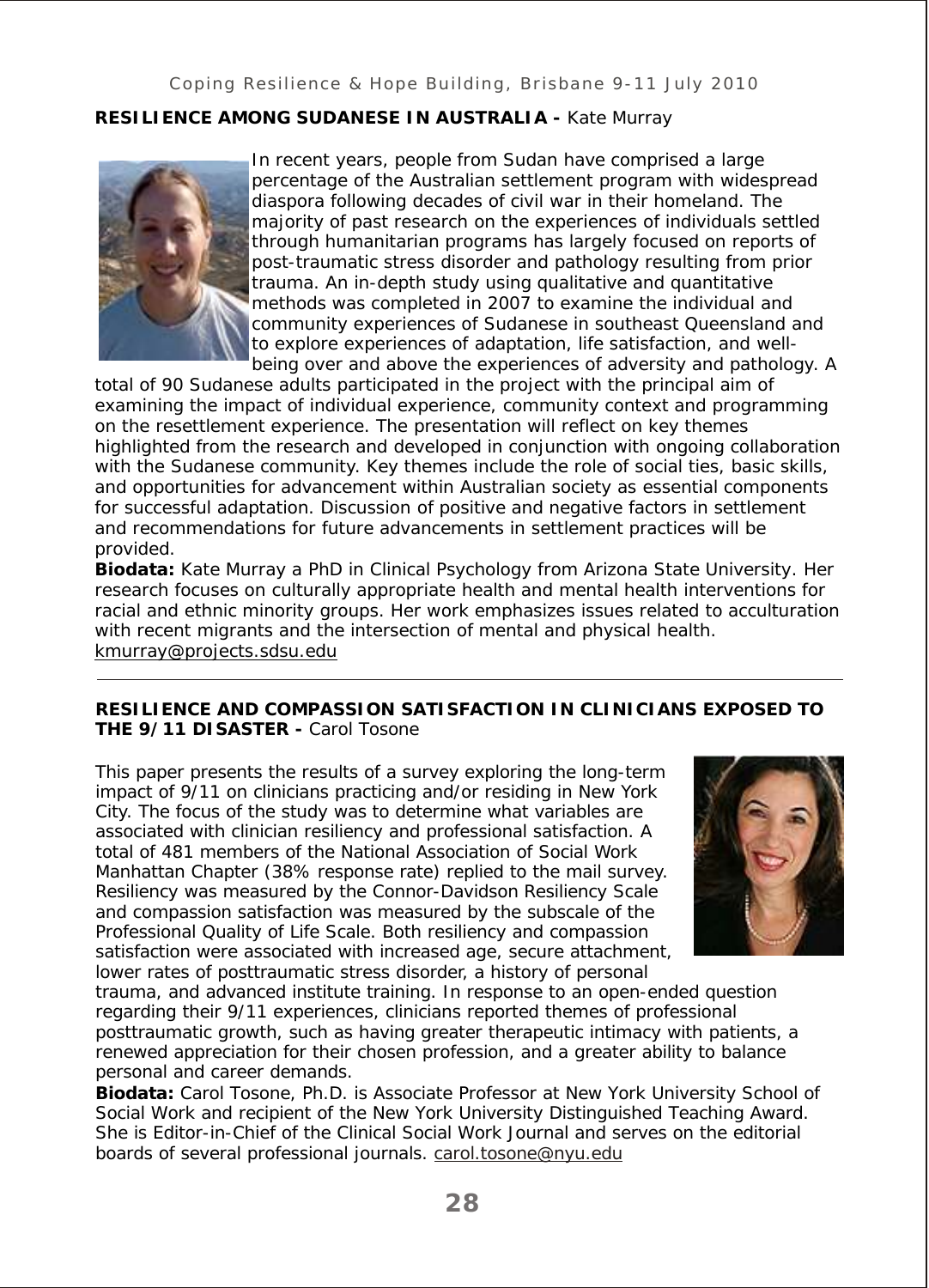## RESILIENCE AMONG SUDANESE IN AUSTRALIA - Kate Murray

In recent years, people from Sudan have comprised a large percentage of the Australian settlement program with widespread diaspora following decades of civil war in their homeland. The majority of past research on the experiences of individuals settled through humanitarian programs has largely focused on reports of post-traumatic stress disorder and pathology resulting from prior trauma. An in-depth study using qualitative and quantitative methods was completed in 2007 to examine the individual and community experiences of Sudanese in southeast Queensland and to explore experiences of adaptation, life satisfaction, and well-being over and above the experiences of adversity and pathology. A total of 90 Sudanese adults participated in the project with the principal aim of examining the impact of individual experience, community context and programming on the resettlement experience. The presentation will reflect on key themes highlighted from the research and developed in conjunction with ongoing collaboration with the Sudanese community. Key themes include the role of social ties, basic skills, and opportunities for advancement within Australian society as essential components for successful adaptation. Discussion of positive and negative factors in settlement and recommendations for future advancements in settlement practices will be provided.

**Biodata:** Kate Murray a PhD in Clinical Psychology from Arizona State University. Her research focuses on culturally appropriate health and mental health interventions for racial and ethnic minority groups. Her work emphasizes issues related to acculturation with recent migrants and the intersection of mental and physical health. kmurray@projects.sdsu.edu

---

## RESILIENCE AND COMPASSION SATISFACTION IN CLINICIANS EXPOSED TO THE 9/11 DISASTER - Carol Tosone

This paper presents the results of a survey exploring the long-term impact of 9/11 on clinicians practicing and/or residing in New York City. The focus of the study was to determine what variables are associated with clinician resiliency and professional satisfaction. A total of 481 members of the National Association of Social Work Manhattan Chapter (38% response rate) replied to the mail survey. Resiliency was measured by the Connor-Davidson Resiliency Scale and compassion satisfaction was measured by the subscale of the Professional Quality of Life Scale. Both resiliency and compassion satisfaction were associated with increased age, secure attachment, lower rates of posttraumatic stress disorder, a history of personal trauma, and advanced institute training. In response to an open-ended question regarding their 9/11 experiences, clinicians reported themes of professional posttraumatic growth, such as having greater therapeutic intimacy with patients, a renewed appreciation for their chosen profession, and a greater ability to balance personal and career demands.

**Biodata:** Carol Tosone, Ph.D. is Associate Professor at New York University School of Social Work and recipient of the New York University Distinguished Teaching Award. She is Editor-in-Chief of the Clinical Social Work Journal and serves on the editorial boards of several professional journals. carol.tosone@nyu.edu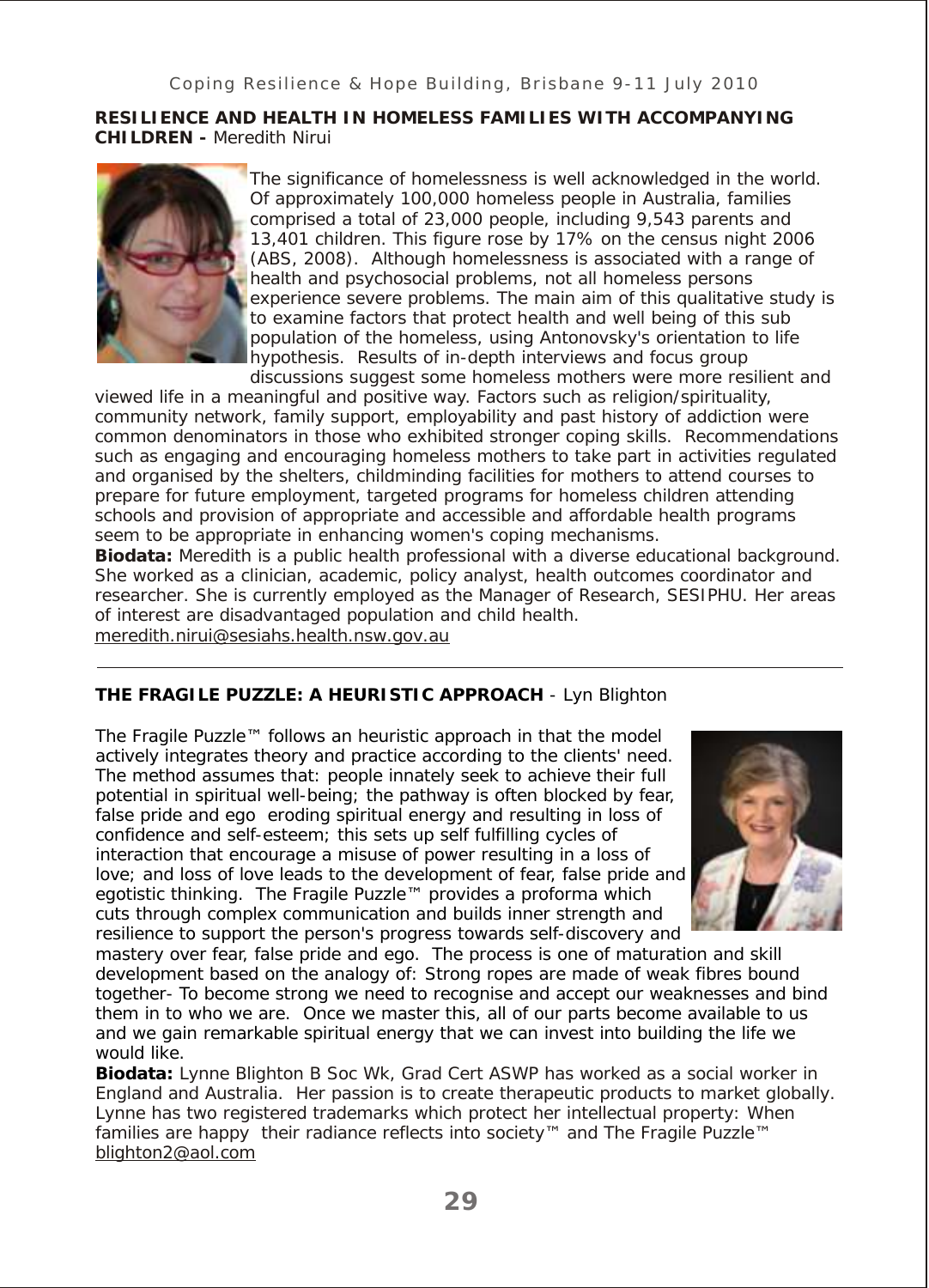**RESILIENCE AND HEALTH IN HOMELESS FAMILIES WITH ACCOMPANYING CHILDREN -** Meredith Nirui

The significance of homelessness is well acknowledged in the world. Of approximately 100,000 homeless people in Australia, families comprised a total of 23,000 people, including 9,543 parents and 13,401 children. This figure rose by 17% on the census night 2006 (ABS, 2008). Although homelessness is associated with a range of health and psychosocial problems, not all homeless persons experience severe problems. The main aim of this qualitative study is to examine factors that protect health and well being of this sub population of the homeless, using Antonovsky's orientation to life hypothesis. Results of in-depth interviews and focus group discussions suggest some homeless mothers were more resilient and viewed life in a meaningful and positive way. Factors such as religion/spirituality, community network, family support, employability and past history of addiction were common denominators in those who exhibited stronger coping skills. Recommendations such as engaging and encouraging homeless mothers to take part in activities regulated and organised by the shelters, childminding facilities for mothers to attend courses to prepare for future employment, targeted programs for homeless children attending schools and provision of appropriate and accessible and affordable health programs seem to be appropriate in enhancing women's coping mechanisms.

**Biodata:** Meredith is a public health professional with a diverse educational background. She worked as a clinician, academic, policy analyst, health outcomes coordinator and researcher. She is currently employed as the Manager of Research, SESIPHU. Her areas of interest are disadvantaged population and child health.
meredith.nirui@sesiahs.health.nsw.gov.au

---

**THE FRAGILE PUZZLE: A HEURISTIC APPROACH** - Lyn Blighton

The Fragile Puzzle™ follows an heuristic approach in that the model actively integrates theory and practice according to the clients' need. The method assumes that: people innately seek to achieve their full potential in spiritual well-being; the pathway is often blocked by fear, false pride and ego eroding spiritual energy and resulting in loss of confidence and self-esteem; this sets up self fulfilling cycles of interaction that encourage a misuse of power resulting in a loss of love; and loss of love leads to the development of fear, false pride and egotistic thinking. The Fragile Puzzle™ provides a proforma which cuts through complex communication and builds inner strength and resilience to support the person's progress towards self-discovery and mastery over fear, false pride and ego. The process is one of maturation and skill development based on the analogy of: Strong ropes are made of weak fibres bound together- To become strong we need to recognise and accept our weaknesses and bind them in to who we are. Once we master this, all of our parts become available to us and we gain remarkable spiritual energy that we can invest into building the life we would like.

**Biodata:** Lynne Blighton B Soc Wk, Grad Cert ASWP has worked as a social worker in England and Australia. Her passion is to create therapeutic products to market globally. Lynne has two registered trademarks which protect her intellectual property: When families are happy their radiance reflects into society™ and The Fragile Puzzle™
blighton2@aol.com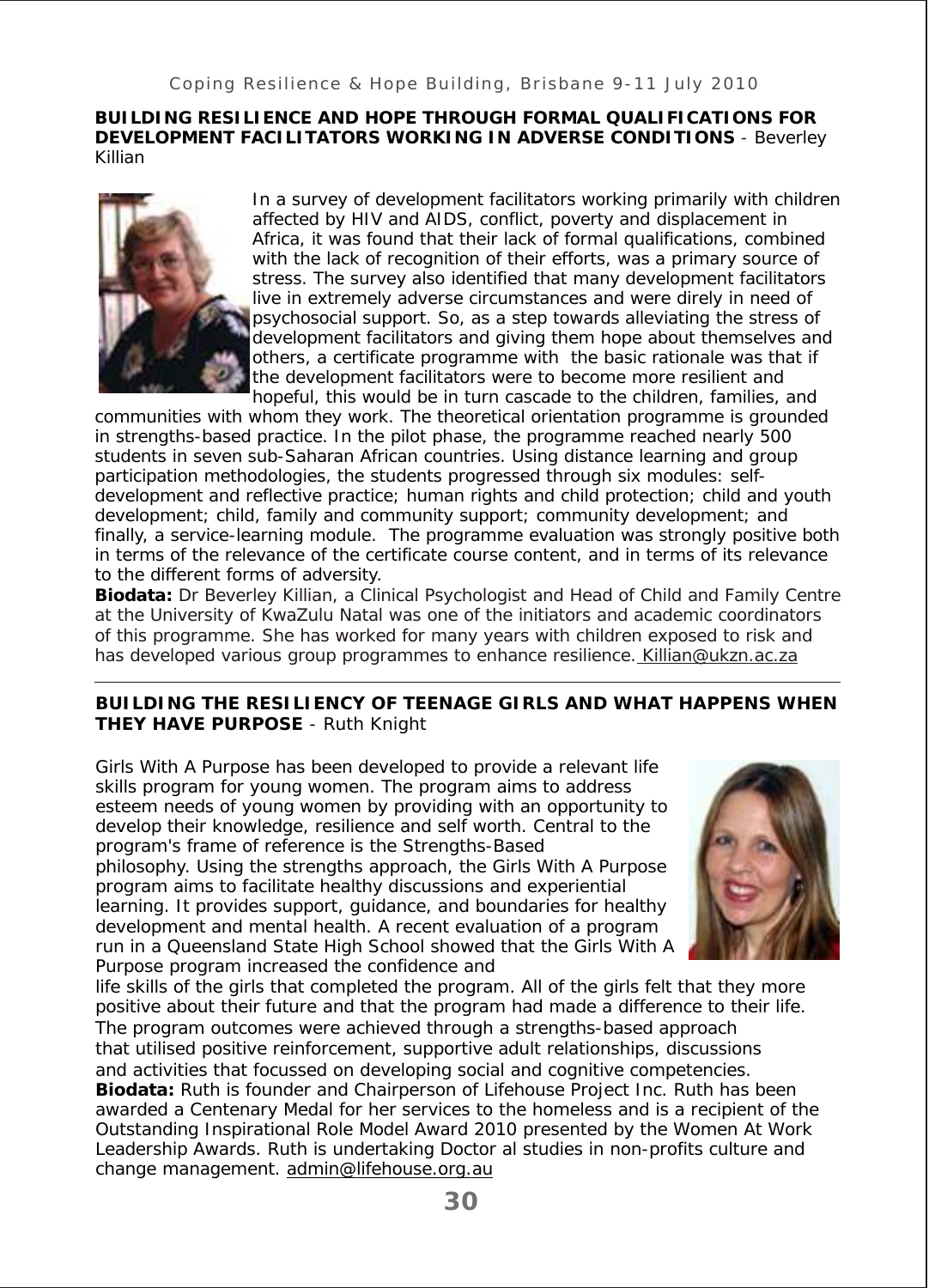**BUILDING RESILIENCE AND HOPE THROUGH FORMAL QUALIFICATIONS FOR DEVELOPMENT FACILITATORS WORKING IN ADVERSE CONDITIONS** - Beverley Killian

In a survey of development facilitators working primarily with children affected by HIV and AIDS, conflict, poverty and displacement in Africa, it was found that their lack of formal qualifications, combined with the lack of recognition of their efforts, was a primary source of stress. The survey also identified that many development facilitators live in extremely adverse circumstances and were direly in need of psychosocial support. So, as a step towards alleviating the stress of development facilitators and giving them hope about themselves and others, a certificate programme with the basic rationale was that if the development facilitators were to become more resilient and hopeful, this would be in turn cascade to the children, families, and communities with whom they work. The theoretical orientation programme is grounded in strengths-based practice. In the pilot phase, the programme reached nearly 500 students in seven sub-Saharan African countries. Using distance learning and group participation methodologies, the students progressed through six modules: self-development and reflective practice; human rights and child protection; child and youth development; child, family and community support; community development; and finally, a service-learning module. The programme evaluation was strongly positive both in terms of the relevance of the certificate course content, and in terms of its relevance to the different forms of adversity.

**Biodata:** Dr Beverley Killian, a Clinical Psychologist and Head of Child and Family Centre at the University of KwaZulu Natal was one of the initiators and academic coordinators of this programme. She has worked for many years with children exposed to risk and has developed various group programmes to enhance resilience. Killian@ukzn.ac.za

---

**BUILDING THE RESILIENCY OF TEENAGE GIRLS AND WHAT HAPPENS WHEN THEY HAVE PURPOSE** - Ruth Knight

Girls With A Purpose has been developed to provide a relevant life skills program for young women. The program aims to address esteem needs of young women by providing with an opportunity to develop their knowledge, resilience and self worth. Central to the program's frame of reference is the Strengths-Based philosophy. Using the strengths approach, the Girls With A Purpose program aims to facilitate healthy discussions and experiential learning. It provides support, guidance, and boundaries for healthy development and mental health. A recent evaluation of a program run in a Queensland State High School showed that the Girls With A Purpose program increased the confidence and life skills of the girls that completed the program. All of the girls felt that they more positive about their future and that the program had made a difference to their life. The program outcomes were achieved through a strengths-based approach that utilised positive reinforcement, supportive adult relationships, discussions and activities that focussed on developing social and cognitive competencies.

**Biodata:** Ruth is founder and Chairperson of Lifehouse Project Inc. Ruth has been awarded a Centenary Medal for her services to the homeless and is a recipient of the Outstanding Inspirational Role Model Award 2010 presented by the Women At Work Leadership Awards. Ruth is undertaking Doctor al studies in non-profits culture and change management. admin@lifehouse.org.au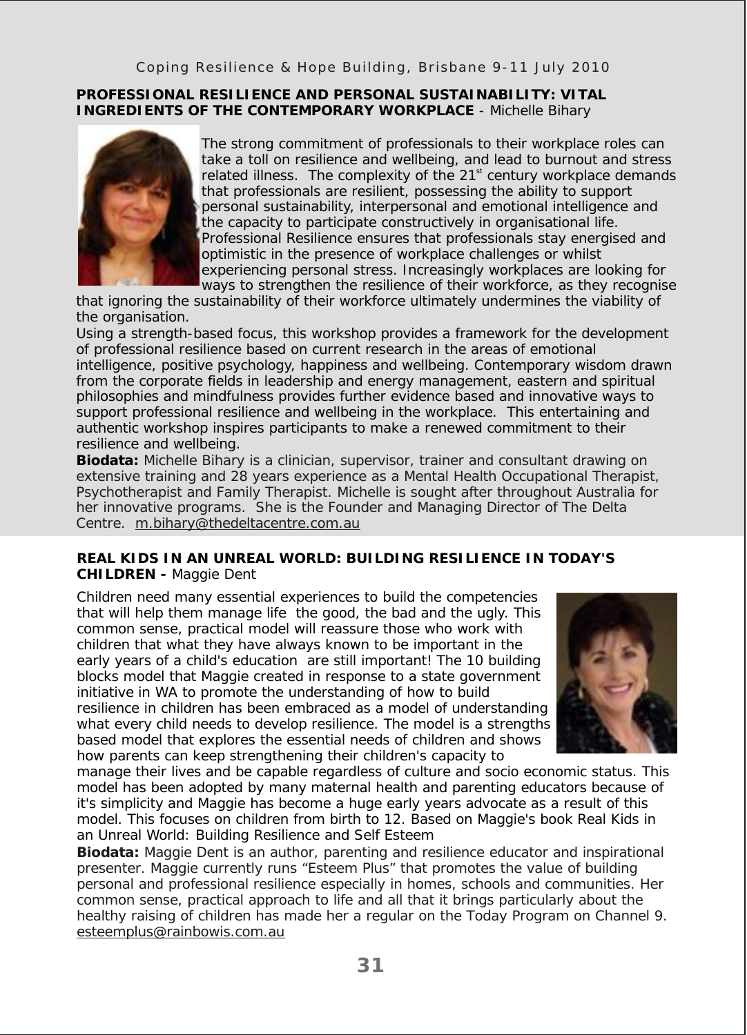**PROFESSIONAL RESILIENCE AND PERSONAL SUSTAINABILITY: VITAL INGREDIENTS OF THE CONTEMPORARY WORKPLACE** - Michelle Bihary

The strong commitment of professionals to their workplace roles can take a toll on resilience and wellbeing, and lead to burnout and stress related illness. The complexity of the 21st century workplace demands that professionals are resilient, possessing the ability to support personal sustainability, interpersonal and emotional intelligence and the capacity to participate constructively in organisational life. Professional Resilience ensures that professionals stay energised and optimistic in the presence of workplace challenges or whilst experiencing personal stress. Increasingly workplaces are looking for ways to strengthen the resilience of their workforce, as they recognise that ignoring the sustainability of their workforce ultimately undermines the viability of the organisation.

Using a strength-based focus, this workshop provides a framework for the development of professional resilience based on current research in the areas of emotional intelligence, positive psychology, happiness and wellbeing. Contemporary wisdom drawn from the corporate fields in leadership and energy management, eastern and spiritual philosophies and mindfulness provides further evidence based and innovative ways to support professional resilience and wellbeing in the workplace. This entertaining and authentic workshop inspires participants to make a renewed commitment to their resilience and wellbeing.

**Biodata:** Michelle Bihary is a clinician, supervisor, trainer and consultant drawing on extensive training and 28 years experience as a Mental Health Occupational Therapist, Psychotherapist and Family Therapist. Michelle is sought after throughout Australia for her innovative programs. She is the Founder and Managing Director of The Delta Centre. m.bihary@thedeltacentre.com.au

**REAL KIDS IN AN UNREAL WORLD: BUILDING RESILIENCE IN TODAY'S CHILDREN -** Maggie Dent

Children need many essential experiences to build the competencies that will help them manage life the good, the bad and the ugly. This common sense, practical model will reassure those who work with children that what they have always known to be important in the early years of a child's education are still important! The 10 building blocks model that Maggie created in response to a state government initiative in WA to promote the understanding of how to build resilience in children has been embraced as a model of understanding what every child needs to develop resilience. The model is a strengths based model that explores the essential needs of children and shows how parents can keep strengthening their children's capacity to manage their lives and be capable regardless of culture and socio economic status. This model has been adopted by many maternal health and parenting educators because of it's simplicity and Maggie has become a huge early years advocate as a result of this model. This focuses on children from birth to 12. Based on Maggie's book Real Kids in an Unreal World: Building Resilience and Self Esteem

**Biodata:** Maggie Dent is an author, parenting and resilience educator and inspirational presenter. Maggie currently runs "Esteem Plus" that promotes the value of building personal and professional resilience especially in homes, schools and communities. Her common sense, practical approach to life and all that it brings particularly about the healthy raising of children has made her a regular on the Today Program on Channel 9. esteemplus@rainbowis.com.au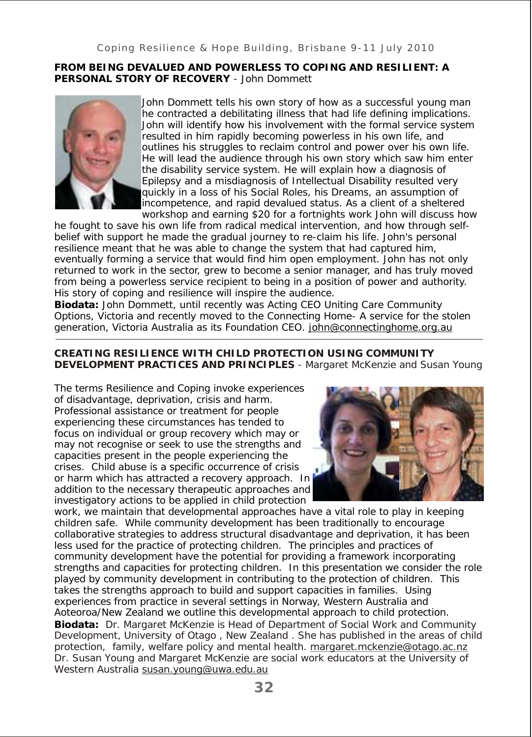## FROM BEING DEVALUED AND POWERLESS TO COPING AND RESILIENT: A PERSONAL STORY OF RECOVERY - John Dommett

John Dommett tells his own story of how as a successful young man he contracted a debilitating illness that had life defining implications. John will identify how his involvement with the formal service system resulted in him rapidly becoming powerless in his own life, and outlines his struggles to reclaim control and power over his own life. He will lead the audience through his own story which saw him enter the disability service system. He will explain how a diagnosis of Epilepsy and a misdiagnosis of Intellectual Disability resulted very quickly in a loss of his Social Roles, his Dreams, an assumption of incompetence, and rapid devalued status. As a client of a sheltered workshop and earning $20 for a fortnights work John will discuss how he fought to save his own life from radical medical intervention, and how through self-belief with support he made the gradual journey to re-claim his life. John's personal resilience meant that he was able to change the system that had captured him, eventually forming a service that would find him open employment. John has not only returned to work in the sector, grew to become a senior manager, and has truly moved from being a powerless service recipient to being in a position of power and authority. His story of coping and resilience will inspire the audience.

**Biodata:** John Dommett, until recently was Acting CEO Uniting Care Community Options, Victoria and recently moved to the Connecting Home- A service for the stolen generation, Victoria Australia as its Foundation CEO. john@connectinghome.org.au

---

## CREATING RESILIENCE WITH CHILD PROTECTION USING COMMUNITY DEVELOPMENT PRACTICES AND PRINCIPLES - Margaret McKenzie and Susan Young

The terms Resilience and Coping invoke experiences of disadvantage, deprivation, crisis and harm. Professional assistance or treatment for people experiencing these circumstances has tended to focus on individual or group recovery which may or may not recognise or seek to use the strengths and capacities present in the people experiencing the crises. Child abuse is a specific occurrence of crisis or harm which has attracted a recovery approach. In addition to the necessary therapeutic approaches and investigatory actions to be applied in child protection work, we maintain that developmental approaches have a vital role to play in keeping children safe. While community development has been traditionally to encourage collaborative strategies to address structural disadvantage and deprivation, it has been less used for the practice of protecting children. The principles and practices of community development have the potential for providing a framework incorporating strengths and capacities for protecting children. In this presentation we consider the role played by community development in contributing to the protection of children. This takes the strengths approach to build and support capacities in families. Using experiences from practice in several settings in Norway, Western Australia and Aoteoroa/New Zealand we outline this developmental approach to child protection.

**Biodata:** Dr. Margaret McKenzie is Head of Department of Social Work and Community Development, University of Otago , New Zealand . She has published in the areas of child protection, family, welfare policy and mental health. margaret.mckenzie@otago.ac.nz
Dr. Susan Young and Margaret McKenzie are social work educators at the University of Western Australia susan.young@uwa.edu.au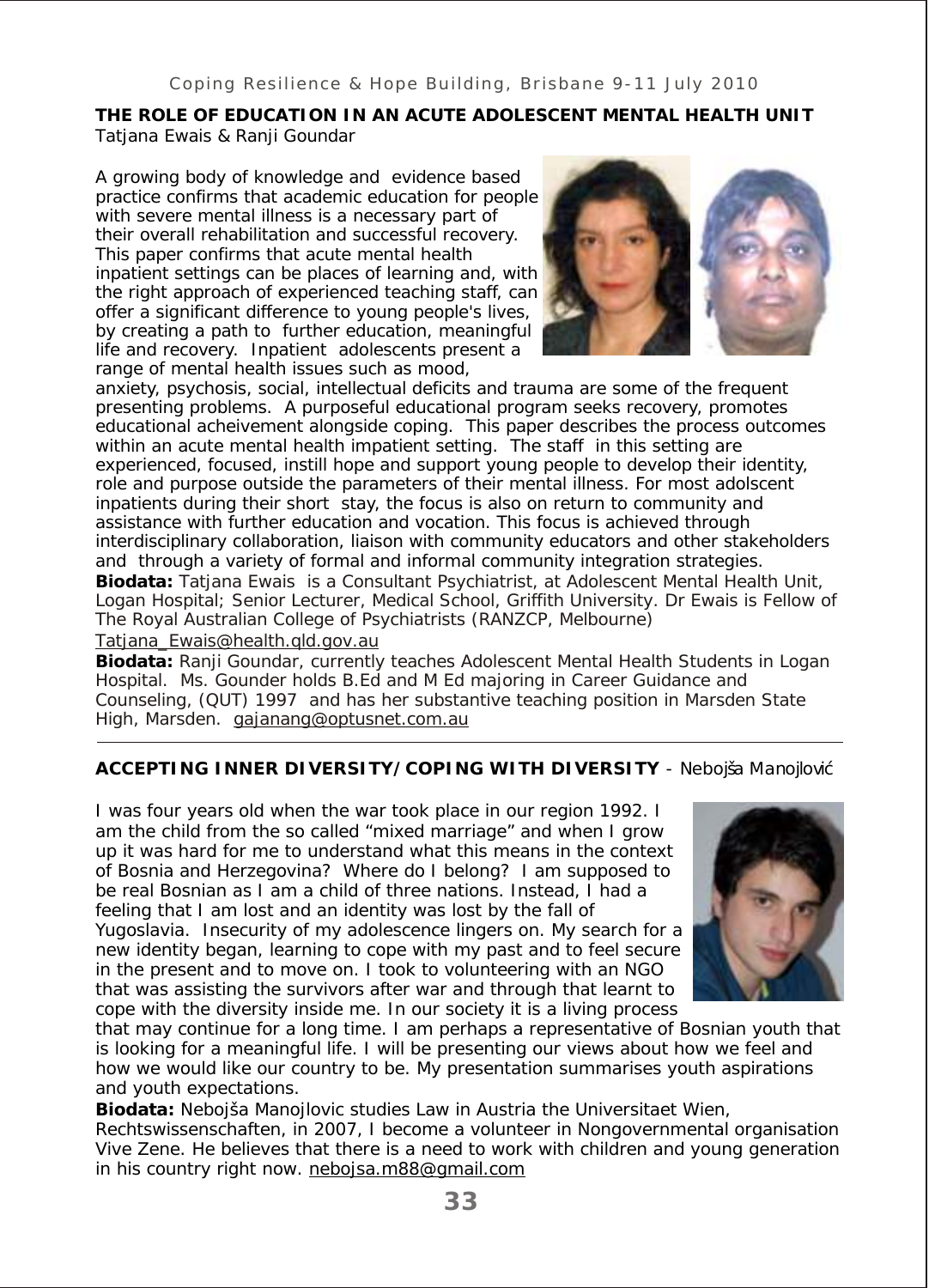## THE ROLE OF EDUCATION IN AN ACUTE ADOLESCENT MENTAL HEALTH UNIT

Tatjana Ewais & Ranji Goundar

A growing body of knowledge and evidence based practice confirms that academic education for people with severe mental illness is a necessary part of their overall rehabilitation and successful recovery. This paper confirms that acute mental health inpatient settings can be places of learning and, with the right approach of experienced teaching staff, can offer a significant difference to young people's lives, by creating a path to further education, meaningful life and recovery. Inpatient adolescents present a range of mental health issues such as mood, anxiety, psychosis, social, intellectual deficits and trauma are some of the frequent presenting problems. A purposeful educational program seeks recovery, promotes educational acheivement alongside coping. This paper describes the process outcomes within an acute mental health impatient setting. The staff in this setting are experienced, focused, instill hope and support young people to develop their identity, role and purpose outside the parameters of their mental illness. For most adolscent inpatients during their short stay, the focus is also on return to community and assistance with further education and vocation. This focus is achieved through interdisciplinary collaboration, liaison with community educators and other stakeholders and through a variety of formal and informal community integration strategies.

**Biodata:** Tatjana Ewais is a Consultant Psychiatrist, at Adolescent Mental Health Unit, Logan Hospital; Senior Lecturer, Medical School, Griffith University. Dr Ewais is Fellow of The Royal Australian College of Psychiatrists (RANZCP, Melbourne) Tatjana_Ewais@health.qld.gov.au

**Biodata:** Ranji Goundar, currently teaches Adolescent Mental Health Students in Logan Hospital. Ms. Gounder holds B.Ed and M Ed majoring in Career Guidance and Counseling, (QUT) 1997 and has her substantive teaching position in Marsden State High, Marsden. gajanang@optusnet.com.au

---

## ACCEPTING INNER DIVERSITY/COPING WITH DIVERSITY - Nebojša Manojlović

I was four years old when the war took place in our region 1992. I am the child from the so called "mixed marriage" and when I grow up it was hard for me to understand what this means in the context of Bosnia and Herzegovina? Where do I belong? I am supposed to be real Bosnian as I am a child of three nations. Instead, I had a feeling that I am lost and an identity was lost by the fall of Yugoslavia. Insecurity of my adolescence lingers on. My search for a new identity began, learning to cope with my past and to feel secure in the present and to move on. I took to volunteering with an NGO that was assisting the survivors after war and through that learnt to cope with the diversity inside me. In our society it is a living process that may continue for a long time. I am perhaps a representative of Bosnian youth that is looking for a meaningful life. I will be presenting our views about how we feel and how we would like our country to be. My presentation summarises youth aspirations and youth expectations.

**Biodata:** Nebojša Manojlovic studies Law in Austria the Universitaet Wien, Rechtswissenschaften, in 2007, I become a volunteer in Nongovernmental organisation Vive Zene. He believes that there is a need to work with children and young generation in his country right now. nebojsa.m88@gmail.com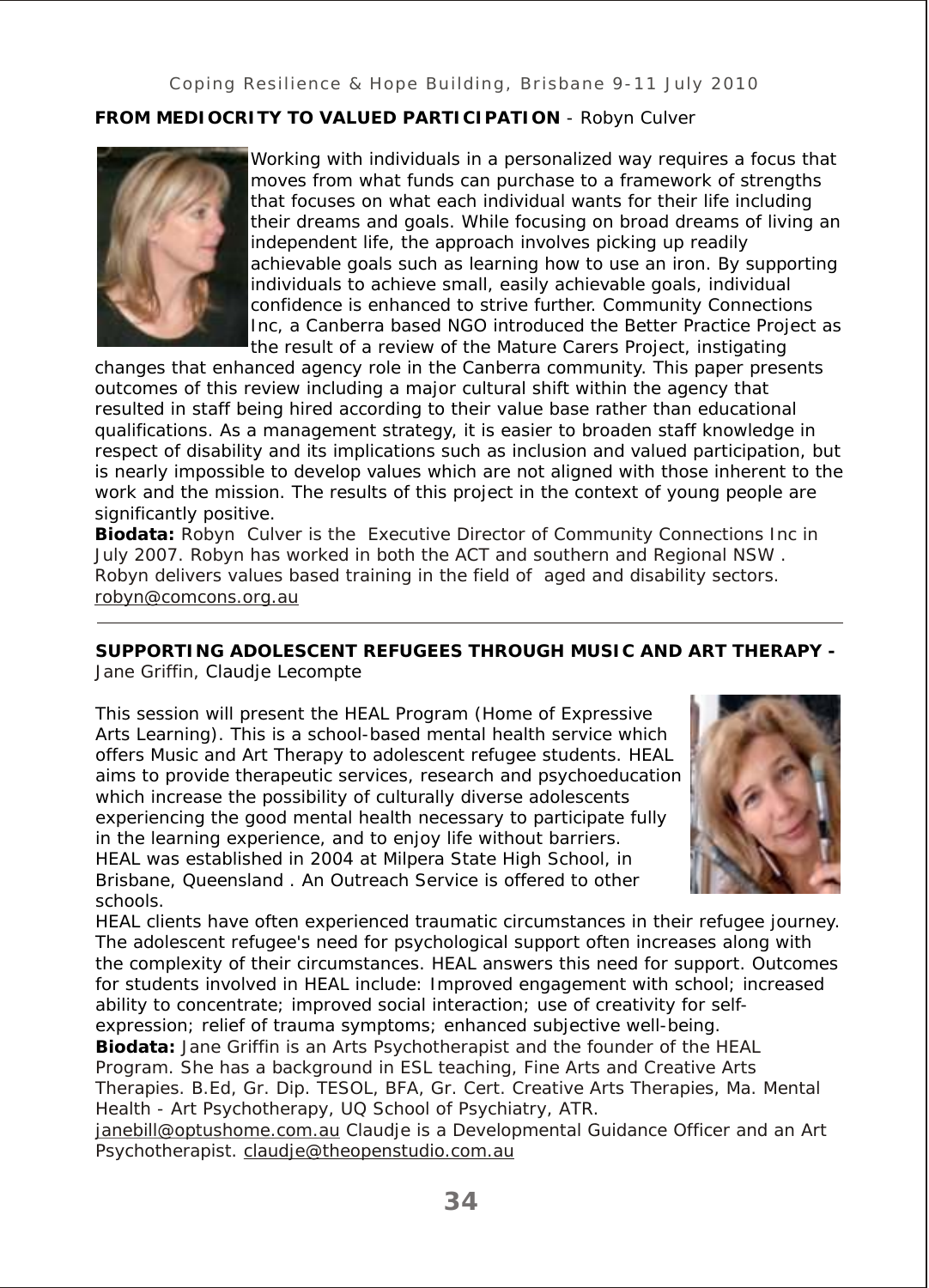**FROM MEDIOCRITY TO VALUED PARTICIPATION** - Robyn Culver

Working with individuals in a personalized way requires a focus that moves from what funds can purchase to a framework of strengths that focuses on what each individual wants for their life including their dreams and goals. While focusing on broad dreams of living an independent life, the approach involves picking up readily achievable goals such as learning how to use an iron. By supporting individuals to achieve small, easily achievable goals, individual confidence is enhanced to strive further. Community Connections Inc, a Canberra based NGO introduced the Better Practice Project as the result of a review of the Mature Carers Project, instigating changes that enhanced agency role in the Canberra community. This paper presents outcomes of this review including a major cultural shift within the agency that resulted in staff being hired according to their value base rather than educational qualifications. As a management strategy, it is easier to broaden staff knowledge in respect of disability and its implications such as inclusion and valued participation, but is nearly impossible to develop values which are not aligned with those inherent to the work and the mission. The results of this project in the context of young people are significantly positive.

**Biodata:** Robyn Culver is the Executive Director of Community Connections Inc in July 2007. Robyn has worked in both the ACT and southern and Regional NSW . Robyn delivers values based training in the field of aged and disability sectors. robyn@comcons.org.au

---

**SUPPORTING ADOLESCENT REFUGEES THROUGH MUSIC AND ART THERAPY -** Jane Griffin, Claudje Lecompte

This session will present the HEAL Program (Home of Expressive Arts Learning). This is a school-based mental health service which offers Music and Art Therapy to adolescent refugee students. HEAL aims to provide therapeutic services, research and psychoeducation which increase the possibility of culturally diverse adolescents experiencing the good mental health necessary to participate fully in the learning experience, and to enjoy life without barriers. HEAL was established in 2004 at Milpera State High School, in Brisbane, Queensland . An Outreach Service is offered to other schools.

HEAL clients have often experienced traumatic circumstances in their refugee journey. The adolescent refugee's need for psychological support often increases along with the complexity of their circumstances. HEAL answers this need for support. Outcomes for students involved in HEAL include: Improved engagement with school; increased ability to concentrate; improved social interaction; use of creativity for self-expression; relief of trauma symptoms; enhanced subjective well-being.

**Biodata:** Jane Griffin is an Arts Psychotherapist and the founder of the HEAL Program. She has a background in ESL teaching, Fine Arts and Creative Arts Therapies. B.Ed, Gr. Dip. TESOL, BFA, Gr. Cert. Creative Arts Therapies, Ma. Mental Health - Art Psychotherapy, UQ School of Psychiatry, ATR. janebill@optushome.com.au Claudje is a Developmental Guidance Officer and an Art Psychotherapist. claudje@theopenstudio.com.au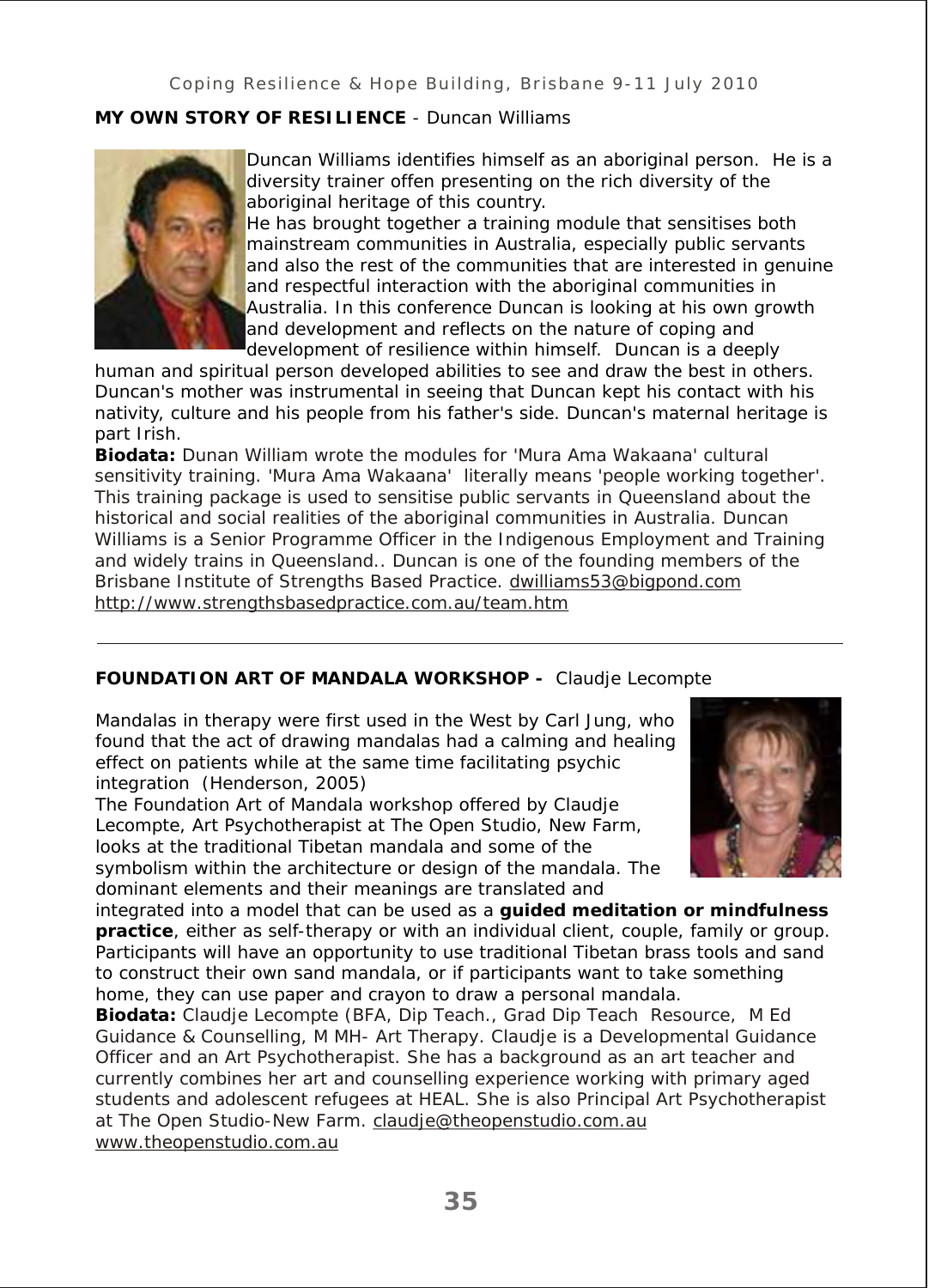## MY OWN STORY OF RESILIENCE - Duncan Williams

Duncan Williams identifies himself as an aboriginal person. He is a diversity trainer offen presenting on the rich diversity of the aboriginal heritage of this country.
He has brought together a training module that sensitises both mainstream communities in Australia, especially public servants and also the rest of the communities that are interested in genuine and respectful interaction with the aboriginal communities in Australia. In this conference Duncan is looking at his own growth and development and reflects on the nature of coping and development of resilience within himself. Duncan is a deeply human and spiritual person developed abilities to see and draw the best in others. Duncan's mother was instrumental in seeing that Duncan kept his contact with his nativity, culture and his people from his father's side. Duncan's maternal heritage is part Irish.

**Biodata:** Dunan William wrote the modules for 'Mura Ama Wakaana' cultural sensitivity training. 'Mura Ama Wakaana' literally means 'people working together'. This training package is used to sensitise public servants in Queensland about the historical and social realities of the aboriginal communities in Australia. Duncan Williams is a Senior Programme Officer in the Indigenous Employment and Training and widely trains in Queensland.. Duncan is one of the founding members of the Brisbane Institute of Strengths Based Practice. dwilliams53@bigpond.com
http://www.strengthsbasedpractice.com.au/team.htm

---

## FOUNDATION ART OF MANDALA WORKSHOP - Claudje Lecompte

Mandalas in therapy were first used in the West by Carl Jung, who found that the act of drawing mandalas had a calming and healing effect on patients while at the same time facilitating psychic integration (Henderson, 2005)
The Foundation Art of Mandala workshop offered by Claudje Lecompte, Art Psychotherapist at The Open Studio, New Farm, looks at the traditional Tibetan mandala and some of the symbolism within the architecture or design of the mandala. The dominant elements and their meanings are translated and integrated into a model that can be used as a **guided meditation or mindfulness practice**, either as self-therapy or with an individual client, couple, family or group. Participants will have an opportunity to use traditional Tibetan brass tools and sand to construct their own sand mandala, or if participants want to take something home, they can use paper and crayon to draw a personal mandala.

**Biodata:** Claudje Lecompte (BFA, Dip Teach., Grad Dip Teach Resource, M Ed Guidance & Counselling, M MH- Art Therapy. Claudje is a Developmental Guidance Officer and an Art Psychotherapist. She has a background as an art teacher and currently combines her art and counselling experience working with primary aged students and adolescent refugees at HEAL. She is also Principal Art Psychotherapist at The Open Studio-New Farm. claudje@theopenstudio.com.au
www.theopenstudio.com.au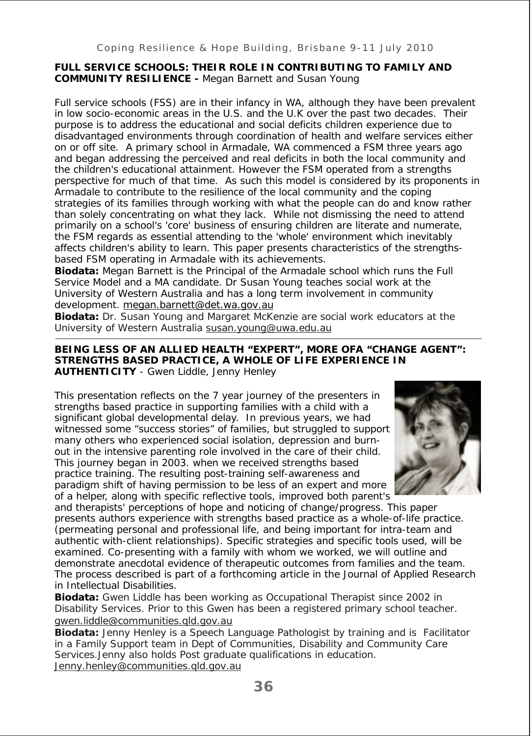**FULL SERVICE SCHOOLS: THEIR ROLE IN CONTRIBUTING TO FAMILY AND COMMUNITY RESILIENCE -** Megan Barnett and Susan Young

Full service schools (FSS) are in their infancy in WA, although they have been prevalent in low socio-economic areas in the U.S. and the U.K over the past two decades. Their purpose is to address the educational and social deficits children experience due to disadvantaged environments through coordination of health and welfare services either on or off site. A primary school in Armadale, WA commenced a FSM three years ago and began addressing the perceived and real deficits in both the local community and the children's educational attainment. However the FSM operated from a strengths perspective for much of that time. As such this model is considered by its proponents in Armadale to contribute to the resilience of the local community and the coping strategies of its families through working with what the people can do and know rather than solely concentrating on what they lack. While not dismissing the need to attend primarily on a school's 'core' business of ensuring children are literate and numerate, the FSM regards as essential attending to the 'whole' environment which inevitably affects children's ability to learn. This paper presents characteristics of the strengths-based FSM operating in Armadale with its achievements.

**Biodata:** Megan Barnett is the Principal of the Armadale school which runs the Full Service Model and a MA candidate. Dr Susan Young teaches social work at the University of Western Australia and has a long term involvement in community development. megan.barnett@det.wa.gov.au

**Biodata:** Dr. Susan Young and Margaret McKenzie are social work educators at the University of Western Australia susan.young@uwa.edu.au

---

**BEING LESS OF AN ALLIED HEALTH "EXPERT", MORE OFA "CHANGE AGENT": STRENGTHS BASED PRACTICE, A WHOLE OF LIFE EXPERIENCE IN AUTHENTICITY** - Gwen Liddle, Jenny Henley

This presentation reflects on the 7 year journey of the presenters in strengths based practice in supporting families with a child with a significant global developmental delay. In previous years, we had witnessed some "success stories" of families, but struggled to support many others who experienced social isolation, depression and burn-out in the intensive parenting role involved in the care of their child. This journey began in 2003. when we received strengths based practice training. The resulting post-training self-awareness and paradigm shift of having permission to be less of an expert and more of a helper, along with specific reflective tools, improved both parent's and therapists' perceptions of hope and noticing of change/progress. This paper presents authors experience with strengths based practice as a whole-of-life practice. (permeating personal and professional life, and being important for intra-team and authentic with-client relationships). Specific strategies and specific tools used, will be examined. Co-presenting with a family with whom we worked, we will outline and demonstrate anecdotal evidence of therapeutic outcomes from families and the team. The process described is part of a forthcoming article in the Journal of Applied Research in Intellectual Disabilities.

**Biodata:** Gwen Liddle has been working as Occupational Therapist since 2002 in Disability Services. Prior to this Gwen has been a registered primary school teacher. gwen.liddle@communities.qld.gov.au

**Biodata:** Jenny Henley is a Speech Language Pathologist by training and is Facilitator in a Family Support team in Dept of Communities, Disability and Community Care Services.Jenny also holds Post graduate qualifications in education. Jenny.henley@communities.qld.gov.au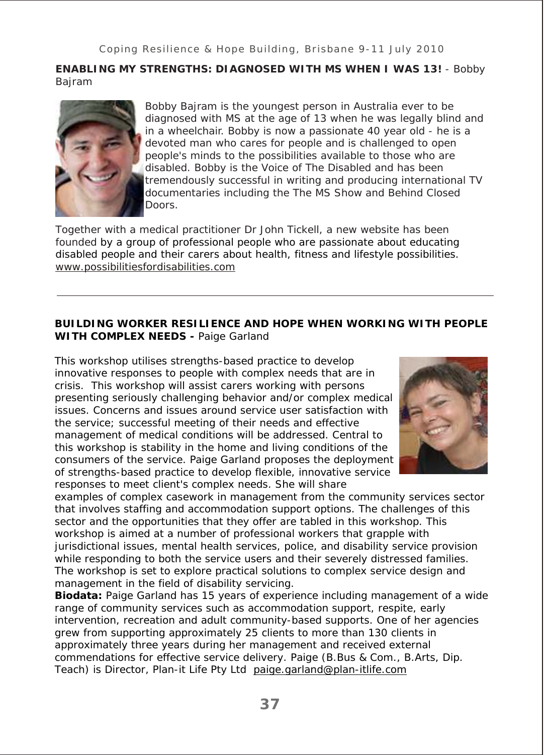**ENABLING MY STRENGTHS: DIAGNOSED WITH MS WHEN I WAS 13!** - Bobby Bajram

Bobby Bajram is the youngest person in Australia ever to be diagnosed with MS at the age of 13 when he was legally blind and in a wheelchair. Bobby is now a passionate 40 year old - he is a devoted man who cares for people and is challenged to open people's minds to the possibilities available to those who are disabled. Bobby is the Voice of The Disabled and has been tremendously successful in writing and producing international TV documentaries including the The MS Show and Behind Closed Doors.

Together with a medical practitioner Dr John Tickell, a new website has been founded by a group of professional people who are passionate about educating disabled people and their carers about health, fitness and lifestyle possibilities. www.possibilitiesfordisabilities.com

---

**BUILDING WORKER RESILIENCE AND HOPE WHEN WORKING WITH PEOPLE WITH COMPLEX NEEDS -** Paige Garland

This workshop utilises strengths-based practice to develop innovative responses to people with complex needs that are in crisis. This workshop will assist carers working with persons presenting seriously challenging behavior and/or complex medical issues. Concerns and issues around service user satisfaction with the service; successful meeting of their needs and effective management of medical conditions will be addressed. Central to this workshop is stability in the home and living conditions of the consumers of the service. Paige Garland proposes the deployment of strengths-based practice to develop flexible, innovative service responses to meet client's complex needs. She will share examples of complex casework in management from the community services sector that involves staffing and accommodation support options. The challenges of this sector and the opportunities that they offer are tabled in this workshop. This workshop is aimed at a number of professional workers that grapple with jurisdictional issues, mental health services, police, and disability service provision while responding to both the service users and their severely distressed families. The workshop is set to explore practical solutions to complex service design and management in the field of disability servicing.

**Biodata:** Paige Garland has 15 years of experience including management of a wide range of community services such as accommodation support, respite, early intervention, recreation and adult community-based supports. One of her agencies grew from supporting approximately 25 clients to more than 130 clients in approximately three years during her management and received external commendations for effective service delivery. Paige (B.Bus & Com., B.Arts, Dip. Teach) is Director, Plan-it Life Pty Ltd paige.garland@plan-itlife.com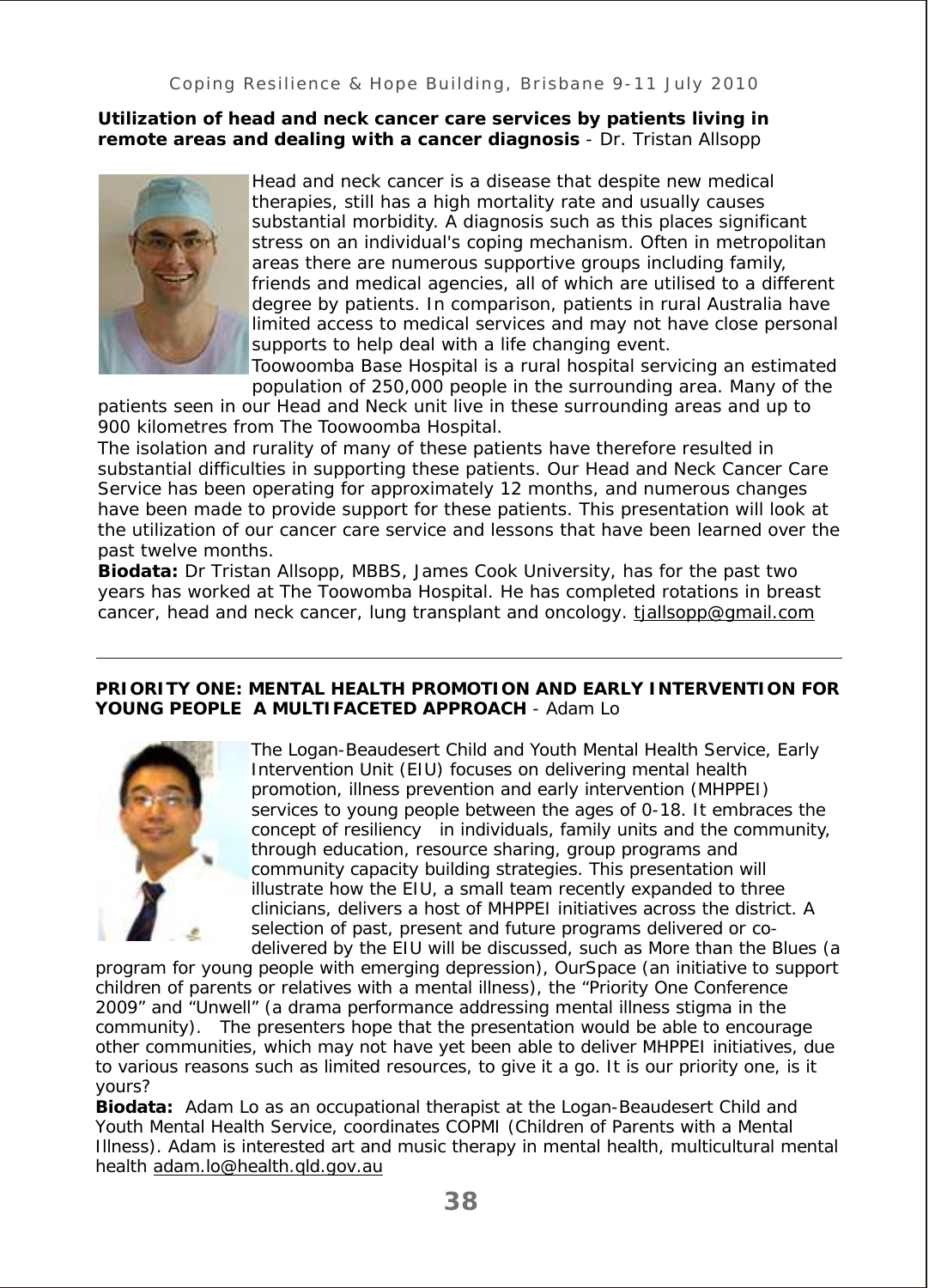**Utilization of head and neck cancer care services by patients living in remote areas and dealing with a cancer diagnosis** - Dr. Tristan Allsopp

Head and neck cancer is a disease that despite new medical therapies, still has a high mortality rate and usually causes substantial morbidity. A diagnosis such as this places significant stress on an individual's coping mechanism. Often in metropolitan areas there are numerous supportive groups including family, friends and medical agencies, all of which are utilised to a different degree by patients. In comparison, patients in rural Australia have limited access to medical services and may not have close personal supports to help deal with a life changing event.
Toowoomba Base Hospital is a rural hospital servicing an estimated population of 250,000 people in the surrounding area. Many of the patients seen in our Head and Neck unit live in these surrounding areas and up to 900 kilometres from The Toowoomba Hospital.
The isolation and rurality of many of these patients have therefore resulted in substantial difficulties in supporting these patients. Our Head and Neck Cancer Care Service has been operating for approximately 12 months, and numerous changes have been made to provide support for these patients. This presentation will look at the utilization of our cancer care service and lessons that have been learned over the past twelve months.
**Biodata:** Dr Tristan Allsopp, MBBS, James Cook University, has for the past two years has worked at The Toowomba Hospital. He has completed rotations in breast cancer, head and neck cancer, lung transplant and oncology. tjallsopp@gmail.com

---

**PRIORITY ONE: MENTAL HEALTH PROMOTION AND EARLY INTERVENTION FOR YOUNG PEOPLE A MULTIFACETED APPROACH** - Adam Lo

The Logan-Beaudesert Child and Youth Mental Health Service, Early Intervention Unit (EIU) focuses on delivering mental health promotion, illness prevention and early intervention (MHPPEI) services to young people between the ages of 0-18. It embraces the concept of resiliency in individuals, family units and the community, through education, resource sharing, group programs and community capacity building strategies. This presentation will illustrate how the EIU, a small team recently expanded to three clinicians, delivers a host of MHPPEI initiatives across the district. A selection of past, present and future programs delivered or co-delivered by the EIU will be discussed, such as More than the Blues (a program for young people with emerging depression), OurSpace (an initiative to support children of parents or relatives with a mental illness), the "Priority One Conference 2009" and "Unwell" (a drama performance addressing mental illness stigma in the community). The presenters hope that the presentation would be able to encourage other communities, which may not have yet been able to deliver MHPPEI initiatives, due to various reasons such as limited resources, to give it a go. It is our priority one, is it yours?
**Biodata:** Adam Lo as an occupational therapist at the Logan-Beaudesert Child and Youth Mental Health Service, coordinates COPMI (Children of Parents with a Mental Illness). Adam is interested art and music therapy in mental health, multicultural mental health adam.lo@health.qld.gov.au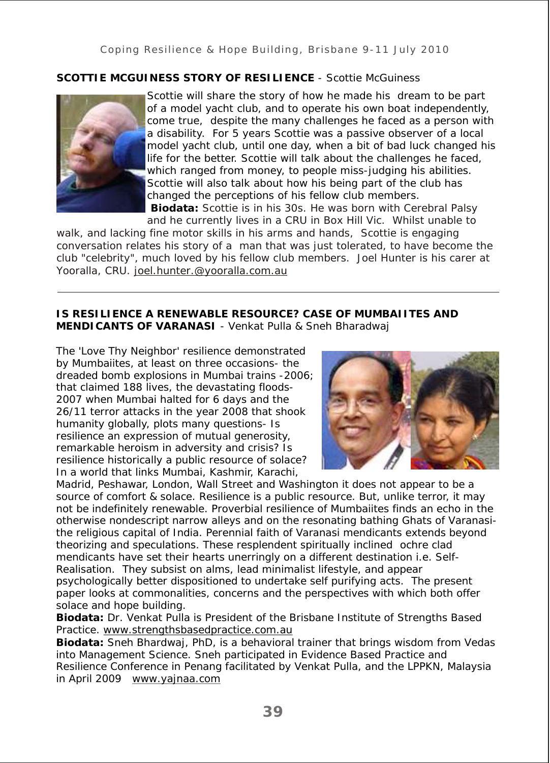**SCOTTIE MCGUINESS STORY OF RESILIENCE** - Scottie McGuiness

Scottie will share the story of how he made his dream to be part of a model yacht club, and to operate his own boat independently, come true, despite the many challenges he faced as a person with a disability. For 5 years Scottie was a passive observer of a local model yacht club, until one day, when a bit of bad luck changed his life for the better. Scottie will talk about the challenges he faced, which ranged from money, to people miss-judging his abilities. Scottie will also talk about how his being part of the club has changed the perceptions of his fellow club members.

**Biodata:** Scottie is in his 30s. He was born with Cerebral Palsy and he currently lives in a CRU in Box Hill Vic. Whilst unable to walk, and lacking fine motor skills in his arms and hands, Scottie is engaging conversation relates his story of a man that was just tolerated, to have become the club "celebrity", much loved by his fellow club members. Joel Hunter is his carer at Yooralla, CRU. joel.hunter.@yooralla.com.au

---

**IS RESILIENCE A RENEWABLE RESOURCE? CASE OF MUMBAIITES AND MENDICANTS OF VARANASI** - Venkat Pulla & Sneh Bharadwaj

The 'Love Thy Neighbor' resilience demonstrated by Mumbaiites, at least on three occasions- the dreaded bomb explosions in Mumbai trains -2006; that claimed 188 lives, the devastating floods-2007 when Mumbai halted for 6 days and the 26/11 terror attacks in the year 2008 that shook humanity globally, plots many questions- Is resilience an expression of mutual generosity, remarkable heroism in adversity and crisis? Is resilience historically a public resource of solace? In a world that links Mumbai, Kashmir, Karachi, Madrid, Peshawar, London, Wall Street and Washington it does not appear to be a source of comfort & solace. Resilience is a public resource. But, unlike terror, it may not be indefinitely renewable. Proverbial resilience of Mumbaiites finds an echo in the otherwise nondescript narrow alleys and on the resonating bathing Ghats of Varanasi- the religious capital of India. Perennial faith of Varanasi mendicants extends beyond theorizing and speculations. These resplendent spiritually inclined ochre clad mendicants have set their hearts unerringly on a different destination i.e. Self-Realisation. They subsist on alms, lead minimalist lifestyle, and appear psychologically better dispositioned to undertake self purifying acts. The present paper looks at commonalities, concerns and the perspectives with which both offer solace and hope building.

**Biodata:** Dr. Venkat Pulla is President of the Brisbane Institute of Strengths Based Practice. www.strengthsbasedpractice.com.au

**Biodata:** Sneh Bhardwaj, PhD, is a behavioral trainer that brings wisdom from Vedas into Management Science. Sneh participated in Evidence Based Practice and Resilience Conference in Penang facilitated by Venkat Pulla, and the LPPKN, Malaysia in April 2009 www.yajnaa.com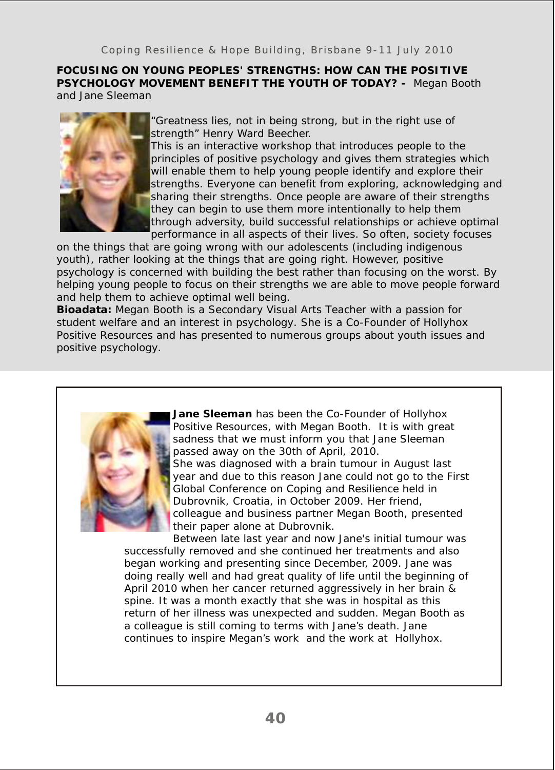**FOCUSING ON YOUNG PEOPLES' STRENGTHS: HOW CAN THE POSITIVE PSYCHOLOGY MOVEMENT BENEFIT THE YOUTH OF TODAY? -** Megan Booth and Jane Sleeman

"Greatness lies, not in being strong, but in the right use of strength" Henry Ward Beecher.

This is an interactive workshop that introduces people to the principles of positive psychology and gives them strategies which will enable them to help young people identify and explore their strengths. Everyone can benefit from exploring, acknowledging and sharing their strengths. Once people are aware of their strengths they can begin to use them more intentionally to help them through adversity, build successful relationships or achieve optimal performance in all aspects of their lives. So often, society focuses on the things that are going wrong with our adolescents (including indigenous youth), rather looking at the things that are going right. However, positive psychology is concerned with building the best rather than focusing on the worst. By helping young people to focus on their strengths we are able to move people forward and help them to achieve optimal well being.

**Bioadata:** Megan Booth is a Secondary Visual Arts Teacher with a passion for student welfare and an interest in psychology. She is a Co-Founder of Hollyhox Positive Resources and has presented to numerous groups about youth issues and positive psychology.

**Jane Sleeman** has been the Co-Founder of Hollyhox Positive Resources, with Megan Booth. It is with great sadness that we must inform you that Jane Sleeman passed away on the 30th of April, 2010.

She was diagnosed with a brain tumour in August last year and due to this reason Jane could not go to the First Global Conference on Coping and Resilience held in Dubrovnik, Croatia, in October 2009. Her friend, colleague and business partner Megan Booth, presented their paper alone at Dubrovnik.

Between late last year and now Jane's initial tumour was successfully removed and she continued her treatments and also began working and presenting since December, 2009. Jane was doing really well and had great quality of life until the beginning of April 2010 when her cancer returned aggressively in her brain & spine. It was a month exactly that she was in hospital as this return of her illness was unexpected and sudden. Megan Booth as a colleague is still coming to terms with Jane's death. Jane continues to inspire Megan's work and the work at Hollyhox.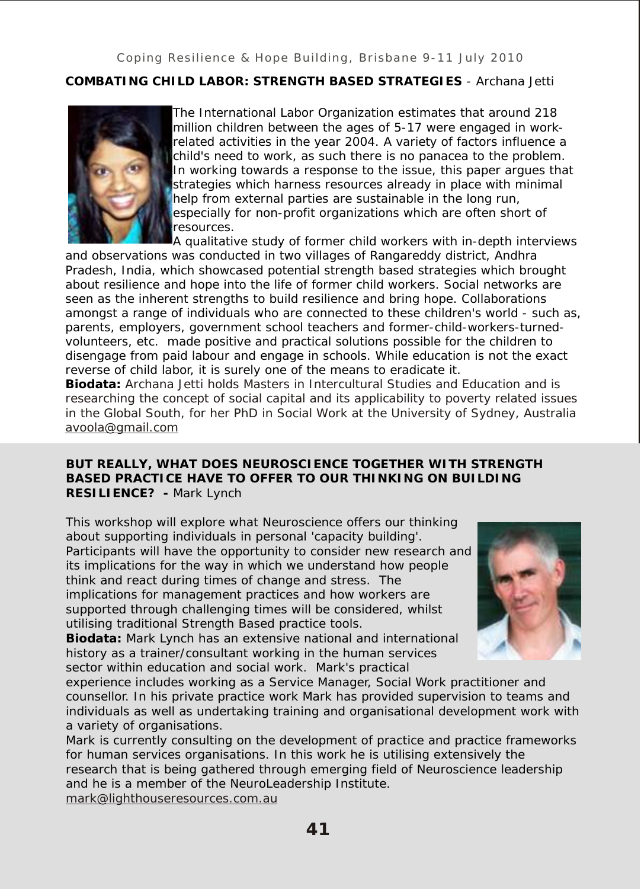## COMBATING CHILD LABOR: STRENGTH BASED STRATEGIES - Archana Jetti

The International Labor Organization estimates that around 218 million children between the ages of 5-17 were engaged in work-related activities in the year 2004. A variety of factors influence a child's need to work, as such there is no panacea to the problem. In working towards a response to the issue, this paper argues that strategies which harness resources already in place with minimal help from external parties are sustainable in the long run, especially for non-profit organizations which are often short of resources.

A qualitative study of former child workers with in-depth interviews and observations was conducted in two villages of Rangareddy district, Andhra Pradesh, India, which showcased potential strength based strategies which brought about resilience and hope into the life of former child workers. Social networks are seen as the inherent strengths to build resilience and bring hope. Collaborations amongst a range of individuals who are connected to these children's world - such as, parents, employers, government school teachers and former-child-workers-turned-volunteers, etc. made positive and practical solutions possible for the children to disengage from paid labour and engage in schools. While education is not the exact reverse of child labor, it is surely one of the means to eradicate it.

**Biodata:** Archana Jetti holds Masters in Intercultural Studies and Education and is researching the concept of social capital and its applicability to poverty related issues in the Global South, for her PhD in Social Work at the University of Sydney, Australia avoola@gmail.com

## BUT REALLY, WHAT DOES NEUROSCIENCE TOGETHER WITH STRENGTH BASED PRACTICE HAVE TO OFFER TO OUR THINKING ON BUILDING RESILIENCE? - Mark Lynch

This workshop will explore what Neuroscience offers our thinking about supporting individuals in personal 'capacity building'. Participants will have the opportunity to consider new research and its implications for the way in which we understand how people think and react during times of change and stress. The implications for management practices and how workers are supported through challenging times will be considered, whilst utilising traditional Strength Based practice tools.

**Biodata:** Mark Lynch has an extensive national and international history as a trainer/consultant working in the human services sector within education and social work. Mark's practical experience includes working as a Service Manager, Social Work practitioner and counsellor. In his private practice work Mark has provided supervision to teams and individuals as well as undertaking training and organisational development work with a variety of organisations.

Mark is currently consulting on the development of practice and practice frameworks for human services organisations. In this work he is utilising extensively the research that is being gathered through emerging field of Neuroscience leadership and he is a member of the NeuroLeadership Institute.

mark@lighthouseresources.com.au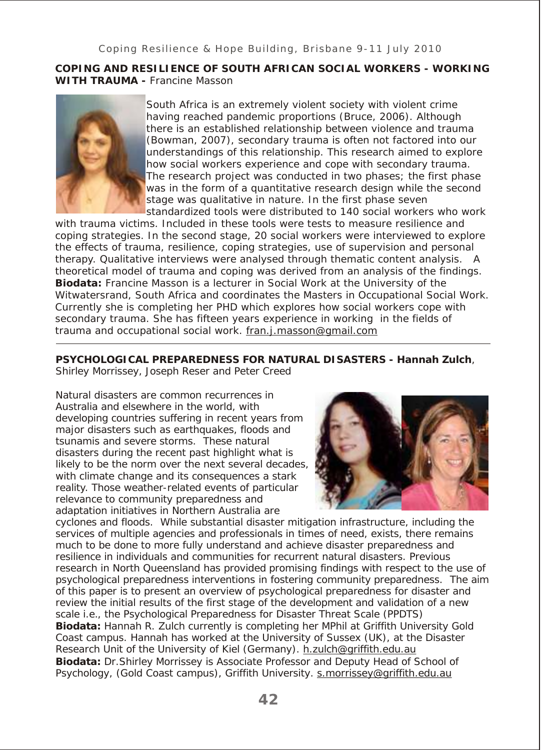## COPING AND RESILIENCE OF SOUTH AFRICAN SOCIAL WORKERS - WORKING WITH TRAUMA - Francine Masson

South Africa is an extremely violent society with violent crime having reached pandemic proportions (Bruce, 2006). Although there is an established relationship between violence and trauma (Bowman, 2007), secondary trauma is often not factored into our understandings of this relationship. This research aimed to explore how social workers experience and cope with secondary trauma. The research project was conducted in two phases; the first phase was in the form of a quantitative research design while the second stage was qualitative in nature. In the first phase seven standardized tools were distributed to 140 social workers who work with trauma victims. Included in these tools were tests to measure resilience and coping strategies. In the second stage, 20 social workers were interviewed to explore the effects of trauma, resilience, coping strategies, use of supervision and personal therapy. Qualitative interviews were analysed through thematic content analysis. A theoretical model of trauma and coping was derived from an analysis of the findings.

**Biodata:** Francine Masson is a lecturer in Social Work at the University of the Witwatersrand, South Africa and coordinates the Masters in Occupational Social Work. Currently she is completing her PHD which explores how social workers cope with secondary trauma. She has fifteen years experience in working in the fields of trauma and occupational social work. fran.j.masson@gmail.com

---

## PSYCHOLOGICAL PREPAREDNESS FOR NATURAL DISASTERS - Hannah Zulch, Shirley Morrissey, Joseph Reser and Peter Creed

Natural disasters are common recurrences in Australia and elsewhere in the world, with developing countries suffering in recent years from major disasters such as earthquakes, floods and tsunamis and severe storms. These natural disasters during the recent past highlight what is likely to be the norm over the next several decades, with climate change and its consequences a stark reality. Those weather-related events of particular relevance to community preparedness and adaptation initiatives in Northern Australia are cyclones and floods. While substantial disaster mitigation infrastructure, including the services of multiple agencies and professionals in times of need, exists, there remains much to be done to more fully understand and achieve disaster preparedness and resilience in individuals and communities for recurrent natural disasters. Previous research in North Queensland has provided promising findings with respect to the use of psychological preparedness interventions in fostering community preparedness. The aim of this paper is to present an overview of psychological preparedness for disaster and review the initial results of the first stage of the development and validation of a new scale i.e., the Psychological Preparedness for Disaster Threat Scale (PPDTS)

**Biodata:** Hannah R. Zulch currently is completing her MPhil at Griffith University Gold Coast campus. Hannah has worked at the University of Sussex (UK), at the Disaster Research Unit of the University of Kiel (Germany). h.zulch@griffith.edu.au

**Biodata:** Dr.Shirley Morrissey is Associate Professor and Deputy Head of School of Psychology, (Gold Coast campus), Griffith University. s.morrissey@griffith.edu.au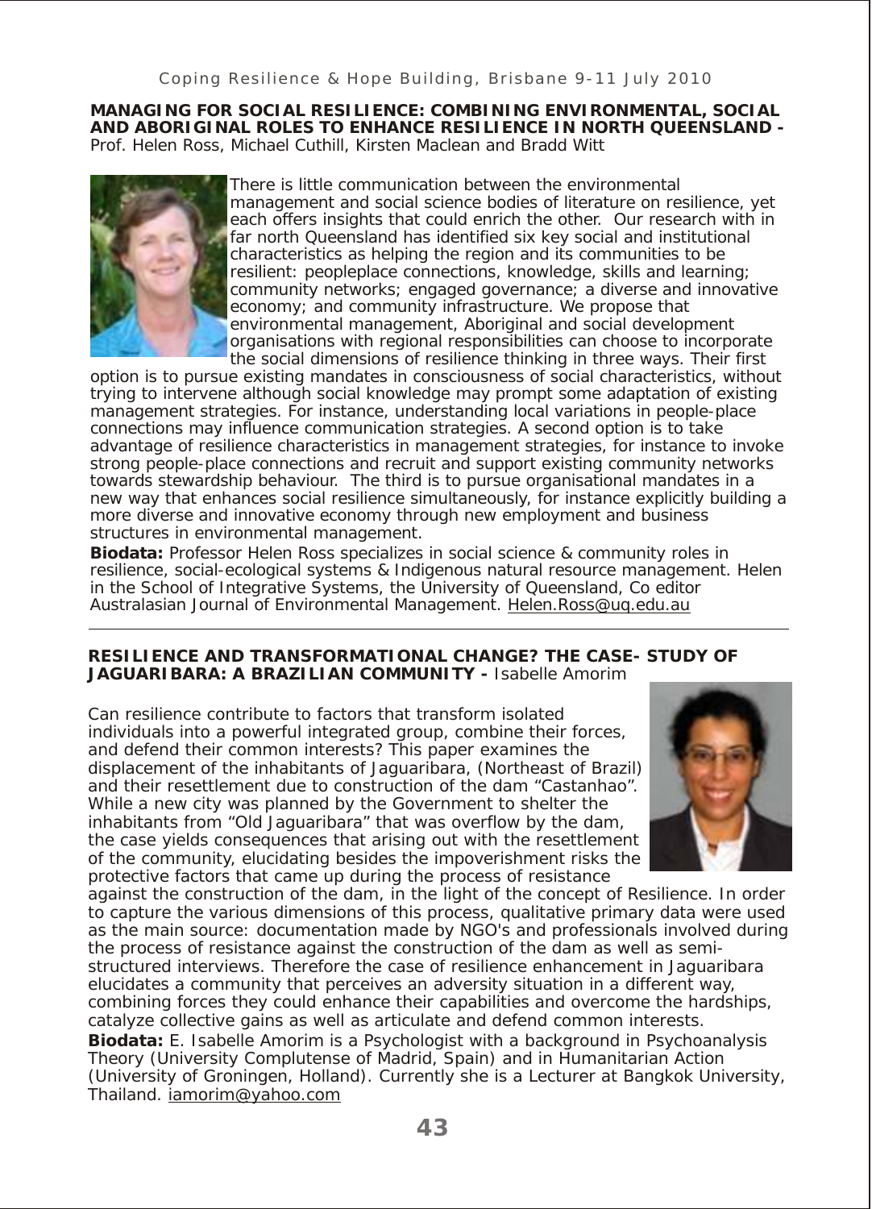### MANAGING FOR SOCIAL RESILIENCE: COMBINING ENVIRONMENTAL, SOCIAL AND ABORIGINAL ROLES TO ENHANCE RESILIENCE IN NORTH QUEENSLAND -

Prof. Helen Ross, Michael Cuthill, Kirsten Maclean and Bradd Witt

There is little communication between the environmental management and social science bodies of literature on resilience, yet each offers insights that could enrich the other. Our research with in far north Queensland has identified six key social and institutional characteristics as helping the region and its communities to be resilient: peopleplace connections, knowledge, skills and learning; community networks; engaged governance; a diverse and innovative economy; and community infrastructure. We propose that environmental management, Aboriginal and social development organisations with regional responsibilities can choose to incorporate the social dimensions of resilience thinking in three ways. Their first option is to pursue existing mandates in consciousness of social characteristics, without trying to intervene although social knowledge may prompt some adaptation of existing management strategies. For instance, understanding local variations in people-place connections may influence communication strategies. A second option is to take advantage of resilience characteristics in management strategies, for instance to invoke strong people-place connections and recruit and support existing community networks towards stewardship behaviour. The third is to pursue organisational mandates in a new way that enhances social resilience simultaneously, for instance explicitly building a more diverse and innovative economy through new employment and business structures in environmental management.

**Biodata:** Professor Helen Ross specializes in social science & community roles in resilience, social-ecological systems & Indigenous natural resource management. Helen in the School of Integrative Systems, the University of Queensland, Co editor Australasian Journal of Environmental Management. Helen.Ross@uq.edu.au

---

### RESILIENCE AND TRANSFORMATIONAL CHANGE? THE CASE- STUDY OF JAGUARIBARA: A BRAZILIAN COMMUNITY -

Isabelle Amorim

Can resilience contribute to factors that transform isolated individuals into a powerful integrated group, combine their forces, and defend their common interests? This paper examines the displacement of the inhabitants of Jaguaribara, (Northeast of Brazil) and their resettlement due to construction of the dam "Castanhao". While a new city was planned by the Government to shelter the inhabitants from "Old Jaguaribara" that was overflow by the dam, the case yields consequences that arising out with the resettlement of the community, elucidating besides the impoverishment risks the protective factors that came up during the process of resistance against the construction of the dam, in the light of the concept of Resilience. In order to capture the various dimensions of this process, qualitative primary data were used as the main source: documentation made by NGO's and professionals involved during the process of resistance against the construction of the dam as well as semi-structured interviews. Therefore the case of resilience enhancement in Jaguaribara elucidates a community that perceives an adversity situation in a different way, combining forces they could enhance their capabilities and overcome the hardships, catalyze collective gains as well as articulate and defend common interests.

**Biodata:** E. Isabelle Amorim is a Psychologist with a background in Psychoanalysis Theory (University Complutense of Madrid, Spain) and in Humanitarian Action (University of Groningen, Holland). Currently she is a Lecturer at Bangkok University, Thailand. iamorim@yahoo.com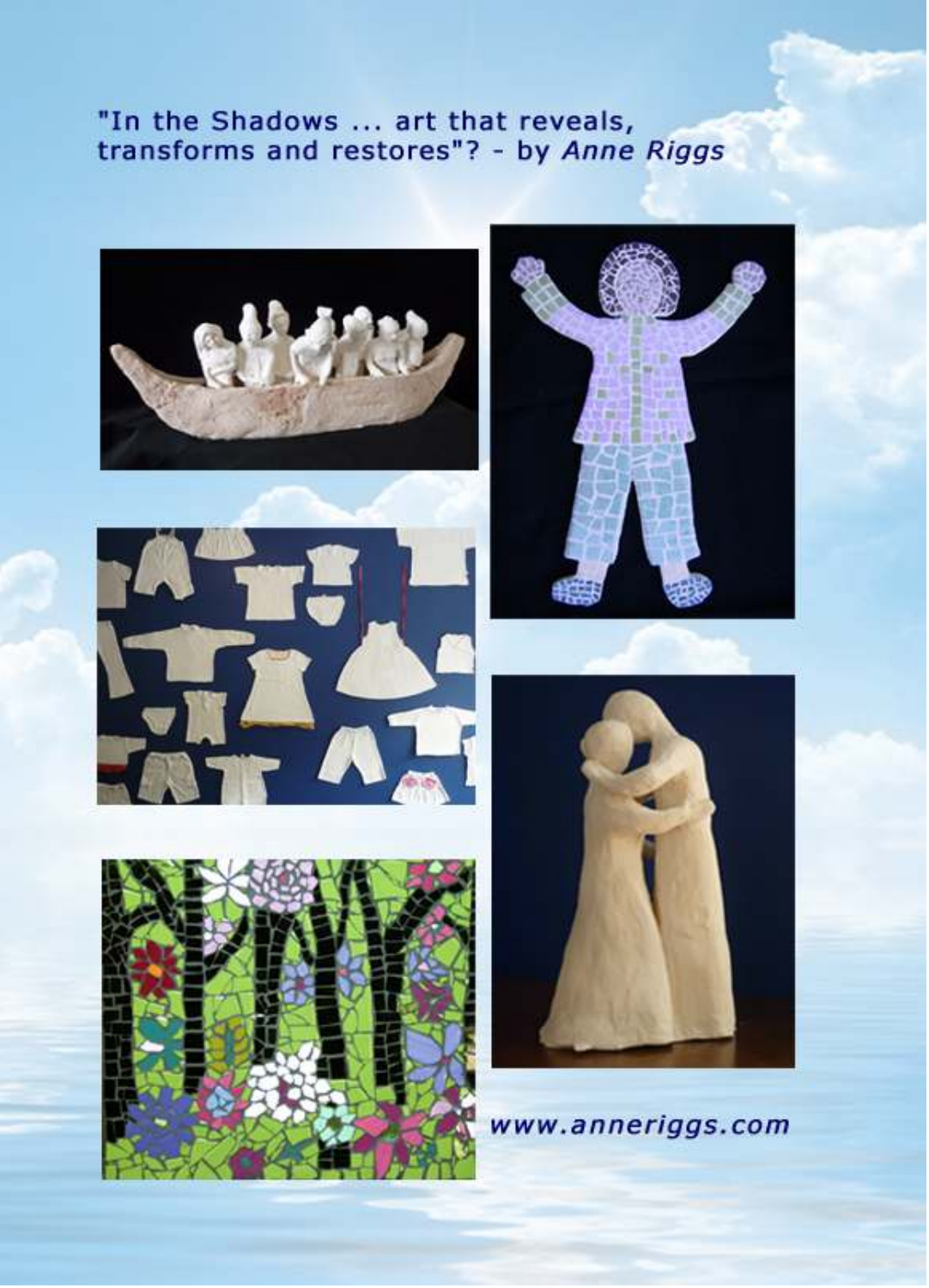"In the Shadows ... art that reveals, transforms and restores"? - by *Anne Riggs*

*www.anneriggs.com*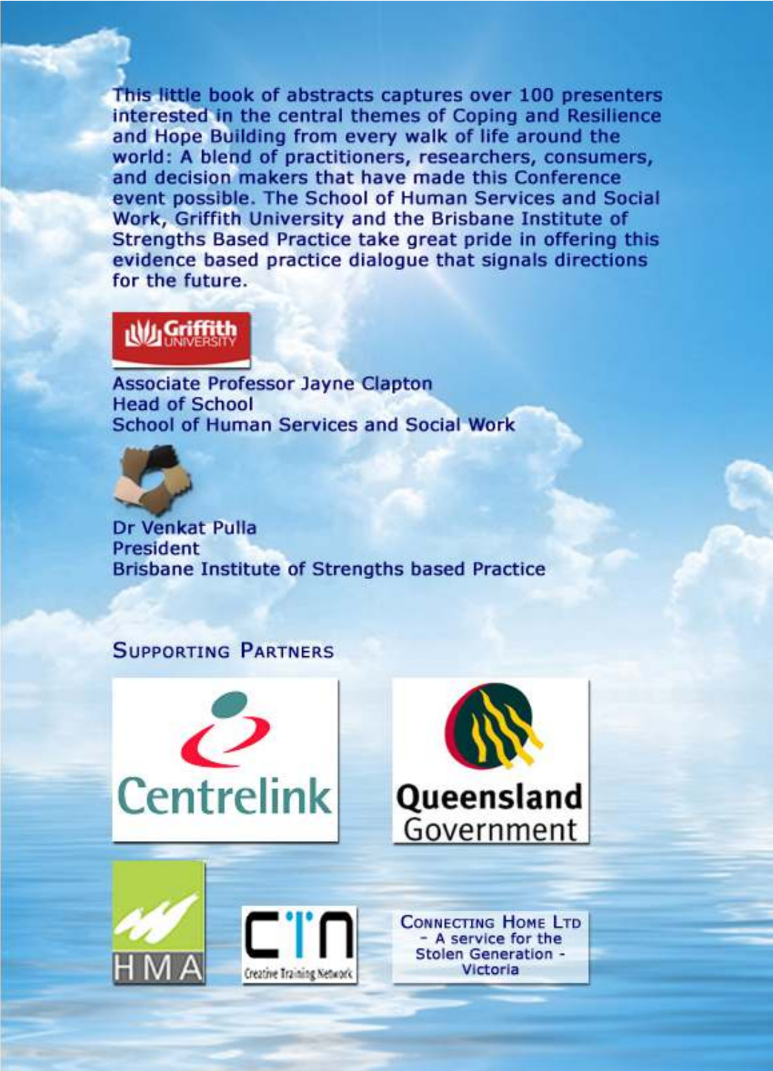This little book of abstracts captures over 100 presenters interested in the central themes of Coping and Resilience and Hope Building from every walk of life around the world: A blend of practitioners, researchers, consumers, and decision makers that have made this Conference event possible. The School of Human Services and Social Work, Griffith University and the Brisbane Institute of Strengths Based Practice take great pride in offering this evidence based practice dialogue that signals directions for the future.

Griffith UNIVERSITY

Associate Professor Jayne Clapton
Head of School
School of Human Services and Social Work

Dr Venkat Pulla
President
Brisbane Institute of Strengths based Practice

## Supporting Partners

Centrelink

Queensland Government

HMA

CTN Creative Training Network

Connecting Home Ltd
- A service for the Stolen Generation -
Victoria